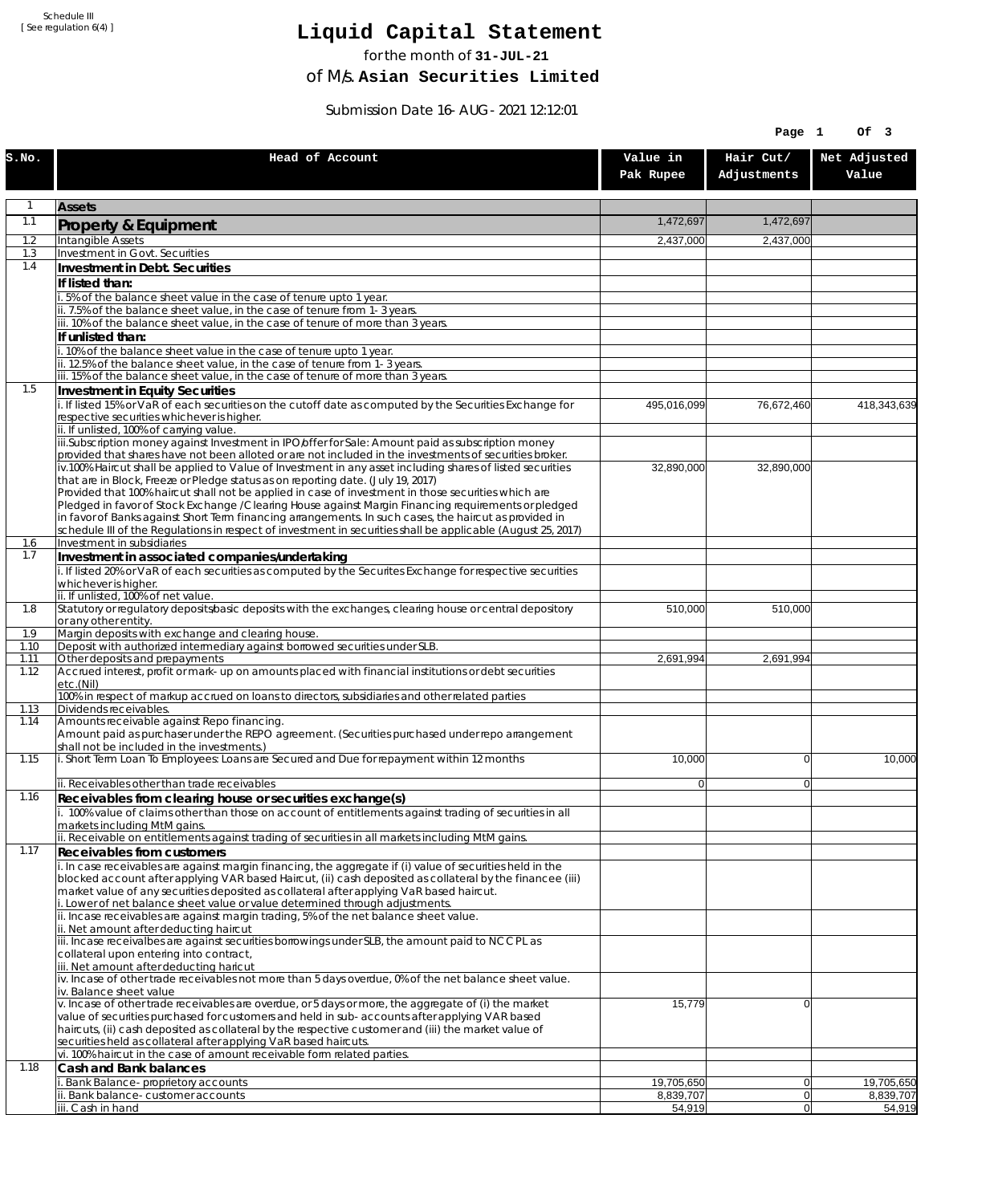Schedule III
[ See regulation 6(4) ]

# Liquid Capital Statement

for the month of **31-JUL-21**

of M/s. **Asian Securities Limited**

Submission Date 16-AUG-2021 12:12:01

| S.No. | Head of Account | Value in Pak Rupee | Hair Cut/ Adjustments | Net Adjusted Value |
|---|---|---|---|---|
| 1 | **Assets** | | | |
| 1.1 | **Property & Equipment** | 1,472,697 | 1,472,697 | |
| 1.2 | Intangible Assets | 2,437,000 | 2,437,000 | |
| 1.3 | Investment in Govt. Securities | | | |
| 1.4 | **Investment in Debt. Securities** | | | |
| | **If listed than:** | | | |
| | i. 5% of the balance sheet value in the case of tenure upto 1 year. | | | |
| | ii. 7.5% of the balance sheet value, in the case of tenure from 1-3 years. | | | |
| | iii. 10% of the balance sheet value, in the case of tenure of more than 3 years. | | | |
| | **If unlisted than:** | | | |
| | i. 10% of the balance sheet value in the case of tenure upto 1 year. | | | |
| | ii. 12.5% of the balance sheet value, in the case of tenure from 1-3 years. | | | |
| | iii. 15% of the balance sheet value, in the case of tenure of more than 3 years. | | | |
| 1.5 | **Investment in Equity Securities** | | | |
| | i. If listed 15% or VaR of each securities on the cutoff date as computed by the Securities Exchange for respective securities whichever is higher. | 495,016,099 | 76,672,460 | 418,343,639 |
| | ii. If unlisted, 100% of carrying value. | | | |
| | iii.Subscription money against Investment in IPO/offer for Sale: Amount paid as subscription money provided that shares have not been alloted or are not included in the investments of securities broker. | | | |
| | iv.100% Haircut shall be applied to Value of Investment in any asset including shares of listed securities that are in Block, Freeze or Pledge status as on reporting date. (July 19, 2017) Provided that 100% haircut shall not be applied in case of investment in those securities which are Pledged in favor of Stock Exchange / Clearing House against Margin Financing requirements or pledged in favor of Banks against Short Term financing arrangements. In such cases, the haircut as provided in schedule III of the Regulations in respect of investment in securities shall be applicable (August 25, 2017) | 32,890,000 | 32,890,000 | |
| 1.6 | Investment in subsidiaries | | | |
| 1.7 | **Investment in associated companies/undertaking** | | | |
| | i. If listed 20% or VaR of each securities as computed by the Securites Exchange for respective securities whichever is higher. | | | |
| | ii. If unlisted, 100% of net value. | | | |
| 1.8 | Statutory or regulatory deposits/basic deposits with the exchanges, clearing house or central depository or any other entity. | 510,000 | 510,000 | |
| 1.9 | Margin deposits with exchange and clearing house. | | | |
| 1.10 | Deposit with authorized intermediary against borrowed securities under SLB. | | | |
| 1.11 | Other deposits and prepayments | 2,691,994 | 2,691,994 | |
| 1.12 | Accrued interest, profit or mark-up on amounts placed with financial institutions or debt securities etc.(Nil) | | | |
| | 100% in respect of markup accrued on loans to directors, subsidiaries and other related parties | | | |
| 1.13 | Dividends receivables. | | | |
| 1.14 | Amounts receivable against Repo financing. Amount paid as purchaser under the REPO agreement. (Securities purchased under repo arrangement shall not be included in the investments.) | | | |
| 1.15 | i. Short Term Loan To Employees: Loans are Secured and Due for repayment within 12 months | 10,000 | 0 | 10,000 |
| | ii. Receivables other than trade receivables | 0 | 0 | |
| 1.16 | **Receivables from clearing house or securities exchange(s)** | | | |
| | i. 100% value of claims other than those on account of entitlements against trading of securities in all markets including MtM gains. | | | |
| | ii. Receivable on entitlements against trading of securities in all markets including MtM gains. | | | |
| 1.17 | **Receivables from customers** | | | |
| | i. In case receivables are against margin financing, the aggregate if (i) value of securities held in the blocked account after applying VAR based Haircut, (ii) cash deposited as collateral by the financee (iii) market value of any securities deposited as collateral after applying VaR based haircut. i. Lower of net balance sheet value or value determined through adjustments. | | | |
| | ii. Incase receivables are against margin trading, 5% of the net balance sheet value. ii. Net amount after deducting haircut | | | |
| | iii. Incase receivalbes are against securities borrowings under SLB, the amount paid to NCCPL as collateral upon entering into contract, iii. Net amount after deducting haricut | | | |
| | iv. Incase of other trade receivables not more than 5 days overdue, 0% of the net balance sheet value. iv. Balance sheet value | | | |
| | v. Incase of other trade receivables are overdue, or 5 days or more, the aggregate of (i) the market value of securities purchased for customers and held in sub-accounts after applying VAR based haircuts, (ii) cash deposited as collateral by the respective customer and (iii) the market value of securities held as collateral after applying VaR based haircuts. | 15,779 | 0 | |
| | vi. 100% haircut in the case of amount receivable form related parties. | | | |
| 1.18 | **Cash and Bank balances** | | | |
| | i. Bank Balance-proprietory accounts | 19,705,650 | 0 | 19,705,650 |
| | ii. Bank balance-customer accounts | 8,839,707 | 0 | 8,839,707 |
| | iii. Cash in hand | 54,919 | 0 | 54,919 |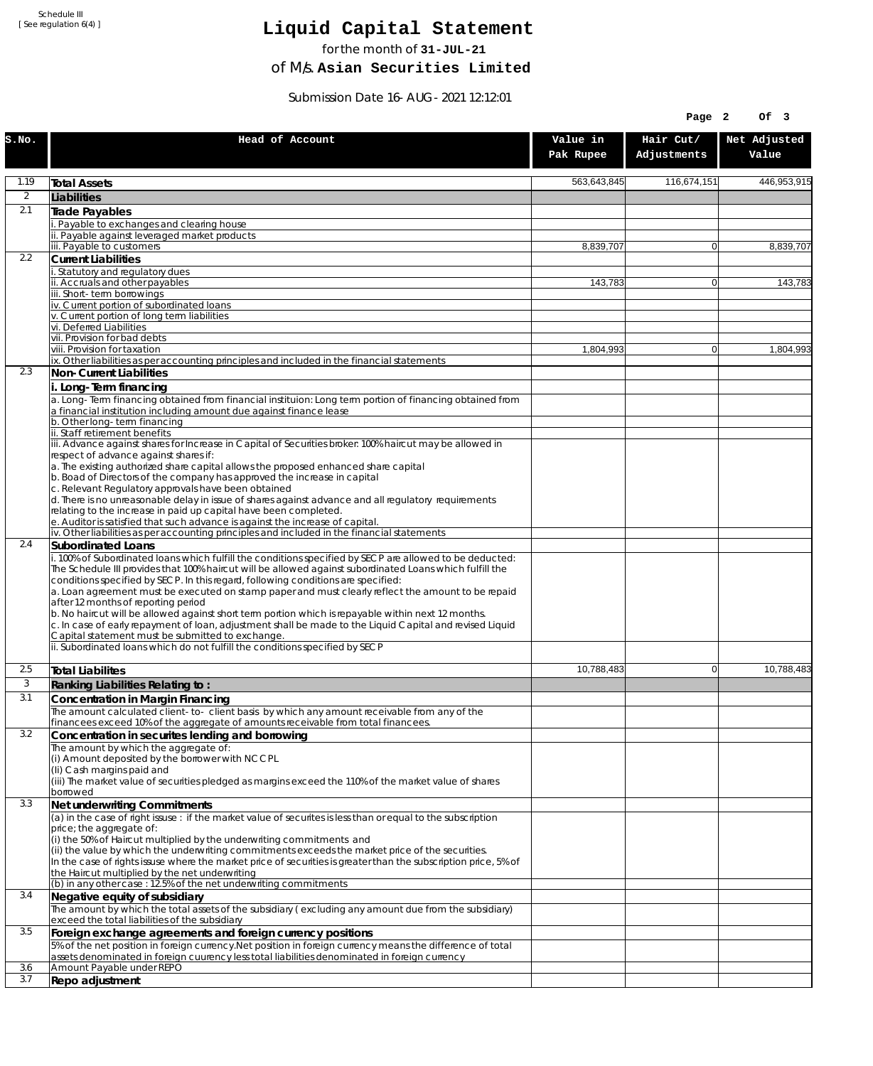Schedule III
[ See regulation 6(4) ]

# Liquid Capital Statement

for the month of **31-JUL-21**

of M/s. **Asian Securities Limited**

Submission Date 16-AUG-2021 12:12:01

| S.No. | Head of Account | Value in Pak Rupee | Hair Cut/ Adjustments | Net Adjusted Value |
|---|---|---|---|---|
| 1.19 | **Total Assets** | 563,643,845 | 116,674,151 | 446,953,915 |
| 2 | **Liabilities** | | | |
| 2.1 | **Trade Payables** | | | |
| | i. Payable to exchanges and clearing house | | | |
| | ii. Payable against leveraged market products | | | |
| | iii. Payable to customers | 8,839,707 | 0 | 8,839,707 |
| 2.2 | **Current Liabilities** | | | |
| | i. Statutory and regulatory dues | | | |
| | ii. Accruals and other payables | 143,783 | 0 | 143,783 |
| | iii. Short-term borrowings | | | |
| | iv. Current portion of subordinated loans | | | |
| | v. Current portion of long term liabilities | | | |
| | vi. Deferred Liabilities | | | |
| | vii. Provision for bad debts | | | |
| | viii. Provision for taxation | 1,804,993 | 0 | 1,804,993 |
| | ix. Other liabilities as per accounting principles and included in the financial statements | | | |
| 2.3 | **Non-Current Liabilities** | | | |
| | **i. Long-Term financing** | | | |
| | a. Long-Term financing obtained from financial instituion: Long term portion of financing obtained from a financial institution including amount due against finance lease | | | |
| | b. Other long-term financing | | | |
| | ii. Staff retirement benefits | | | |
| | iii. Advance against shares for Increase in Capital of Securities broker: 100% haircut may be allowed in respect of advance against shares if:<br>a. The existing authorized share capital allows the proposed enhanced share capital<br>b. Boad of Directors of the company has approved the increase in capital<br>c. Relevant Regulatory approvals have been obtained<br>d. There is no unreasonable delay in issue of shares against advance and all regulatory requirements relating to the increase in paid up capital have been completed.<br>e. Auditor is satisfied that such advance is against the increase of capital. | | | |
| | iv. Other liabilities as per accounting principles and included in the financial statements | | | |
| 2.4 | **Subordinated Loans** | | | |
| | i. 100% of Subordinated loans which fulfill the conditions specified by SECP are allowed to be deducted:<br>The Schedule III provides that 100% haircut will be allowed against subordinated Loans which fulfill the conditions specified by SECP. In this regard, following conditions are specified:<br>a. Loan agreement must be executed on stamp paper and must clearly reflect the amount to be repaid after 12 months of reporting period<br>b. No haircut will be allowed against short term portion which is repayable within next 12 months.<br>c. In case of early repayment of loan, adjustment shall be made to the Liquid Capital and revised Liquid Capital statement must be submitted to exchange. | | | |
| | ii. Subordinated loans which do not fulfill the conditions specified by SECP | | | |
| 2.5 | **Total Liabilites** | 10,788,483 | 0 | 10,788,483 |
| 3 | **Ranking Liabilities Relating to :** | | | |
| 3.1 | **Concentration in Margin Financing** | | | |
| | The amount calculated client-to- client basis by which any amount receivable from any of the financees exceed 10% of the aggregate of amounts receivable from total financees. | | | |
| 3.2 | **Concentration in securites lending and borrowing** | | | |
| | The amount by which the aggregate of:<br>(i) Amount deposited by the borrower with NCCPL<br>(Ii) Cash margins paid and<br>(iii) The market value of securities pledged as margins exceed the 110% of the market value of shares borrowed | | | |
| 3.3 | **Net underwriting Commitments** | | | |
| | (a) in the case of right issuse : if the market value of securites is less than or equal to the subscription price; the aggregate of:<br>(i) the 50% of Haircut multiplied by the underwriting commitments and<br>(ii) the value by which the underwriting commitments exceeds the market price of the securities.<br>In the case of rights issuse where the market price of securities is greater than the subscription price, 5% of the Haircut multiplied by the net underwriting | | | |
| | (b) in any other case : 12.5% of the net underwriting commitments | | | |
| 3.4 | **Negative equity of subsidiary** | | | |
| | The amount by which the total assets of the subsidiary ( excluding any amount due from the subsidiary) exceed the total liabilities of the subsidiary | | | |
| 3.5 | **Foreign exchange agreements and foreign currency positions** | | | |
| | 5% of the net position in foreign currency.Net position in foreign currency means the difference of total assets denominated in foreign cuurency less total liabilities denominated in foreign currency | | | |
| 3.6 | Amount Payable under REPO | | | |
| 3.7 | **Repo adjustment** | | | |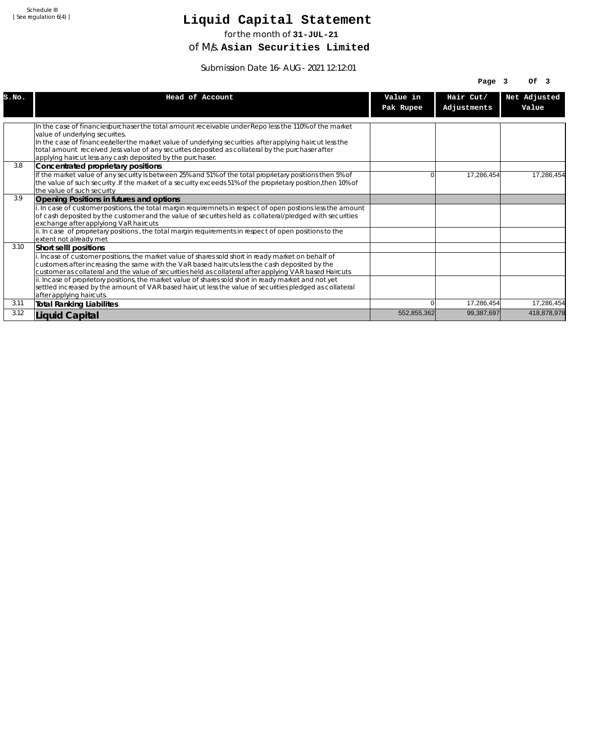Schedule III
[ See regulation 6(4) ]

# Liquid Capital Statement

for the month of **31-JUL-21**

of M/s. **Asian Securities Limited**

Submission Date 16-AUG-2021 12:12:01

| S.No. | Head of Account | Value in Pak Rupee | Hair Cut/ Adjustments | Net Adjusted Value |
|---|---|---|---|---|
| | In the case of financier/purchaser the total amount receivable under Repo less the 110% of the market value of underlying securites.<br>In the case of financee/seller the market value of underlying securities after applying haircut less the total amount received ,less value of any securites deposited as collateral by the purchaser after applying haircut less any cash deposited by the purchaser. | | | |
| 3.8 | **Concentrated proprietary positions** | | | |
| | If the market value of any security is between 25% and 51% of the total proprietary positions then 5% of the value of such security .If the market of a security exceeds 51% of the proprietary position,then 10% of the value of such security | 0 | 17,286,454 | 17,286,454 |
| 3.9 | **Opening Positions in futures and options** | | | |
| | i. In case of customer positions, the total margin requiremnets in respect of open postions less the amount of cash deposited by the customer and the value of securites held as collateral/pledged with securities exchange after applyiong VaR haircuts | | | |
| | ii. In case of proprietary positions , the total margin requirements in respect of open positions to the extent not already met | | | |
| 3.10 | **Short selll positions** | | | |
| | i. Incase of customer positions, the market value of shares sold short in ready market on behalf of customers after increasing the same with the VaR based haircuts less the cash deposited by the customer as collateral and the value of securities held as collateral after applying VAR based Haircuts | | | |
| | ii. Incase of proprietory positions, the market value of shares sold short in ready market and not yet settled increased by the amount of VAR based haircut less the value of securities pledged as collateral after applying haircuts. | | | |
| 3.11 | **Total Ranking Liabilites** | 0 | 17,286,454 | 17,286,454 |
| 3.12 | **Liquid Capital** | 552,855,362 | 99,387,697 | 418,878,978 |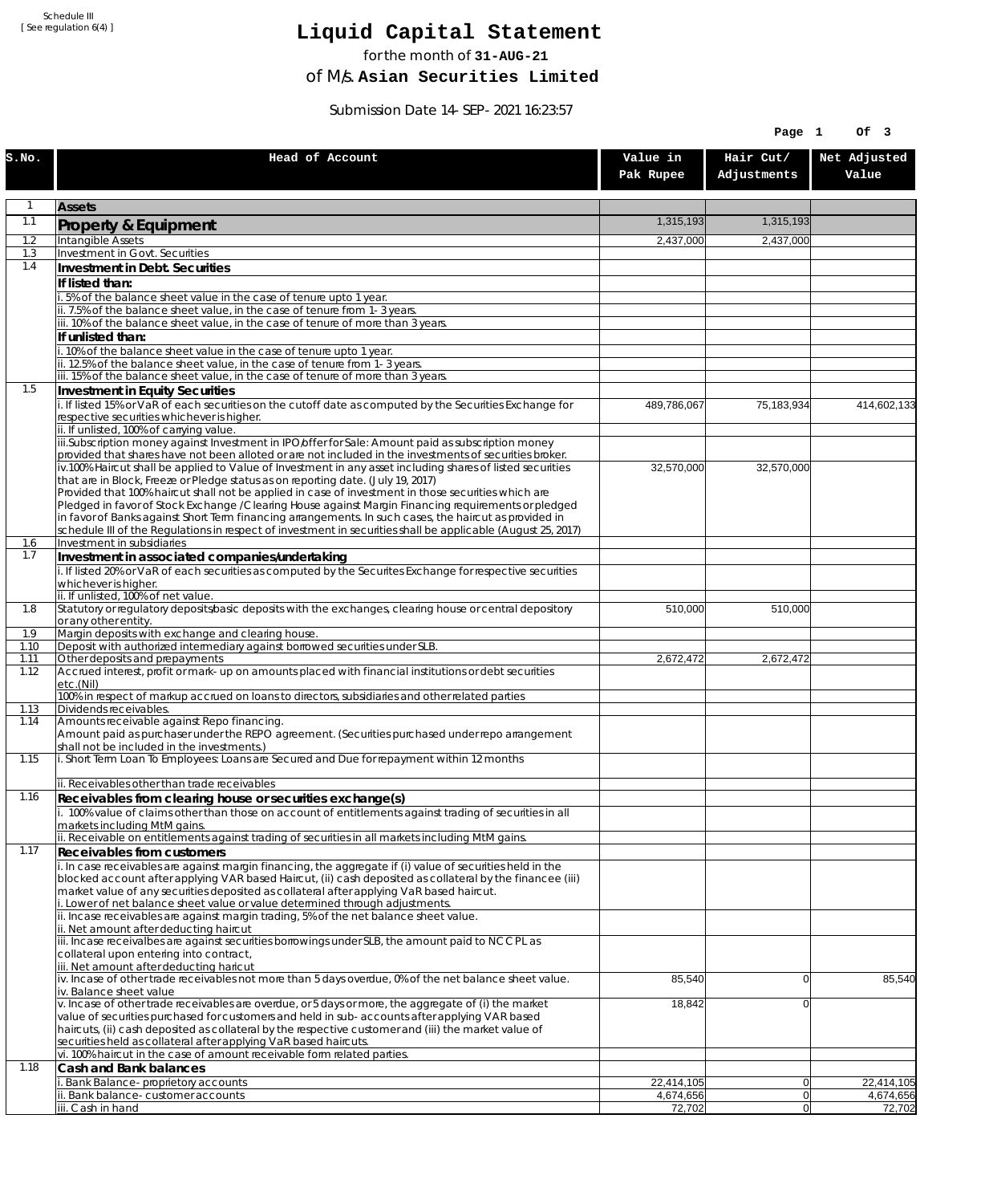Schedule III
[ See regulation 6(4) ]

# Liquid Capital Statement

for the month of **31-AUG-21**

of M/s. **Asian Securities Limited**

Submission Date 14-SEP-2021 16:23:57

| S.No. | Head of Account | Value in Pak Rupee | Hair Cut/ Adjustments | Net Adjusted Value |
|---|---|---|---|---|
| 1 | **Assets** | | | |
| 1.1 | **Property & Equipment** | 1,315,193 | 1,315,193 | |
| 1.2 | Intangible Assets | 2,437,000 | 2,437,000 | |
| 1.3 | Investment in Govt. Securities | | | |
| 1.4 | **Investment in Debt. Securities** | | | |
| | **If listed than:** | | | |
| | i. 5% of the balance sheet value in the case of tenure upto 1 year. | | | |
| | ii. 7.5% of the balance sheet value, in the case of tenure from 1-3 years. | | | |
| | iii. 10% of the balance sheet value, in the case of tenure of more than 3 years. | | | |
| | **If unlisted than:** | | | |
| | i. 10% of the balance sheet value in the case of tenure upto 1 year. | | | |
| | ii. 12.5% of the balance sheet value, in the case of tenure from 1-3 years. | | | |
| | iii. 15% of the balance sheet value, in the case of tenure of more than 3 years. | | | |
| 1.5 | **Investment in Equity Securities** | | | |
| | i. If listed 15% or VaR of each securities on the cutoff date as computed by the Securities Exchange for respective securities whichever is higher. | 489,786,067 | 75,183,934 | 414,602,133 |
| | ii. If unlisted, 100% of carrying value. | | | |
| | iii.Subscription money against Investment in IPO/offer for Sale: Amount paid as subscription money provided that shares have not been alloted or are not included in the investments of securities broker. | | | |
| | iv.100% Haircut shall be applied to Value of Investment in any asset including shares of listed securities that are in Block, Freeze or Pledge status as on reporting date. (July 19, 2017) Provided that 100% haircut shall not be applied in case of investment in those securities which are Pledged in favor of Stock Exchange / Clearing House against Margin Financing requirements or pledged in favor of Banks against Short Term financing arrangements. In such cases, the haircut as provided in schedule III of the Regulations in respect of investment in securities shall be applicable (August 25, 2017) | 32,570,000 | 32,570,000 | |
| 1.6 | Investment in subsidiaries | | | |
| 1.7 | **Investment in associated companies/undertaking** | | | |
| | i. If listed 20% or VaR of each securities as computed by the Securites Exchange for respective securities whichever is higher. | | | |
| | ii. If unlisted, 100% of net value. | | | |
| 1.8 | Statutory or regulatory deposits/basic deposits with the exchanges, clearing house or central depository or any other entity. | 510,000 | 510,000 | |
| 1.9 | Margin deposits with exchange and clearing house. | | | |
| 1.10 | Deposit with authorized intermediary against borrowed securities under SLB. | | | |
| 1.11 | Other deposits and prepayments | 2,672,472 | 2,672,472 | |
| 1.12 | Accrued interest, profit or mark-up on amounts placed with financial institutions or debt securities etc.(Nil) | | | |
| | 100% in respect of markup accrued on loans to directors, subsidiaries and other related parties | | | |
| 1.13 | Dividends receivables. | | | |
| 1.14 | Amounts receivable against Repo financing. Amount paid as purchaser under the REPO agreement. (Securities purchased under repo arrangement shall not be included in the investments.) | | | |
| 1.15 | i. Short Term Loan To Employees: Loans are Secured and Due for repayment within 12 months | | | |
| | ii. Receivables other than trade receivables | | | |
| 1.16 | **Receivables from clearing house or securities exchange(s)** | | | |
| | i. 100% value of claims other than those on account of entitlements against trading of securities in all markets including MtM gains. | | | |
| | ii. Receivable on entitlements against trading of securities in all markets including MtM gains. | | | |
| 1.17 | **Receivables from customers** | | | |
| | i. In case receivables are against margin financing, the aggregate if (i) value of securities held in the blocked account after applying VAR based Haircut, (ii) cash deposited as collateral by the financee (iii) market value of any securities deposited as collateral after applying VaR based haircut. i. Lower of net balance sheet value or value determined through adjustments. | | | |
| | ii. Incase receivables are against margin trading, 5% of the net balance sheet value. ii. Net amount after deducting haircut | | | |
| | iii. Incase receivalbes are against securities borrowings under SLB, the amount paid to NCCPL as collateral upon entering into contract, iii. Net amount after deducting haricut | | | |
| | iv. Incase of other trade receivables not more than 5 days overdue, 0% of the net balance sheet value. iv. Balance sheet value | 85,540 | 0 | 85,540 |
| | v. Incase of other trade receivables are overdue, or 5 days or more, the aggregate of (i) the market value of securities purchased for customers and held in sub-accounts after applying VAR based haircuts, (ii) cash deposited as collateral by the respective customer and (iii) the market value of securities held as collateral after applying VaR based haircuts. | 18,842 | 0 | |
| | vi. 100% haircut in the case of amount receivable form related parties. | | | |
| 1.18 | **Cash and Bank balances** | | | |
| | i. Bank Balance-proprietory accounts | 22,414,105 | 0 | 22,414,105 |
| | ii. Bank balance-customer accounts | 4,674,656 | 0 | 4,674,656 |
| | iii. Cash in hand | 72,702 | 0 | 72,702 |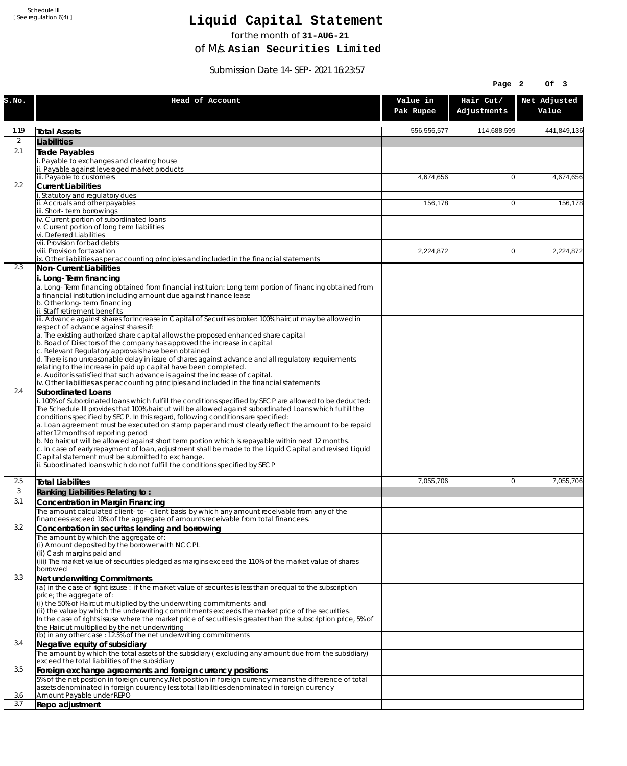Schedule III
[ See regulation 6(4) ]

# Liquid Capital Statement

for the month of **31-AUG-21**

of M/s. **Asian Securities Limited**

Submission Date 14-SEP-2021 16:23:57

| S.No. | Head of Account | Value in Pak Rupee | Hair Cut/ Adjustments | Net Adjusted Value |
|---|---|---|---|---|
| 1.19 | **Total Assets** | 556,556,577 | 114,688,599 | 441,849,136 |
| 2 | **Liabilities** | | | |
| 2.1 | **Trade Payables** | | | |
| | i. Payable to exchanges and clearing house | | | |
| | ii. Payable against leveraged market products | | | |
| | iii. Payable to customers | 4,674,656 | 0 | 4,674,656 |
| 2.2 | **Current Liabilities** | | | |
| | i. Statutory and regulatory dues | | | |
| | ii. Accruals and other payables | 156,178 | 0 | 156,178 |
| | iii. Short-term borrowings | | | |
| | iv. Current portion of subordinated loans | | | |
| | v. Current portion of long term liabilities | | | |
| | vi. Deferred Liabilities | | | |
| | vii. Provision for bad debts | | | |
| | viii. Provision for taxation | 2,224,872 | 0 | 2,224,872 |
| | ix. Other liabilities as per accounting principles and included in the financial statements | | | |
| 2.3 | **Non-Current Liabilities** | | | |
| | **i. Long-Term financing** | | | |
| | a. Long-Term financing obtained from financial instituion: Long term portion of financing obtained from a financial institution including amount due against finance lease | | | |
| | b. Other long-term financing | | | |
| | ii. Staff retirement benefits | | | |
| | iii. Advance against shares for Increase in Capital of Securities broker: 100% haircut may be allowed in respect of advance against shares if:<br>a. The existing authorized share capital allows the proposed enhanced share capital<br>b. Boad of Directors of the company has approved the increase in capital<br>c. Relevant Regulatory approvals have been obtained<br>d. There is no unreasonable delay in issue of shares against advance and all regulatory requirements relating to the increase in paid up capital have been completed.<br>e. Auditor is satisfied that such advance is against the increase of capital. | | | |
| | iv. Other liabilities as per accounting principles and included in the financial statements | | | |
| 2.4 | **Subordinated Loans** | | | |
| | i. 100% of Subordinated loans which fulfill the conditions specified by SECP are allowed to be deducted:<br>The Schedule III provides that 100% haircut will be allowed against subordinated Loans which fulfill the conditions specified by SECP. In this regard, following conditions are specified:<br>a. Loan agreement must be executed on stamp paper and must clearly reflect the amount to be repaid after 12 months of reporting period<br>b. No haircut will be allowed against short term portion which is repayable within next 12 months.<br>c. In case of early repayment of loan, adjustment shall be made to the Liquid Capital and revised Liquid Capital statement must be submitted to exchange. | | | |
| | ii. Subordinated loans which do not fulfill the conditions specified by SECP | | | |
| 2.5 | **Total Liabilites** | 7,055,706 | 0 | 7,055,706 |
| 3 | **Ranking Liabilities Relating to :** | | | |
| 3.1 | **Concentration in Margin Financing** | | | |
| | The amount calculated client-to- client basis by which any amount receivable from any of the financees exceed 10% of the aggregate of amounts receivable from total financees. | | | |
| 3.2 | **Concentration in securites lending and borrowing** | | | |
| | The amount by which the aggregate of:<br>(i) Amount deposited by the borrower with NCCPL<br>(Ii) Cash margins paid and<br>(iii) The market value of securities pledged as margins exceed the 110% of the market value of shares borrowed | | | |
| 3.3 | **Net underwriting Commitments** | | | |
| | (a) in the case of right issuse : if the market value of securites is less than or equal to the subscription price; the aggregate of:<br>(i) the 50% of Haircut multiplied by the underwriting commitments and<br>(ii) the value by which the underwriting commitments exceeds the market price of the securities.<br>In the case of rights issuse where the market price of securities is greater than the subscription price, 5% of the Haircut multiplied by the net underwriting | | | |
| | (b) in any other case : 12.5% of the net underwriting commitments | | | |
| 3.4 | **Negative equity of subsidiary** | | | |
| | The amount by which the total assets of the subsidiary ( excluding any amount due from the subsidiary) exceed the total liabilities of the subsidiary | | | |
| 3.5 | **Foreign exchange agreements and foreign currency positions** | | | |
| | 5% of the net position in foreign currency.Net position in foreign currency means the difference of total assets denominated in foreign cuurency less total liabilities denominated in foreign currency | | | |
| 3.6 | Amount Payable under REPO | | | |
| 3.7 | **Repo adjustment** | | | |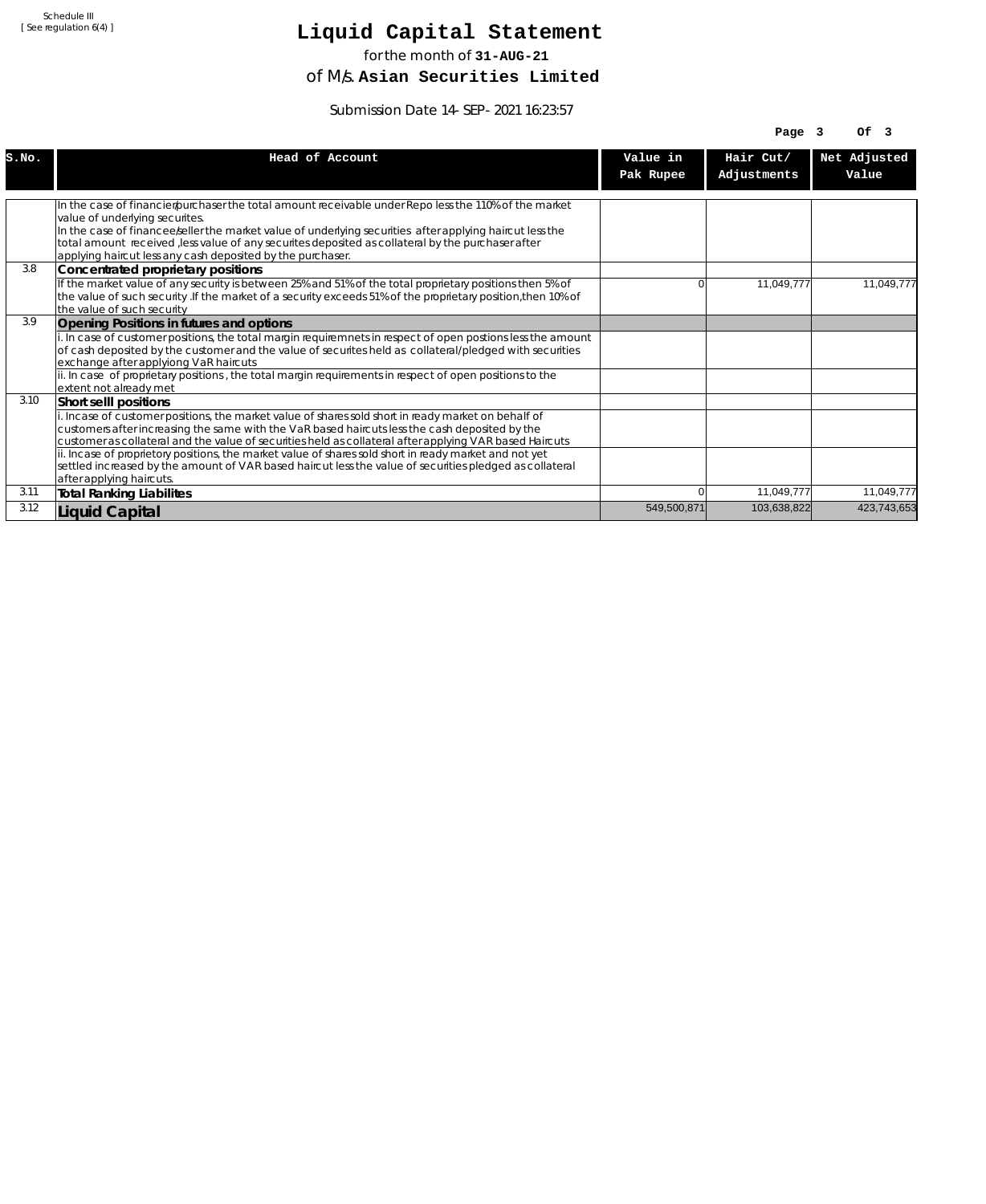Schedule III
[ See regulation 6(4) ]

# Liquid Capital Statement

for the month of **31-AUG-21**

of M/s. **Asian Securities Limited**

Submission Date 14-SEP-2021 16:23:57

| S.No. | Head of Account | Value in Pak Rupee | Hair Cut/ Adjustments | Net Adjusted Value |
|---|---|---|---|---|
| | In the case of financier/purchaser the total amount receivable under Repo less the 110% of the market value of underlying securites.<br>In the case of financee/seller the market value of underlying securities after applying haircut less the total amount received ,less value of any securites deposited as collateral by the purchaser after applying haircut less any cash deposited by the purchaser. | | | |
| 3.8 | **Concentrated proprietary positions** | | | |
| | If the market value of any security is between 25% and 51% of the total proprietary positions then 5% of the value of such security .If the market of a security exceeds 51% of the proprietary position,then 10% of the value of such security | 0 | 11,049,777 | 11,049,777 |
| 3.9 | **Opening Positions in futures and options** | | | |
| | i. In case of customer positions, the total margin requiremnets in respect of open postions less the amount of cash deposited by the customer and the value of securites held as collateral/pledged with securities exchange after applyiong VaR haircuts | | | |
| | ii. In case of proprietary positions , the total margin requirements in respect of open positions to the extent not already met | | | |
| 3.10 | **Short selll positions** | | | |
| | i. Incase of customer positions, the market value of shares sold short in ready market on behalf of customers after increasing the same with the VaR based haircuts less the cash deposited by the customer as collateral and the value of securities held as collateral after applying VAR based Haircuts | | | |
| | ii. Incase of proprietory positions, the market value of shares sold short in ready market and not yet settled increased by the amount of VAR based haircut less the value of securities pledged as collateral after applying haircuts. | | | |
| 3.11 | **Total Ranking Liabilites** | 0 | 11,049,777 | 11,049,777 |
| 3.12 | **Liquid Capital** | 549,500,871 | 103,638,822 | 423,743,653 |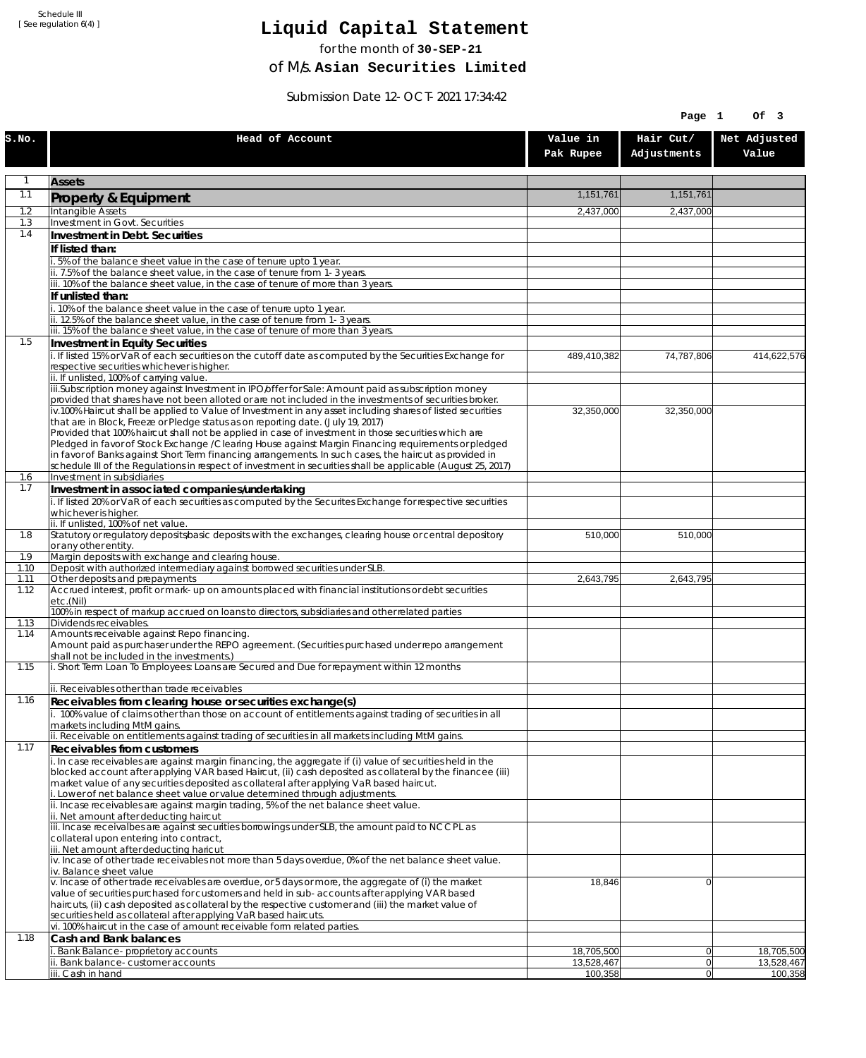Schedule III
[ See regulation 6(4) ]

# Liquid Capital Statement

for the month of **30-SEP-21**

of M/s. **Asian Securities Limited**

Submission Date 12-OCT-2021 17:34:42

| S.No. | Head of Account | Value in Pak Rupee | Hair Cut/ Adjustments | Net Adjusted Value |
|---|---|---|---|---|
| 1 | **Assets** | | | |
| 1.1 | **Property & Equipment** | 1,151,761 | 1,151,761 | |
| 1.2 | Intangible Assets | 2,437,000 | 2,437,000 | |
| 1.3 | Investment in Govt. Securities | | | |
| 1.4 | **Investment in Debt. Securities** | | | |
| | **If listed than:** | | | |
| | i. 5% of the balance sheet value in the case of tenure upto 1 year. | | | |
| | ii. 7.5% of the balance sheet value, in the case of tenure from 1-3 years. | | | |
| | iii. 10% of the balance sheet value, in the case of tenure of more than 3 years. | | | |
| | **If unlisted than:** | | | |
| | i. 10% of the balance sheet value in the case of tenure upto 1 year. | | | |
| | ii. 12.5% of the balance sheet value, in the case of tenure from 1-3 years. | | | |
| | iii. 15% of the balance sheet value, in the case of tenure of more than 3 years. | | | |
| 1.5 | **Investment in Equity Securities** | | | |
| | i. If listed 15% or VaR of each securities on the cutoff date as computed by the Securities Exchange for respective securities whichever is higher. | 489,410,382 | 74,787,806 | 414,622,576 |
| | ii. If unlisted, 100% of carrying value. | | | |
| | iii.Subscription money against Investment in IPO/offer for Sale: Amount paid as subscription money provided that shares have not been alloted or are not included in the investments of securities broker. | | | |
| | iv.100% Haircut shall be applied to Value of Investment in any asset including shares of listed securities that are in Block, Freeze or Pledge status as on reporting date. (July 19, 2017) Provided that 100% haircut shall not be applied in case of investment in those securities which are Pledged in favor of Stock Exchange / Clearing House against Margin Financing requirements or pledged in favor of Banks against Short Term financing arrangements. In such cases, the haircut as provided in schedule III of the Regulations in respect of investment in securities shall be applicable (August 25, 2017) | 32,350,000 | 32,350,000 | |
| 1.6 | Investment in subsidiaries | | | |
| 1.7 | **Investment in associated companies/undertaking** | | | |
| | i. If listed 20% or VaR of each securities as computed by the Securites Exchange for respective securities whichever is higher. | | | |
| | ii. If unlisted, 100% of net value. | | | |
| 1.8 | Statutory or regulatory deposits/basic deposits with the exchanges, clearing house or central depository or any other entity. | 510,000 | 510,000 | |
| 1.9 | Margin deposits with exchange and clearing house. | | | |
| 1.10 | Deposit with authorized intermediary against borrowed securities under SLB. | | | |
| 1.11 | Other deposits and prepayments | 2,643,795 | 2,643,795 | |
| 1.12 | Accrued interest, profit or mark-up on amounts placed with financial institutions or debt securities etc.(Nil) | | | |
| | 100% in respect of markup accrued on loans to directors, subsidiaries and other related parties | | | |
| 1.13 | Dividends receivables. | | | |
| 1.14 | Amounts receivable against Repo financing. Amount paid as purchaser under the REPO agreement. (Securities purchased under repo arrangement shall not be included in the investments.) | | | |
| 1.15 | i. Short Term Loan To Employees: Loans are Secured and Due for repayment within 12 months | | | |
| | ii. Receivables other than trade receivables | | | |
| 1.16 | **Receivables from clearing house or securities exchange(s)** | | | |
| | i. 100% value of claims other than those on account of entitlements against trading of securities in all markets including MtM gains. | | | |
| | ii. Receivable on entitlements against trading of securities in all markets including MtM gains. | | | |
| 1.17 | **Receivables from customers** | | | |
| | i. In case receivables are against margin financing, the aggregate if (i) value of securities held in the blocked account after applying VAR based Haircut, (ii) cash deposited as collateral by the financee (iii) market value of any securities deposited as collateral after applying VaR based haircut. i. Lower of net balance sheet value or value determined through adjustments. | | | |
| | ii. Incase receivables are against margin trading, 5% of the net balance sheet value. ii. Net amount after deducting haircut | | | |
| | iii. Incase receivalbes are against securities borrowings under SLB, the amount paid to NCCPL as collateral upon entering into contract, iii. Net amount after deducting haricut | | | |
| | iv. Incase of other trade receivables not more than 5 days overdue, 0% of the net balance sheet value. iv. Balance sheet value | | | |
| | v. Incase of other trade receivables are overdue, or 5 days or more, the aggregate of (i) the market value of securities purchased for customers and held in sub-accounts after applying VAR based haircuts, (ii) cash deposited as collateral by the respective customer and (iii) the market value of securities held as collateral after applying VaR based haircuts. | 18,846 | 0 | |
| | vi. 100% haircut in the case of amount receivable form related parties. | | | |
| 1.18 | **Cash and Bank balances** | | | |
| | i. Bank Balance-proprietory accounts | 18,705,500 | 0 | 18,705,500 |
| | ii. Bank balance-customer accounts | 13,528,467 | 0 | 13,528,467 |
| | iii. Cash in hand | 100,358 | 0 | 100,358 |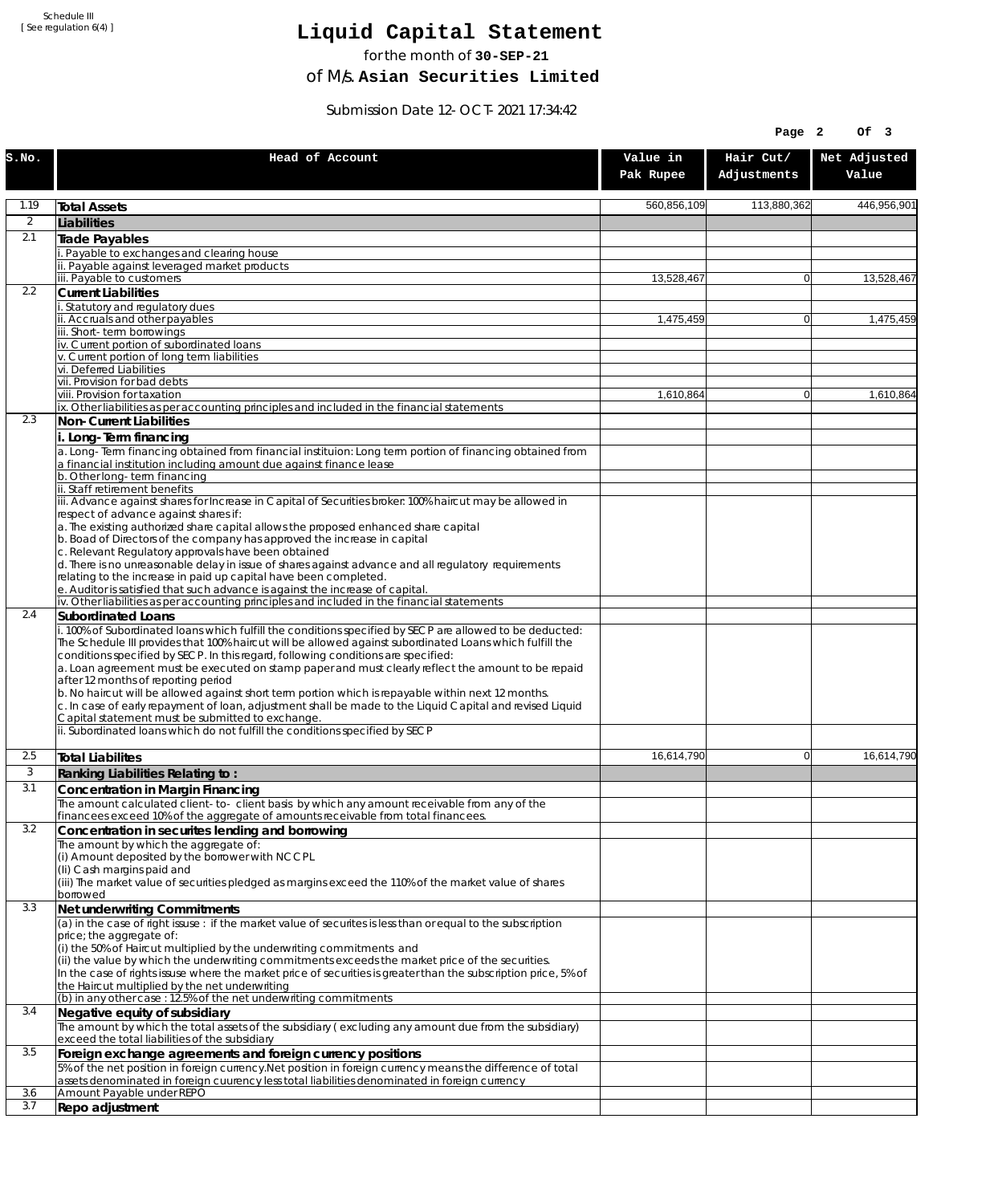Schedule III
[ See regulation 6(4) ]

# Liquid Capital Statement

for the month of **30-SEP-21**

of M/s. **Asian Securities Limited**

Submission Date 12-OCT-2021 17:34:42

| S.No. | Head of Account | Value in Pak Rupee | Hair Cut/ Adjustments | Net Adjusted Value |
|---|---|---|---|---|
| 1.19 | **Total Assets** | 560,856,109 | 113,880,362 | 446,956,901 |
| 2 | **Liabilities** | | | |
| 2.1 | **Trade Payables** | | | |
| | i. Payable to exchanges and clearing house | | | |
| | ii. Payable against leveraged market products | | | |
| | iii. Payable to customers | 13,528,467 | 0 | 13,528,467 |
| 2.2 | **Current Liabilities** | | | |
| | i. Statutory and regulatory dues | | | |
| | ii. Accruals and other payables | 1,475,459 | 0 | 1,475,459 |
| | iii. Short-term borrowings | | | |
| | iv. Current portion of subordinated loans | | | |
| | v. Current portion of long term liabilities | | | |
| | vi. Deferred Liabilities | | | |
| | vii. Provision for bad debts | | | |
| | viii. Provision for taxation | 1,610,864 | 0 | 1,610,864 |
| | ix. Other liabilities as per accounting principles and included in the financial statements | | | |
| 2.3 | **Non-Current Liabilities** | | | |
| | **i. Long-Term financing** | | | |
| | a. Long-Term financing obtained from financial instituion: Long term portion of financing obtained from a financial institution including amount due against finance lease | | | |
| | b. Other long-term financing | | | |
| | ii. Staff retirement benefits | | | |
| | iii. Advance against shares for Increase in Capital of Securities broker: 100% haircut may be allowed in respect of advance against shares if:<br>a. The existing authorized share capital allows the proposed enhanced share capital<br>b. Boad of Directors of the company has approved the increase in capital<br>c. Relevant Regulatory approvals have been obtained<br>d. There is no unreasonable delay in issue of shares against advance and all regulatory requirements relating to the increase in paid up capital have been completed.<br>e. Auditor is satisfied that such advance is against the increase of capital. | | | |
| | iv. Other liabilities as per accounting principles and included in the financial statements | | | |
| 2.4 | **Subordinated Loans** | | | |
| | i. 100% of Subordinated loans which fulfill the conditions specified by SECP are allowed to be deducted:<br>The Schedule III provides that 100% haircut will be allowed against subordinated Loans which fulfill the conditions specified by SECP. In this regard, following conditions are specified:<br>a. Loan agreement must be executed on stamp paper and must clearly reflect the amount to be repaid after 12 months of reporting period<br>b. No haircut will be allowed against short term portion which is repayable within next 12 months.<br>c. In case of early repayment of loan, adjustment shall be made to the Liquid Capital and revised Liquid Capital statement must be submitted to exchange. | | | |
| | ii. Subordinated loans which do not fulfill the conditions specified by SECP | | | |
| 2.5 | **Total Liabilites** | 16,614,790 | 0 | 16,614,790 |
| 3 | **Ranking Liabilities Relating to :** | | | |
| 3.1 | **Concentration in Margin Financing** | | | |
| | The amount calculated client-to- client basis by which any amount receivable from any of the financees exceed 10% of the aggregate of amounts receivable from total financees. | | | |
| 3.2 | **Concentration in securites lending and borrowing** | | | |
| | The amount by which the aggregate of:<br>(i) Amount deposited by the borrower with NCCPL<br>(Ii) Cash margins paid and<br>(iii) The market value of securities pledged as margins exceed the 110% of the market value of shares borrowed | | | |
| 3.3 | **Net underwriting Commitments** | | | |
| | (a) in the case of right issuse : if the market value of securites is less than or equal to the subscription price; the aggregate of:<br>(i) the 50% of Haircut multiplied by the underwriting commitments and<br>(ii) the value by which the underwriting commitments exceeds the market price of the securities.<br>In the case of rights issuse where the market price of securities is greater than the subscription price, 5% of the Haircut multiplied by the net underwriting | | | |
| | (b) in any other case : 12.5% of the net underwriting commitments | | | |
| 3.4 | **Negative equity of subsidiary** | | | |
| | The amount by which the total assets of the subsidiary ( excluding any amount due from the subsidiary) exceed the total liabilities of the subsidiary | | | |
| 3.5 | **Foreign exchange agreements and foreign currency positions** | | | |
| | 5% of the net position in foreign currency.Net position in foreign currency means the difference of total assets denominated in foreign cuurency less total liabilities denominated in foreign currency | | | |
| 3.6 | Amount Payable under REPO | | | |
| 3.7 | **Repo adjustment** | | | |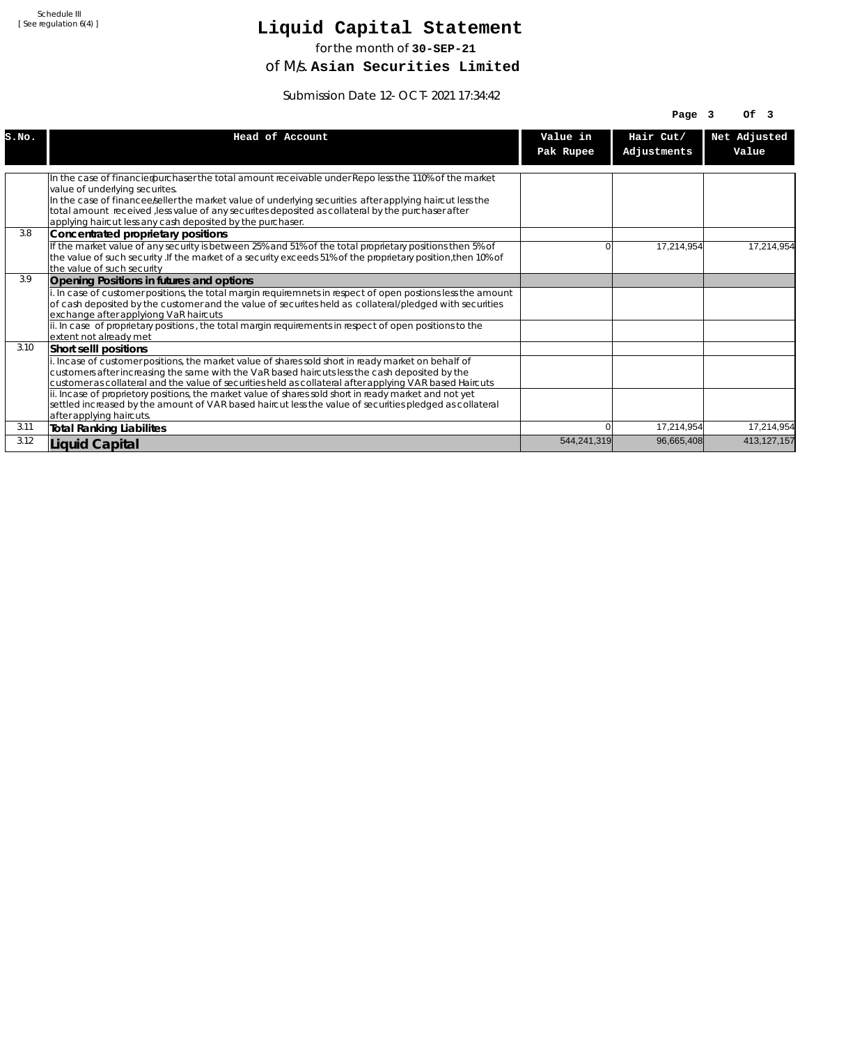Schedule III
[ See regulation 6(4) ]

# Liquid Capital Statement

for the month of **30-SEP-21**

of M/s. **Asian Securities Limited**

Submission Date 12-OCT-2021 17:34:42

| S.No. | Head of Account | Value in Pak Rupee | Hair Cut/ Adjustments | Net Adjusted Value |
|---|---|---|---|---|
| | In the case of financier/purchaser the total amount receivable under Repo less the 110% of the market value of underlying securites. In the case of financee/seller the market value of underlying securities after applying haircut less the total amount received ,less value of any securites deposited as collateral by the purchaser after applying haircut less any cash deposited by the purchaser. | | | |
| 3.8 | **Concentrated proprietary positions** | | | |
| | If the market value of any security is between 25% and 51% of the total proprietary positions then 5% of the value of such security .If the market of a security exceeds 51% of the proprietary position,then 10% of the value of such security | 0 | 17,214,954 | 17,214,954 |
| 3.9 | **Opening Positions in futures and options** | | | |
| | i. In case of customer positions, the total margin requiremnets in respect of open postions less the amount of cash deposited by the customer and the value of securites held as collateral/pledged with securities exchange after applyiong VaR haircuts | | | |
| | ii. In case of proprietary positions , the total margin requirements in respect of open positions to the extent not already met | | | |
| 3.10 | **Short selll positions** | | | |
| | i. Incase of customer positions, the market value of shares sold short in ready market on behalf of customers after increasing the same with the VaR based haircuts less the cash deposited by the customer as collateral and the value of securities held as collateral after applying VAR based Haircuts | | | |
| | ii. Incase of proprietory positions, the market value of shares sold short in ready market and not yet settled increased by the amount of VAR based haircut less the value of securities pledged as collateral after applying haircuts. | | | |
| 3.11 | **Total Ranking Liabilites** | 0 | 17,214,954 | 17,214,954 |
| 3.12 | **Liquid Capital** | 544,241,319 | 96,665,408 | 413,127,157 |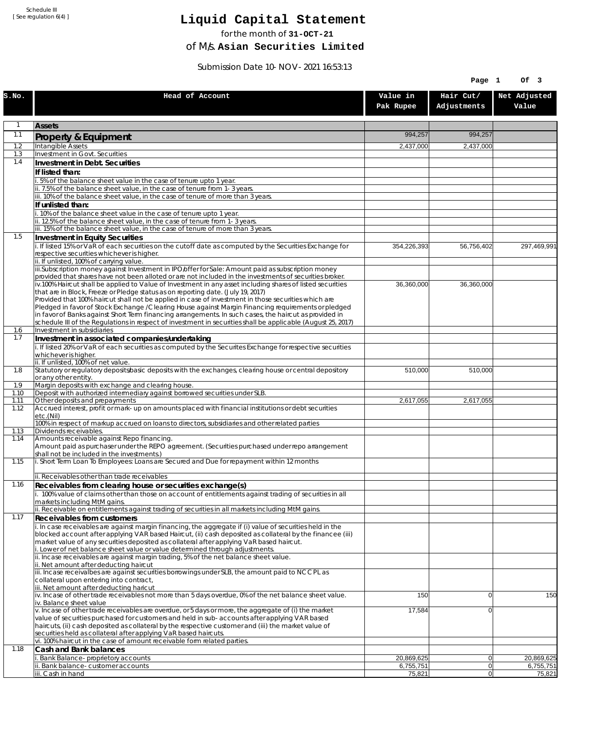Schedule III
[ See regulation 6(4) ]

# Liquid Capital Statement

for the month of **31-OCT-21**

of M/s. **Asian Securities Limited**

Submission Date 10-NOV-2021 16:53:13

| S.No. | Head of Account | Value in Pak Rupee | Hair Cut/ Adjustments | Net Adjusted Value |
|---|---|---|---|---|
| 1 | **Assets** | | | |
| 1.1 | **Property & Equipment** | 994,257 | 994,257 | |
| 1.2 | Intangible Assets | 2,437,000 | 2,437,000 | |
| 1.3 | Investment in Govt. Securities | | | |
| 1.4 | **Investment in Debt. Securities** | | | |
| | **If listed than:** | | | |
| | i. 5% of the balance sheet value in the case of tenure upto 1 year. | | | |
| | ii. 7.5% of the balance sheet value, in the case of tenure from 1-3 years. | | | |
| | iii. 10% of the balance sheet value, in the case of tenure of more than 3 years. | | | |
| | **If unlisted than:** | | | |
| | i. 10% of the balance sheet value in the case of tenure upto 1 year. | | | |
| | ii. 12.5% of the balance sheet value, in the case of tenure from 1-3 years. | | | |
| | iii. 15% of the balance sheet value, in the case of tenure of more than 3 years. | | | |
| 1.5 | **Investment in Equity Securities** | | | |
| | i. If listed 15% or VaR of each securities on the cutoff date as computed by the Securities Exchange for respective securities whichever is higher. | 354,226,393 | 56,756,402 | 297,469,991 |
| | ii. If unlisted, 100% of carrying value. | | | |
| | iii.Subscription money against Investment in IPO/offer for Sale: Amount paid as subscription money provided that shares have not been alloted or are not included in the investments of securities broker. | | | |
| | iv.100% Haircut shall be applied to Value of Investment in any asset including shares of listed securities that are in Block, Freeze or Pledge status as on reporting date. (July 19, 2017)<br>Provided that 100% haircut shall not be applied in case of investment in those securities which are Pledged in favor of Stock Exchange / Clearing House against Margin Financing requirements or pledged in favor of Banks against Short Term financing arrangements. In such cases, the haircut as provided in schedule III of the Regulations in respect of investment in securities shall be applicable (August 25, 2017) | 36,360,000 | 36,360,000 | |
| 1.6 | Investment in subsidiaries | | | |
| 1.7 | **Investment in associated companies/undertaking** | | | |
| | i. If listed 20% or VaR of each securities as computed by the Securites Exchange for respective securities whichever is higher. | | | |
| | ii. If unlisted, 100% of net value. | | | |
| 1.8 | Statutory or regulatory deposits/basic deposits with the exchanges, clearing house or central depository or any other entity. | 510,000 | 510,000 | |
| 1.9 | Margin deposits with exchange and clearing house. | | | |
| 1.10 | Deposit with authorized intermediary against borrowed securities under SLB. | | | |
| 1.11 | Other deposits and prepayments | 2,617,055 | 2,617,055 | |
| 1.12 | Accrued interest, profit or mark-up on amounts placed with financial institutions or debt securities etc.(Nil) | | | |
| | 100% in respect of markup accrued on loans to directors, subsidiaries and other related parties | | | |
| 1.13 | Dividends receivables. | | | |
| 1.14 | Amounts receivable against Repo financing.<br>Amount paid as purchaser under the REPO agreement. (Securities purchased under repo arrangement shall not be included in the investments.) | | | |
| 1.15 | i. Short Term Loan To Employees: Loans are Secured and Due for repayment within 12 months | | | |
| | ii. Receivables other than trade receivables | | | |
| 1.16 | **Receivables from clearing house or securities exchange(s)** | | | |
| | i. 100% value of claims other than those on account of entitlements against trading of securities in all markets including MtM gains. | | | |
| | ii. Receivable on entitlements against trading of securities in all markets including MtM gains. | | | |
| 1.17 | **Receivables from customers** | | | |
| | i. In case receivables are against margin financing, the aggregate if (i) value of securities held in the blocked account after applying VAR based Haircut, (ii) cash deposited as collateral by the financee (iii) market value of any securities deposited as collateral after applying VaR based haircut.<br>i. Lower of net balance sheet value or value determined through adjustments. | | | |
| | ii. Incase receivables are against margin trading, 5% of the net balance sheet value.<br>ii. Net amount after deducting haircut | | | |
| | iii. Incase receivalbes are against securities borrowings under SLB, the amount paid to NCCPL as collateral upon entering into contract,<br>iii. Net amount after deducting haricut | | | |
| | iv. Incase of other trade receivables not more than 5 days overdue, 0% of the net balance sheet value.<br>iv. Balance sheet value | 150 | 0 | 150 |
| | v. Incase of other trade receivables are overdue, or 5 days or more, the aggregate of (i) the market value of securities purchased for customers and held in sub-accounts after applying VAR based haircuts, (ii) cash deposited as collateral by the respective customer and (iii) the market value of securities held as collateral after applying VaR based haircuts. | 17,584 | 0 | |
| | vi. 100% haircut in the case of amount receivable form related parties. | | | |
| 1.18 | **Cash and Bank balances** | | | |
| | i. Bank Balance-proprietory accounts | 20,869,625 | 0 | 20,869,625 |
| | ii. Bank balance-customer accounts | 6,755,751 | 0 | 6,755,751 |
| | iii. Cash in hand | 75,821 | 0 | 75,821 |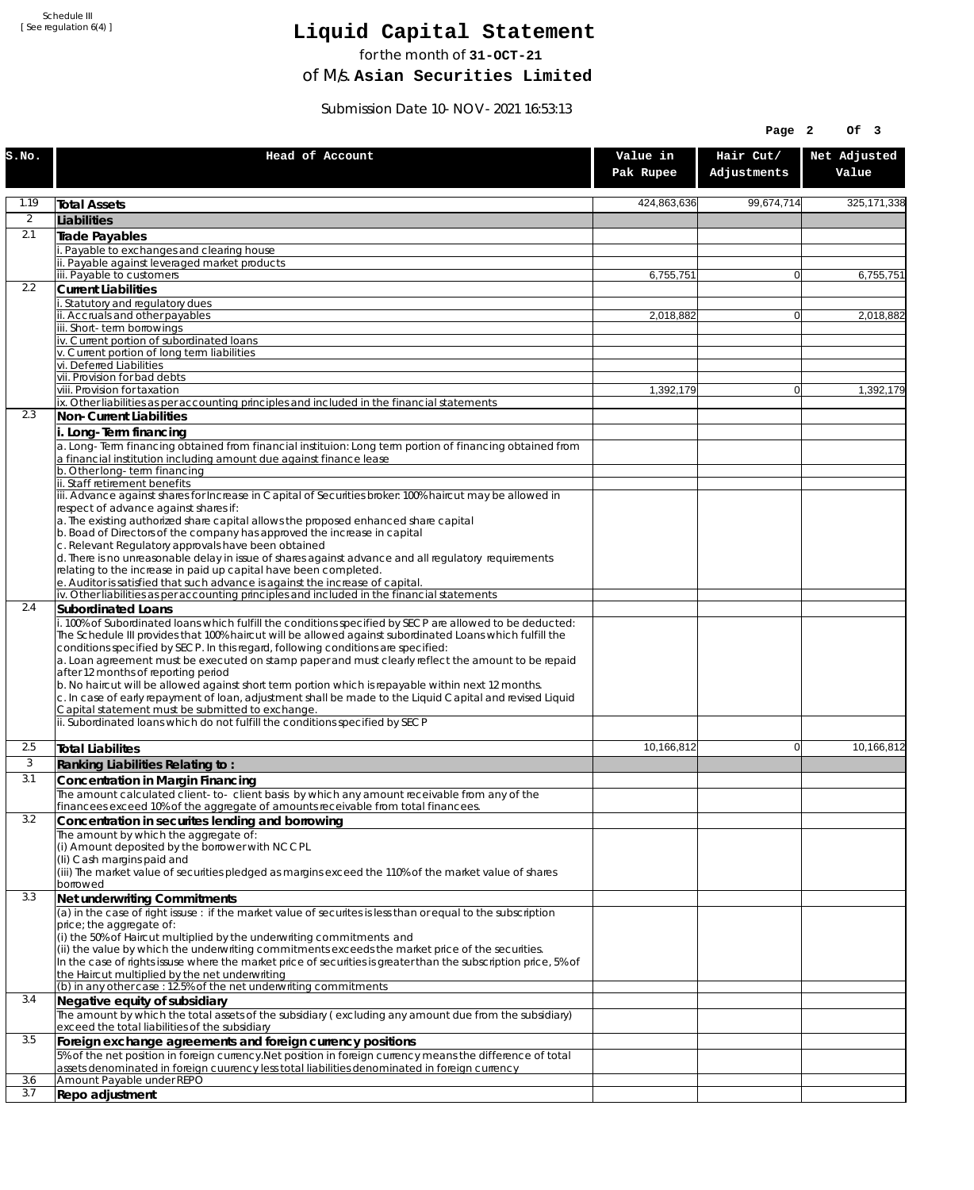Schedule III
[ See regulation 6(4) ]

# Liquid Capital Statement

for the month of **31-OCT-21**

of M/s. **Asian Securities Limited**

Submission Date 10-NOV-2021 16:53:13

| S.No. | Head of Account | Value in Pak Rupee | Hair Cut/ Adjustments | Net Adjusted Value |
|---|---|---|---|---|
| 1.19 | **Total Assets** | 424,863,636 | 99,674,714 | 325,171,338 |
| 2 | **Liabilities** | | | |
| 2.1 | **Trade Payables** | | | |
| | i. Payable to exchanges and clearing house | | | |
| | ii. Payable against leveraged market products | | | |
| | iii. Payable to customers | 6,755,751 | 0 | 6,755,751 |
| 2.2 | **Current Liabilities** | | | |
| | i. Statutory and regulatory dues | | | |
| | ii. Accruals and other payables | 2,018,882 | 0 | 2,018,882 |
| | iii. Short-term borrowings | | | |
| | iv. Current portion of subordinated loans | | | |
| | v. Current portion of long term liabilities | | | |
| | vi. Deferred Liabilities | | | |
| | vii. Provision for bad debts | | | |
| | viii. Provision for taxation | 1,392,179 | 0 | 1,392,179 |
| | ix. Other liabilities as per accounting principles and included in the financial statements | | | |
| 2.3 | **Non-Current Liabilities** | | | |
| | **i. Long-Term financing** | | | |
| | a. Long-Term financing obtained from financial instituion: Long term portion of financing obtained from a financial institution including amount due against finance lease | | | |
| | b. Other long-term financing | | | |
| | ii. Staff retirement benefits | | | |
| | iii. Advance against shares for Increase in Capital of Securities broker: 100% haircut may be allowed in respect of advance against shares if:<br>a. The existing authorized share capital allows the proposed enhanced share capital<br>b. Boad of Directors of the company has approved the increase in capital<br>c. Relevant Regulatory approvals have been obtained<br>d. There is no unreasonable delay in issue of shares against advance and all regulatory requirements relating to the increase in paid up capital have been completed.<br>e. Auditor is satisfied that such advance is against the increase of capital. | | | |
| | iv. Other liabilities as per accounting principles and included in the financial statements | | | |
| 2.4 | **Subordinated Loans** | | | |
| | i. 100% of Subordinated loans which fulfill the conditions specified by SECP are allowed to be deducted: The Schedule III provides that 100% haircut will be allowed against subordinated Loans which fulfill the conditions specified by SECP. In this regard, following conditions are specified:<br>a. Loan agreement must be executed on stamp paper and must clearly reflect the amount to be repaid after 12 months of reporting period<br>b. No haircut will be allowed against short term portion which is repayable within next 12 months.<br>c. In case of early repayment of loan, adjustment shall be made to the Liquid Capital and revised Liquid Capital statement must be submitted to exchange. | | | |
| | ii. Subordinated loans which do not fulfill the conditions specified by SECP | | | |
| 2.5 | **Total Liabilites** | 10,166,812 | 0 | 10,166,812 |
| 3 | **Ranking Liabilities Relating to :** | | | |
| 3.1 | **Concentration in Margin Financing** | | | |
| | The amount calculated client-to- client basis by which any amount receivable from any of the financees exceed 10% of the aggregate of amounts receivable from total financees. | | | |
| 3.2 | **Concentration in securites lending and borrowing** | | | |
| | The amount by which the aggregate of:<br>(i) Amount deposited by the borrower with NCCPL<br>(Ii) Cash margins paid and<br>(iii) The market value of securities pledged as margins exceed the 110% of the market value of shares borrowed | | | |
| 3.3 | **Net underwriting Commitments** | | | |
| | (a) in the case of right issuse : if the market value of securites is less than or equal to the subscription price; the aggregate of:<br>(i) the 50% of Haircut multiplied by the underwriting commitments and<br>(ii) the value by which the underwriting commitments exceeds the market price of the securities.<br>In the case of rights issuse where the market price of securities is greater than the subscription price, 5% of the Haircut multiplied by the net underwriting | | | |
| | (b) in any other case : 12.5% of the net underwriting commitments | | | |
| 3.4 | **Negative equity of subsidiary** | | | |
| | The amount by which the total assets of the subsidiary ( excluding any amount due from the subsidiary) exceed the total liabilities of the subsidiary | | | |
| 3.5 | **Foreign exchange agreements and foreign currency positions** | | | |
| | 5% of the net position in foreign currency.Net position in foreign currency means the difference of total assets denominated in foreign cuurency less total liabilities denominated in foreign currency | | | |
| 3.6 | Amount Payable under REPO | | | |
| 3.7 | **Repo adjustment** | | | |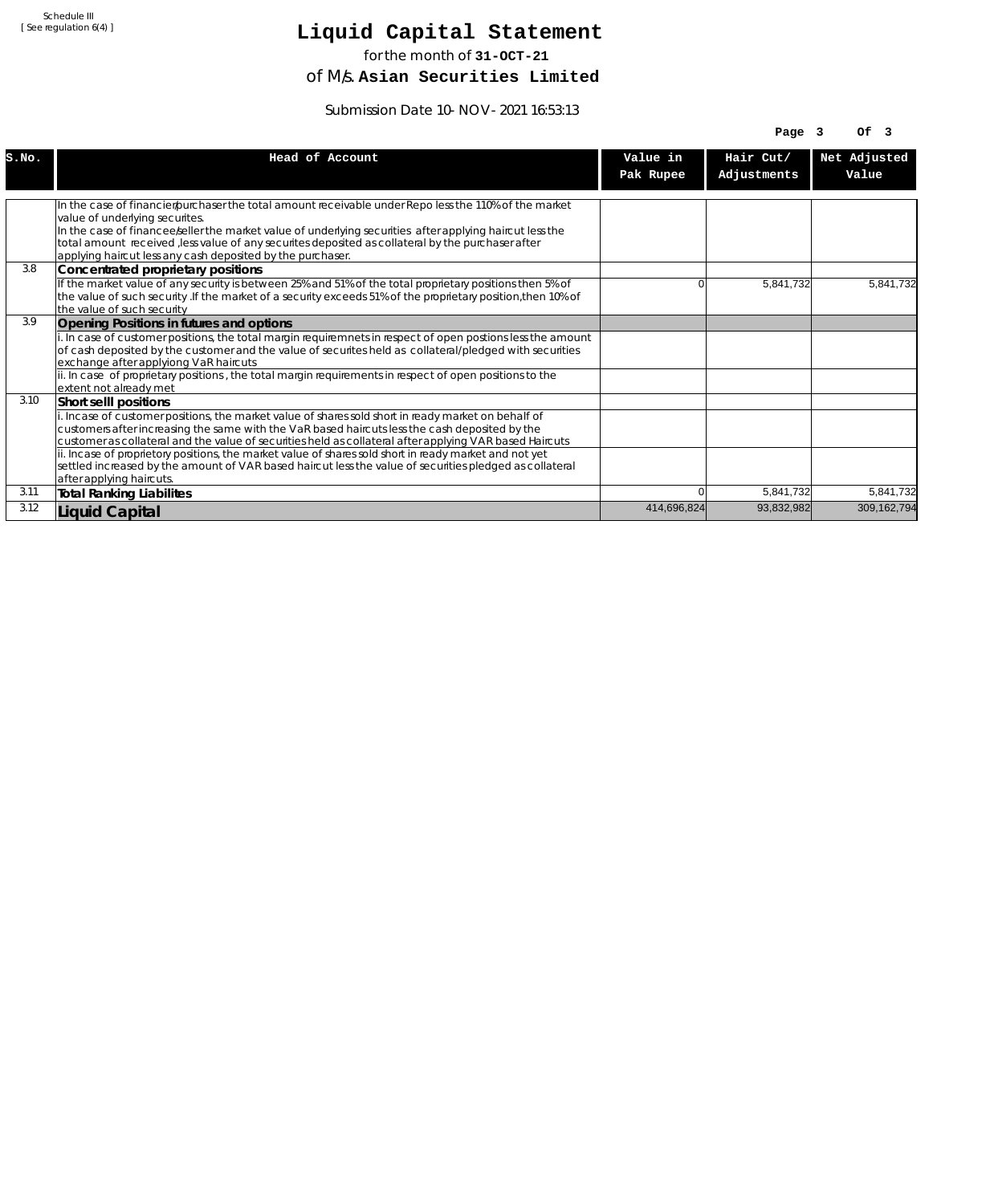Schedule III
[ See regulation 6(4) ]

# Liquid Capital Statement

for the month of **31-OCT-21**

of M/s. **Asian Securities Limited**

Submission Date 10-NOV-2021 16:53:13

| S.No. | Head of Account | Value in Pak Rupee | Hair Cut/ Adjustments | Net Adjusted Value |
|---|---|---|---|---|
| | In the case of financier/purchaser the total amount receivable under Repo less the 110% of the market value of underlying securites.<br>In the case of financee/seller the market value of underlying securities after applying haircut less the total amount received ,less value of any securites deposited as collateral by the purchaser after applying haircut less any cash deposited by the purchaser. | | | |
| 3.8 | **Concentrated proprietary positions** | | | |
| | If the market value of any security is between 25% and 51% of the total proprietary positions then 5% of the value of such security .If the market of a security exceeds 51% of the proprietary position,then 10% of the value of such security | 0 | 5,841,732 | 5,841,732 |
| 3.9 | **Opening Positions in futures and options** | | | |
| | i. In case of customer positions, the total margin requiremnets in respect of open postions less the amount of cash deposited by the customer and the value of securites held as collateral/pledged with securities exchange after applyiong VaR haircuts | | | |
| | ii. In case of proprietary positions , the total margin requirements in respect of open positions to the extent not already met | | | |
| 3.10 | **Short selll positions** | | | |
| | i. Incase of customer positions, the market value of shares sold short in ready market on behalf of customers after increasing the same with the VaR based haircuts less the cash deposited by the customer as collateral and the value of securities held as collateral after applying VAR based Haircuts | | | |
| | ii. Incase of proprietory positions, the market value of shares sold short in ready market and not yet settled increased by the amount of VAR based haircut less the value of securities pledged as collateral after applying haircuts. | | | |
| 3.11 | **Total Ranking Liabilites** | 0 | 5,841,732 | 5,841,732 |
| 3.12 | **Liquid Capital** | 414,696,824 | 93,832,982 | 309,162,794 |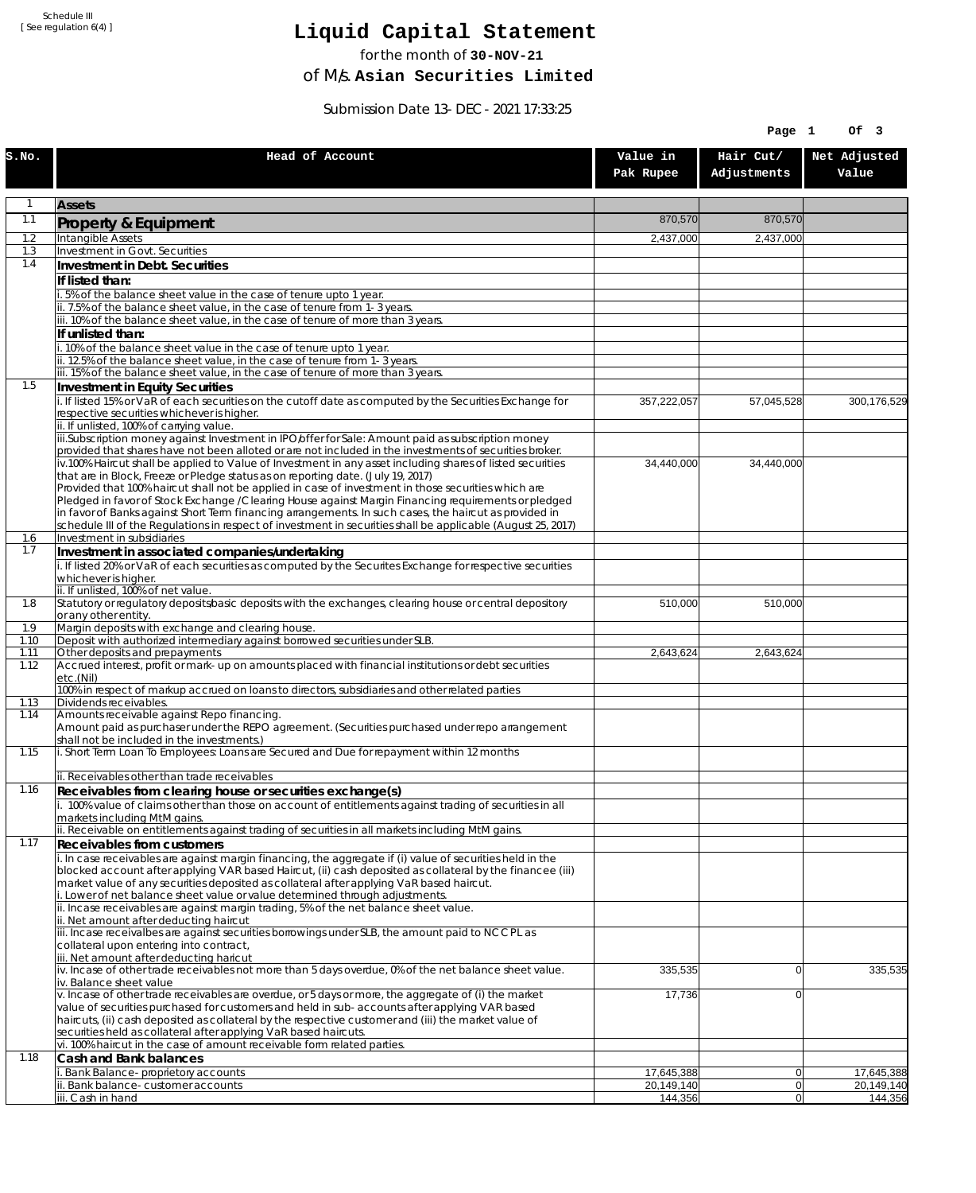Schedule III
[ See regulation 6(4) ]

# Liquid Capital Statement

for the month of **30-NOV-21**

of M/s. **Asian Securities Limited**

Submission Date 13-DEC-2021 17:33:25

| S.No. | Head of Account | Value in Pak Rupee | Hair Cut/ Adjustments | Net Adjusted Value |
|---|---|---|---|---|
| 1 | **Assets** | | | |
| 1.1 | **Property & Equipment** | 870,570 | 870,570 | |
| 1.2 | Intangible Assets | 2,437,000 | 2,437,000 | |
| 1.3 | Investment in Govt. Securities | | | |
| 1.4 | **Investment in Debt. Securities** | | | |
| | **If listed than:** | | | |
| | i. 5% of the balance sheet value in the case of tenure upto 1 year. | | | |
| | ii. 7.5% of the balance sheet value, in the case of tenure from 1-3 years. | | | |
| | iii. 10% of the balance sheet value, in the case of tenure of more than 3 years. | | | |
| | **If unlisted than:** | | | |
| | i. 10% of the balance sheet value in the case of tenure upto 1 year. | | | |
| | ii. 12.5% of the balance sheet value, in the case of tenure from 1-3 years. | | | |
| | iii. 15% of the balance sheet value, in the case of tenure of more than 3 years. | | | |
| 1.5 | **Investment in Equity Securities** | | | |
| | i. If listed 15% or VaR of each securities on the cutoff date as computed by the Securities Exchange for respective securities whichever is higher. | 357,222,057 | 57,045,528 | 300,176,529 |
| | ii. If unlisted, 100% of carrying value. | | | |
| | iii.Subscription money against Investment in IPO/offer for Sale: Amount paid as subscription money provided that shares have not been alloted or are not included in the investments of securities broker. | | | |
| | iv.100% Haircut shall be applied to Value of Investment in any asset including shares of listed securities that are in Block, Freeze or Pledge status as on reporting date. (July 19, 2017) Provided that 100% haircut shall not be applied in case of investment in those securities which are Pledged in favor of Stock Exchange / Clearing House against Margin Financing requirements or pledged in favor of Banks against Short Term financing arrangements. In such cases, the haircut as provided in schedule III of the Regulations in respect of investment in securities shall be applicable (August 25, 2017) | 34,440,000 | 34,440,000 | |
| 1.6 | Investment in subsidiaries | | | |
| 1.7 | **Investment in associated companies/undertaking** | | | |
| | i. If listed 20% or VaR of each securities as computed by the Securites Exchange for respective securities whichever is higher. | | | |
| | ii. If unlisted, 100% of net value. | | | |
| 1.8 | Statutory or regulatory deposits/basic deposits with the exchanges, clearing house or central depository or any other entity. | 510,000 | 510,000 | |
| 1.9 | Margin deposits with exchange and clearing house. | | | |
| 1.10 | Deposit with authorized intermediary against borrowed securities under SLB. | | | |
| 1.11 | Other deposits and prepayments | 2,643,624 | 2,643,624 | |
| 1.12 | Accrued interest, profit or mark-up on amounts placed with financial institutions or debt securities etc.(Nil) | | | |
| | 100% in respect of markup accrued on loans to directors, subsidiaries and other related parties | | | |
| 1.13 | Dividends receivables. | | | |
| 1.14 | Amounts receivable against Repo financing. Amount paid as purchaser under the REPO agreement. (Securities purchased under repo arrangement shall not be included in the investments.) | | | |
| 1.15 | i. Short Term Loan To Employees: Loans are Secured and Due for repayment within 12 months | | | |
| | ii. Receivables other than trade receivables | | | |
| 1.16 | **Receivables from clearing house or securities exchange(s)** | | | |
| | i. 100% value of claims other than those on account of entitlements against trading of securities in all markets including MtM gains. | | | |
| | ii. Receivable on entitlements against trading of securities in all markets including MtM gains. | | | |
| 1.17 | **Receivables from customers** | | | |
| | i. In case receivables are against margin financing, the aggregate if (i) value of securities held in the blocked account after applying VAR based Haircut, (ii) cash deposited as collateral by the financee (iii) market value of any securities deposited as collateral after applying VaR based haircut.<br>i. Lower of net balance sheet value or value determined through adjustments. | | | |
| | ii. Incase receivables are against margin trading, 5% of the net balance sheet value.<br>ii. Net amount after deducting haircut | | | |
| | iii. Incase receivalbes are against securities borrowings under SLB, the amount paid to NCCPL as collateral upon entering into contract,<br>iii. Net amount after deducting haricut | | | |
| | iv. Incase of other trade receivables not more than 5 days overdue, 0% of the net balance sheet value.<br>iv. Balance sheet value | 335,535 | 0 | 335,535 |
| | v. Incase of other trade receivables are overdue, or 5 days or more, the aggregate of (i) the market value of securities purchased for customers and held in sub-accounts after applying VAR based haircuts, (ii) cash deposited as collateral by the respective customer and (iii) the market value of securities held as collateral after applying VaR based haircuts. | 17,736 | 0 | |
| | vi. 100% haircut in the case of amount receivable form related parties. | | | |
| 1.18 | **Cash and Bank balances** | | | |
| | i. Bank Balance-proprietory accounts | 17,645,388 | 0 | 17,645,388 |
| | ii. Bank balance-customer accounts | 20,149,140 | 0 | 20,149,140 |
| | iii. Cash in hand | 144,356 | 0 | 144,356 |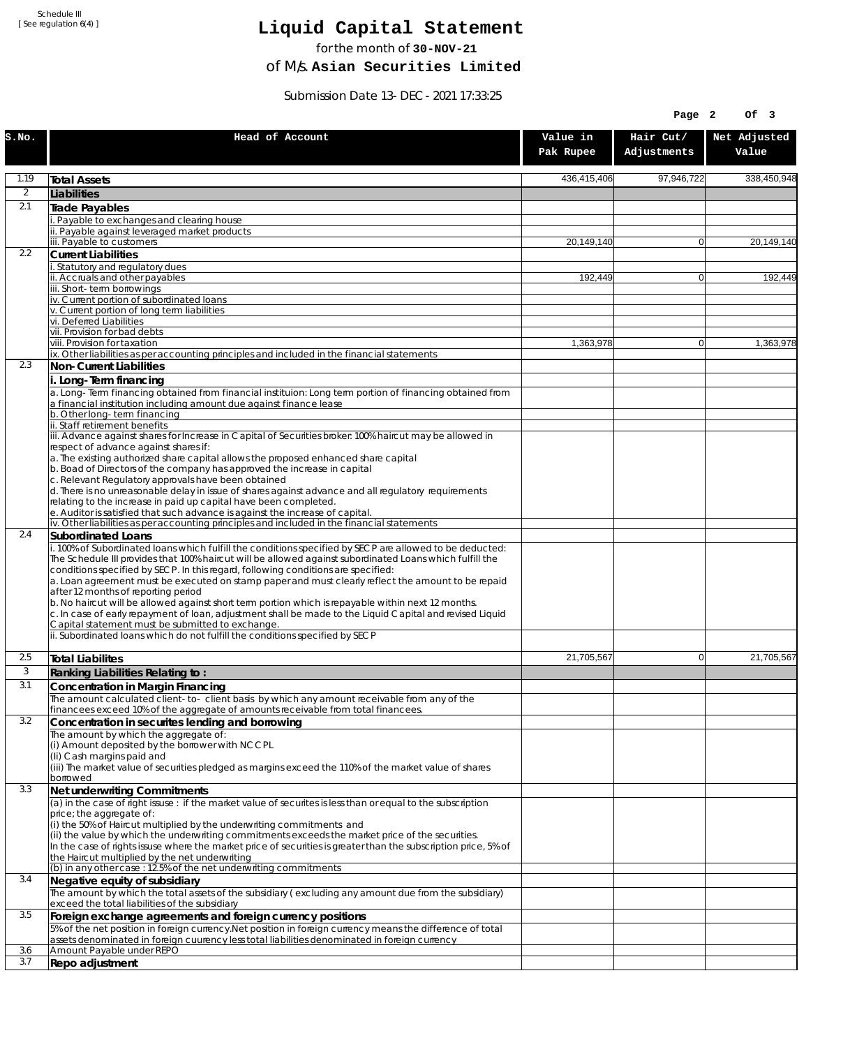Schedule III
[ See regulation 6(4) ]

# Liquid Capital Statement

for the month of **30-NOV-21**

of M/s. **Asian Securities Limited**

Submission Date 13-DEC-2021 17:33:25

| S.No. | Head of Account | Value in Pak Rupee | Hair Cut/ Adjustments | Net Adjusted Value |
|---|---|---|---|---|
| 1.19 | **Total Assets** | 436,415,406 | 97,946,722 | 338,450,948 |
| 2 | **Liabilities** | | | |
| 2.1 | **Trade Payables** | | | |
| | i. Payable to exchanges and clearing house | | | |
| | ii. Payable against leveraged market products | | | |
| | iii. Payable to customers | 20,149,140 | 0 | 20,149,140 |
| 2.2 | **Current Liabilities** | | | |
| | i. Statutory and regulatory dues | | | |
| | ii. Accruals and other payables | 192,449 | 0 | 192,449 |
| | iii. Short-term borrowings | | | |
| | iv. Current portion of subordinated loans | | | |
| | v. Current portion of long term liabilities | | | |
| | vi. Deferred Liabilities | | | |
| | vii. Provision for bad debts | | | |
| | viii. Provision for taxation | 1,363,978 | 0 | 1,363,978 |
| | ix. Other liabilities as per accounting principles and included in the financial statements | | | |
| 2.3 | **Non-Current Liabilities** | | | |
| | **i. Long-Term financing** | | | |
| | a. Long-Term financing obtained from financial instituion: Long term portion of financing obtained from a financial institution including amount due against finance lease | | | |
| | b. Other long-term financing | | | |
| | ii. Staff retirement benefits | | | |
| | iii. Advance against shares for Increase in Capital of Securities broker: 100% haircut may be allowed in respect of advance against shares if:<br>a. The existing authorized share capital allows the proposed enhanced share capital<br>b. Boad of Directors of the company has approved the increase in capital<br>c. Relevant Regulatory approvals have been obtained<br>d. There is no unreasonable delay in issue of shares against advance and all regulatory requirements relating to the increase in paid up capital have been completed.<br>e. Auditor is satisfied that such advance is against the increase of capital. | | | |
| | iv. Other liabilities as per accounting principles and included in the financial statements | | | |
| 2.4 | **Subordinated Loans** | | | |
| | i. 100% of Subordinated loans which fulfill the conditions specified by SECP are allowed to be deducted: The Schedule III provides that 100% haircut will be allowed against subordinated Loans which fulfill the conditions specified by SECP. In this regard, following conditions are specified:<br>a. Loan agreement must be executed on stamp paper and must clearly reflect the amount to be repaid after 12 months of reporting period<br>b. No haircut will be allowed against short term portion which is repayable within next 12 months.<br>c. In case of early repayment of loan, adjustment shall be made to the Liquid Capital and revised Liquid Capital statement must be submitted to exchange. | | | |
| | ii. Subordinated loans which do not fulfill the conditions specified by SECP | | | |
| 2.5 | **Total Liabilites** | 21,705,567 | 0 | 21,705,567 |
| 3 | **Ranking Liabilities Relating to :** | | | |
| 3.1 | **Concentration in Margin Financing** | | | |
| | The amount calculated client-to- client basis by which any amount receivable from any of the financees exceed 10% of the aggregate of amounts receivable from total financees. | | | |
| 3.2 | **Concentration in securites lending and borrowing** | | | |
| | The amount by which the aggregate of:<br>(i) Amount deposited by the borrower with NCCPL<br>(Ii) Cash margins paid and<br>(iii) The market value of securities pledged as margins exceed the 110% of the market value of shares borrowed | | | |
| 3.3 | **Net underwriting Commitments** | | | |
| | (a) in the case of right issuse : if the market value of securites is less than or equal to the subscription price; the aggregate of:<br>(i) the 50% of Haircut multiplied by the underwriting commitments and<br>(ii) the value by which the underwriting commitments exceeds the market price of the securities.<br>In the case of rights issuse where the market price of securities is greater than the subscription price, 5% of the Haircut multiplied by the net underwriting | | | |
| | (b) in any other case : 12.5% of the net underwriting commitments | | | |
| 3.4 | **Negative equity of subsidiary** | | | |
| | The amount by which the total assets of the subsidiary ( excluding any amount due from the subsidiary) exceed the total liabilities of the subsidiary | | | |
| 3.5 | **Foreign exchange agreements and foreign currency positions** | | | |
| | 5% of the net position in foreign currency.Net position in foreign currency means the difference of total assets denominated in foreign cuurency less total liabilities denominated in foreign currency | | | |
| 3.6 | Amount Payable under REPO | | | |
| 3.7 | **Repo adjustment** | | | |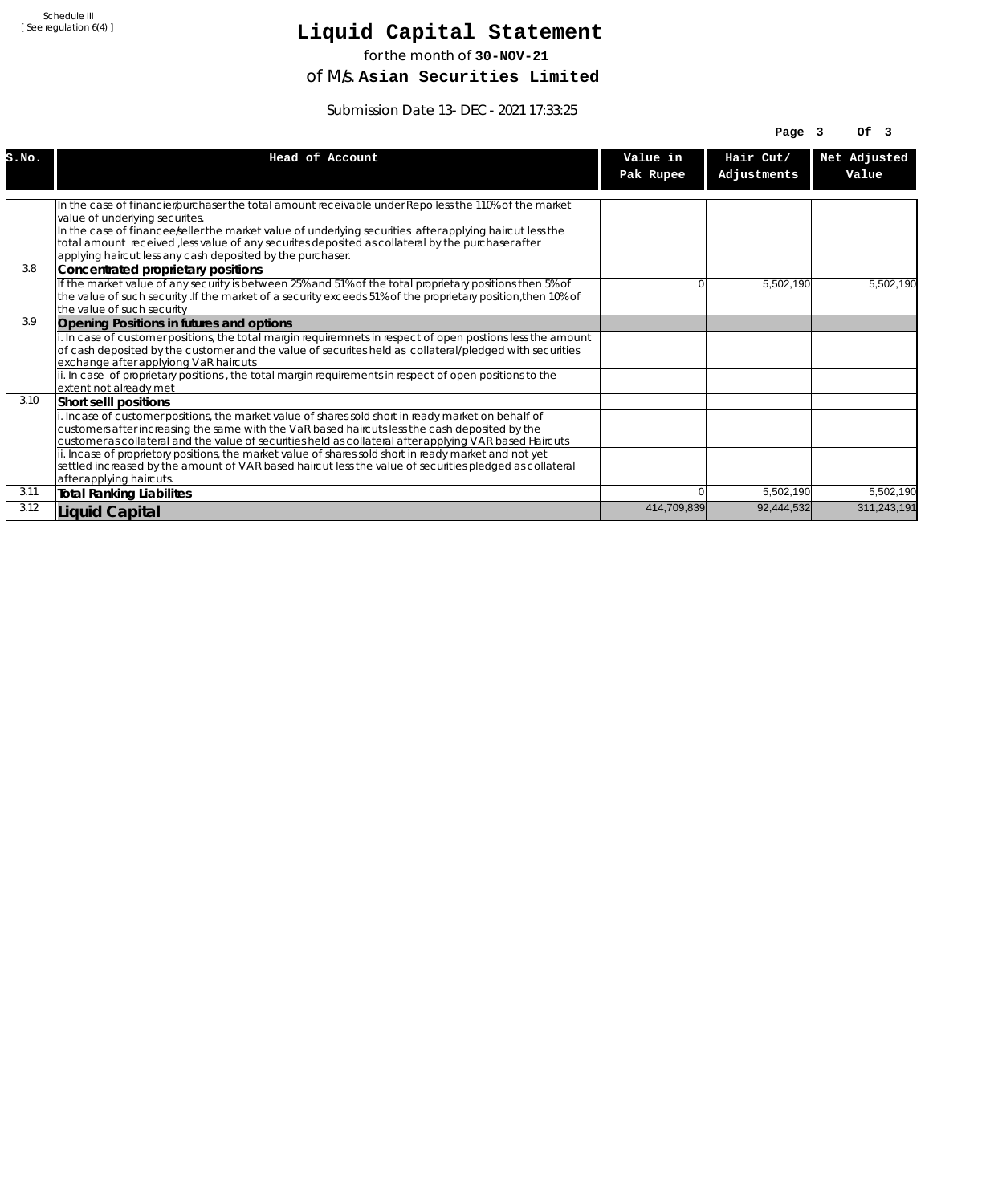Schedule III
[ See regulation 6(4) ]

# Liquid Capital Statement

for the month of **30-NOV-21**

of M/s. **Asian Securities Limited**

Submission Date 13-DEC-2021 17:33:25

| S.No. | Head of Account | Value in Pak Rupee | Hair Cut/ Adjustments | Net Adjusted Value |
|---|---|---|---|---|
| | In the case of financier/purchaser the total amount receivable under Repo less the 110% of the market value of underlying securites.<br>In the case of financee/seller the market value of underlying securities after applying haircut less the total amount received ,less value of any securites deposited as collateral by the purchaser after applying haircut less any cash deposited by the purchaser. | | | |
| 3.8 | **Concentrated proprietary positions** | | | |
| | If the market value of any security is between 25% and 51% of the total proprietary positions then 5% of the value of such security .If the market of a security exceeds 51% of the proprietary position,then 10% of the value of such security | 0 | 5,502,190 | 5,502,190 |
| 3.9 | **Opening Positions in futures and options** | | | |
| | i. In case of customer positions, the total margin requiremnets in respect of open postions less the amount of cash deposited by the customer and the value of securites held as collateral/pledged with securities exchange after applyiong VaR haircuts | | | |
| | ii. In case of proprietary positions , the total margin requirements in respect of open positions to the extent not already met | | | |
| 3.10 | **Short selll positions** | | | |
| | i. Incase of customer positions, the market value of shares sold short in ready market on behalf of customers after increasing the same with the VaR based haircuts less the cash deposited by the customer as collateral and the value of securities held as collateral after applying VAR based Haircuts | | | |
| | ii. Incase of proprietory positions, the market value of shares sold short in ready market and not yet settled increased by the amount of VAR based haircut less the value of securities pledged as collateral after applying haircuts. | | | |
| 3.11 | **Total Ranking Liabilites** | 0 | 5,502,190 | 5,502,190 |
| 3.12 | **Liquid Capital** | 414,709,839 | 92,444,532 | 311,243,191 |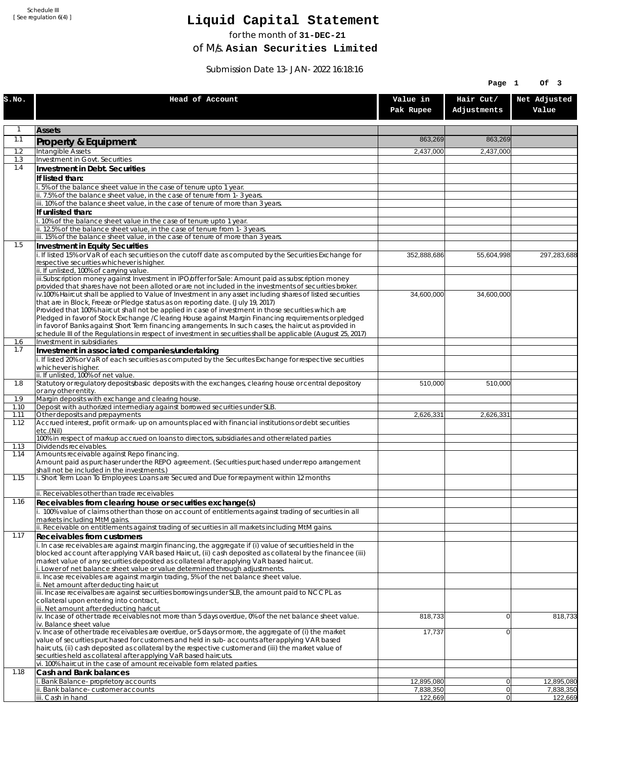Schedule III
[ See regulation 6(4) ]

# Liquid Capital Statement

for the month of **31-DEC-21**

of M/s. **Asian Securities Limited**

Submission Date 13-JAN-2022 16:18:16

| S.No. | Head of Account | Value in Pak Rupee | Hair Cut/ Adjustments | Net Adjusted Value |
|---|---|---|---|---|
| 1 | **Assets** | | | |
| 1.1 | **Property & Equipment** | 863,269 | 863,269 | |
| 1.2 | Intangible Assets | 2,437,000 | 2,437,000 | |
| 1.3 | Investment in Govt. Securities | | | |
| 1.4 | **Investment in Debt. Securities** | | | |
| | **If listed than:** | | | |
| | i. 5% of the balance sheet value in the case of tenure upto 1 year. | | | |
| | ii. 7.5% of the balance sheet value, in the case of tenure from 1-3 years. | | | |
| | iii. 10% of the balance sheet value, in the case of tenure of more than 3 years. | | | |
| | **If unlisted than:** | | | |
| | i. 10% of the balance sheet value in the case of tenure upto 1 year. | | | |
| | ii. 12.5% of the balance sheet value, in the case of tenure from 1-3 years. | | | |
| | iii. 15% of the balance sheet value, in the case of tenure of more than 3 years. | | | |
| 1.5 | **Investment in Equity Securities** | | | |
| | i. If listed 15% or VaR of each securities on the cutoff date as computed by the Securities Exchange for respective securities whichever is higher. | 352,888,686 | 55,604,998 | 297,283,688 |
| | ii. If unlisted, 100% of carrying value. | | | |
| | iii.Subscription money against Investment in IPO/offer for Sale: Amount paid as subscription money provided that shares have not been alloted or are not included in the investments of securities broker. | | | |
| | iv.100% Haircut shall be applied to Value of Investment in any asset including shares of listed securities that are in Block, Freeze or Pledge status as on reporting date. (July 19, 2017) Provided that 100% haircut shall not be applied in case of investment in those securities which are Pledged in favor of Stock Exchange / Clearing House against Margin Financing requirements or pledged in favor of Banks against Short Term financing arrangements. In such cases, the haircut as provided in schedule III of the Regulations in respect of investment in securities shall be applicable (August 25, 2017) | 34,600,000 | 34,600,000 | |
| 1.6 | Investment in subsidiaries | | | |
| 1.7 | **Investment in associated companies/undertaking** | | | |
| | i. If listed 20% or VaR of each securities as computed by the Securites Exchange for respective securities whichever is higher. | | | |
| | ii. If unlisted, 100% of net value. | | | |
| 1.8 | Statutory or regulatory deposits/basic deposits with the exchanges, clearing house or central depository or any other entity. | 510,000 | 510,000 | |
| 1.9 | Margin deposits with exchange and clearing house. | | | |
| 1.10 | Deposit with authorized intermediary against borrowed securities under SLB. | | | |
| 1.11 | Other deposits and prepayments | 2,626,331 | 2,626,331 | |
| 1.12 | Accrued interest, profit or mark-up on amounts placed with financial institutions or debt securities etc.(Nil) | | | |
| | 100% in respect of markup accrued on loans to directors, subsidiaries and other related parties | | | |
| 1.13 | Dividends receivables. | | | |
| 1.14 | Amounts receivable against Repo financing. Amount paid as purchaser under the REPO agreement. (Securities purchased under repo arrangement shall not be included in the investments.) | | | |
| 1.15 | i. Short Term Loan To Employees: Loans are Secured and Due for repayment within 12 months | | | |
| | ii. Receivables other than trade receivables | | | |
| 1.16 | **Receivables from clearing house or securities exchange(s)** | | | |
| | i. 100% value of claims other than those on account of entitlements against trading of securities in all markets including MtM gains. | | | |
| | ii. Receivable on entitlements against trading of securities in all markets including MtM gains. | | | |
| 1.17 | **Receivables from customers** | | | |
| | i. In case receivables are against margin financing, the aggregate if (i) value of securities held in the blocked account after applying VAR based Haircut, (ii) cash deposited as collateral by the financee (iii) market value of any securities deposited as collateral after applying VaR based haircut. i. Lower of net balance sheet value or value determined through adjustments. | | | |
| | ii. Incase receivables are against margin trading, 5% of the net balance sheet value. ii. Net amount after deducting haircut | | | |
| | iii. Incase receivalbes are against securities borrowings under SLB, the amount paid to NCCPL as collateral upon entering into contract, iii. Net amount after deducting haricut | | | |
| | iv. Incase of other trade receivables not more than 5 days overdue, 0% of the net balance sheet value. iv. Balance sheet value | 818,733 | 0 | 818,733 |
| | v. Incase of other trade receivables are overdue, or 5 days or more, the aggregate of (i) the market value of securities purchased for customers and held in sub-accounts after applying VAR based haircuts, (ii) cash deposited as collateral by the respective customer and (iii) the market value of securities held as collateral after applying VaR based haircuts. | 17,737 | 0 | |
| | vi. 100% haircut in the case of amount receivable form related parties. | | | |
| 1.18 | **Cash and Bank balances** | | | |
| | i. Bank Balance-proprietory accounts | 12,895,080 | 0 | 12,895,080 |
| | ii. Bank balance-customer accounts | 7,838,350 | 0 | 7,838,350 |
| | iii. Cash in hand | 122,669 | 0 | 122,669 |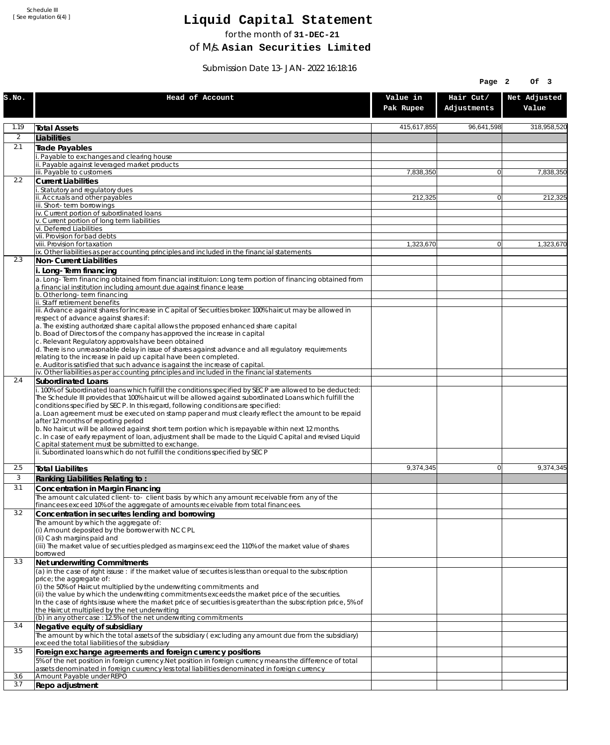Schedule III
[ See regulation 6(4) ]

# Liquid Capital Statement

for the month of **31-DEC-21**

of M/s. **Asian Securities Limited**

Submission Date 13-JAN-2022 16:18:16

| S.No. | Head of Account | Value in Pak Rupee | Hair Cut/ Adjustments | Net Adjusted Value |
|---|---|---|---|---|
| 1.19 | **Total Assets** | 415,617,855 | 96,641,598 | 318,958,520 |
| 2 | **Liabilities** | | | |
| 2.1 | **Trade Payables** | | | |
| | i. Payable to exchanges and clearing house | | | |
| | ii. Payable against leveraged market products | | | |
| | iii. Payable to customers | 7,838,350 | 0 | 7,838,350 |
| 2.2 | **Current Liabilities** | | | |
| | i. Statutory and regulatory dues | | | |
| | ii. Accruals and other payables | 212,325 | 0 | 212,325 |
| | iii. Short-term borrowings | | | |
| | iv. Current portion of subordinated loans | | | |
| | v. Current portion of long term liabilities | | | |
| | vi. Deferred Liabilities | | | |
| | vii. Provision for bad debts | | | |
| | viii. Provision for taxation | 1,323,670 | 0 | 1,323,670 |
| | ix. Other liabilities as per accounting principles and included in the financial statements | | | |
| 2.3 | **Non-Current Liabilities** | | | |
| | **i. Long-Term financing** | | | |
| | a. Long-Term financing obtained from financial instituion: Long term portion of financing obtained from a financial institution including amount due against finance lease | | | |
| | b. Other long-term financing | | | |
| | ii. Staff retirement benefits | | | |
| | iii. Advance against shares for Increase in Capital of Securities broker: 100% haircut may be allowed in respect of advance against shares if:<br>a. The existing authorized share capital allows the proposed enhanced share capital<br>b. Boad of Directors of the company has approved the increase in capital<br>c. Relevant Regulatory approvals have been obtained<br>d. There is no unreasonable delay in issue of shares against advance and all regulatory requirements relating to the increase in paid up capital have been completed.<br>e. Auditor is satisfied that such advance is against the increase of capital. | | | |
| | iv. Other liabilities as per accounting principles and included in the financial statements | | | |
| 2.4 | **Subordinated Loans** | | | |
| | i. 100% of Subordinated loans which fulfill the conditions specified by SECP are allowed to be deducted:<br>The Schedule III provides that 100% haircut will be allowed against subordinated Loans which fulfill the conditions specified by SECP. In this regard, following conditions are specified:<br>a. Loan agreement must be executed on stamp paper and must clearly reflect the amount to be repaid after 12 months of reporting period<br>b. No haircut will be allowed against short term portion which is repayable within next 12 months.<br>c. In case of early repayment of loan, adjustment shall be made to the Liquid Capital and revised Liquid Capital statement must be submitted to exchange. | | | |
| | ii. Subordinated loans which do not fulfill the conditions specified by SECP | | | |
| 2.5 | **Total Liabilites** | 9,374,345 | 0 | 9,374,345 |
| 3 | **Ranking Liabilities Relating to :** | | | |
| 3.1 | **Concentration in Margin Financing** | | | |
| | The amount calculated client-to- client basis by which any amount receivable from any of the financees exceed 10% of the aggregate of amounts receivable from total financees. | | | |
| 3.2 | **Concentration in securites lending and borrowing** | | | |
| | The amount by which the aggregate of:<br>(i) Amount deposited by the borrower with NCCPL<br>(Ii) Cash margins paid and<br>(iii) The market value of securities pledged as margins exceed the 110% of the market value of shares borrowed | | | |
| 3.3 | **Net underwriting Commitments** | | | |
| | (a) in the case of right issuse : if the market value of securites is less than or equal to the subscription price; the aggregate of:<br>(i) the 50% of Haircut multiplied by the underwriting commitments and<br>(ii) the value by which the underwriting commitments exceeds the market price of the securities.<br>In the case of rights issuse where the market price of securities is greater than the subscription price, 5% of the Haircut multiplied by the net underwriting | | | |
| | (b) in any other case : 12.5% of the net underwriting commitments | | | |
| 3.4 | **Negative equity of subsidiary** | | | |
| | The amount by which the total assets of the subsidiary ( excluding any amount due from the subsidiary) exceed the total liabilities of the subsidiary | | | |
| 3.5 | **Foreign exchange agreements and foreign currency positions** | | | |
| | 5% of the net position in foreign currency.Net position in foreign currency means the difference of total assets denominated in foreign cuurency less total liabilities denominated in foreign currency | | | |
| 3.6 | Amount Payable under REPO | | | |
| 3.7 | **Repo adjustment** | | | |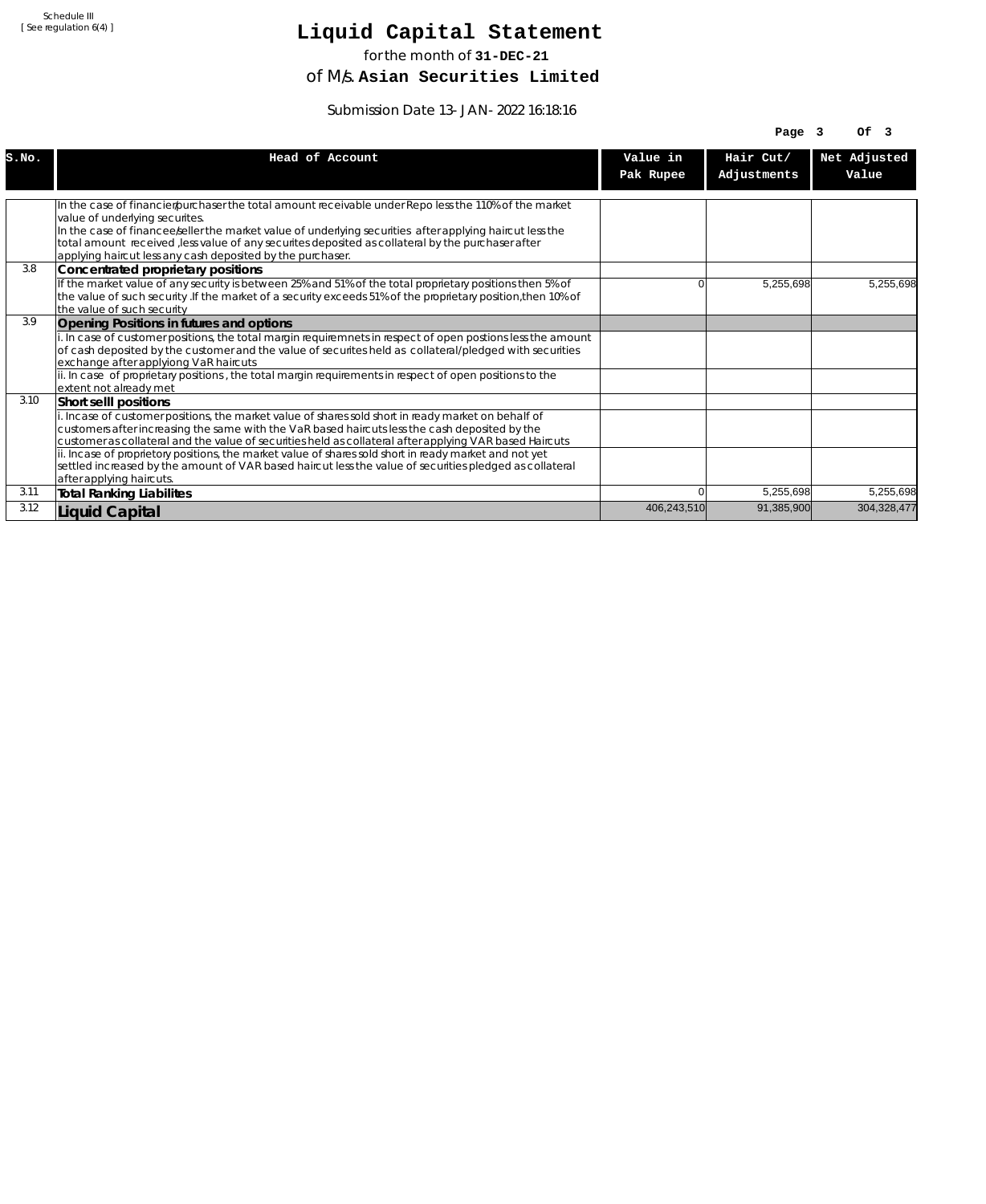Schedule III
[ See regulation 6(4) ]

# Liquid Capital Statement

for the month of **31-DEC-21**

of M/s. **Asian Securities Limited**

Submission Date 13-JAN-2022 16:18:16

| S.No. | Head of Account | Value in Pak Rupee | Hair Cut/ Adjustments | Net Adjusted Value |
|---|---|---|---|---|
| | In the case of financier/purchaser the total amount receivable under Repo less the 110% of the market value of underlying securites. In the case of financee/seller the market value of underlying securities after applying haircut less the total amount received ,less value of any securites deposited as collateral by the purchaser after applying haircut less any cash deposited by the purchaser. | | | |
| 3.8 | **Concentrated proprietary positions** | | | |
| | If the market value of any security is between 25% and 51% of the total proprietary positions then 5% of the value of such security .If the market of a security exceeds 51% of the proprietary position,then 10% of the value of such security | 0 | 5,255,698 | 5,255,698 |
| 3.9 | **Opening Positions in futures and options** | | | |
| | i. In case of customer positions, the total margin requiremnets in respect of open postions less the amount of cash deposited by the customer and the value of securites held as collateral/pledged with securities exchange after applyiong VaR haircuts | | | |
| | ii. In case of proprietary positions , the total margin requirements in respect of open positions to the extent not already met | | | |
| 3.10 | **Short selll positions** | | | |
| | i. Incase of customer positions, the market value of shares sold short in ready market on behalf of customers after increasing the same with the VaR based haircuts less the cash deposited by the customer as collateral and the value of securities held as collateral after applying VAR based Haircuts | | | |
| | ii. Incase of proprietory positions, the market value of shares sold short in ready market and not yet settled increased by the amount of VAR based haircut less the value of securities pledged as collateral after applying haircuts. | | | |
| 3.11 | **Total Ranking Liabilites** | 0 | 5,255,698 | 5,255,698 |
| 3.12 | **Liquid Capital** | 406,243,510 | 91,385,900 | 304,328,477 |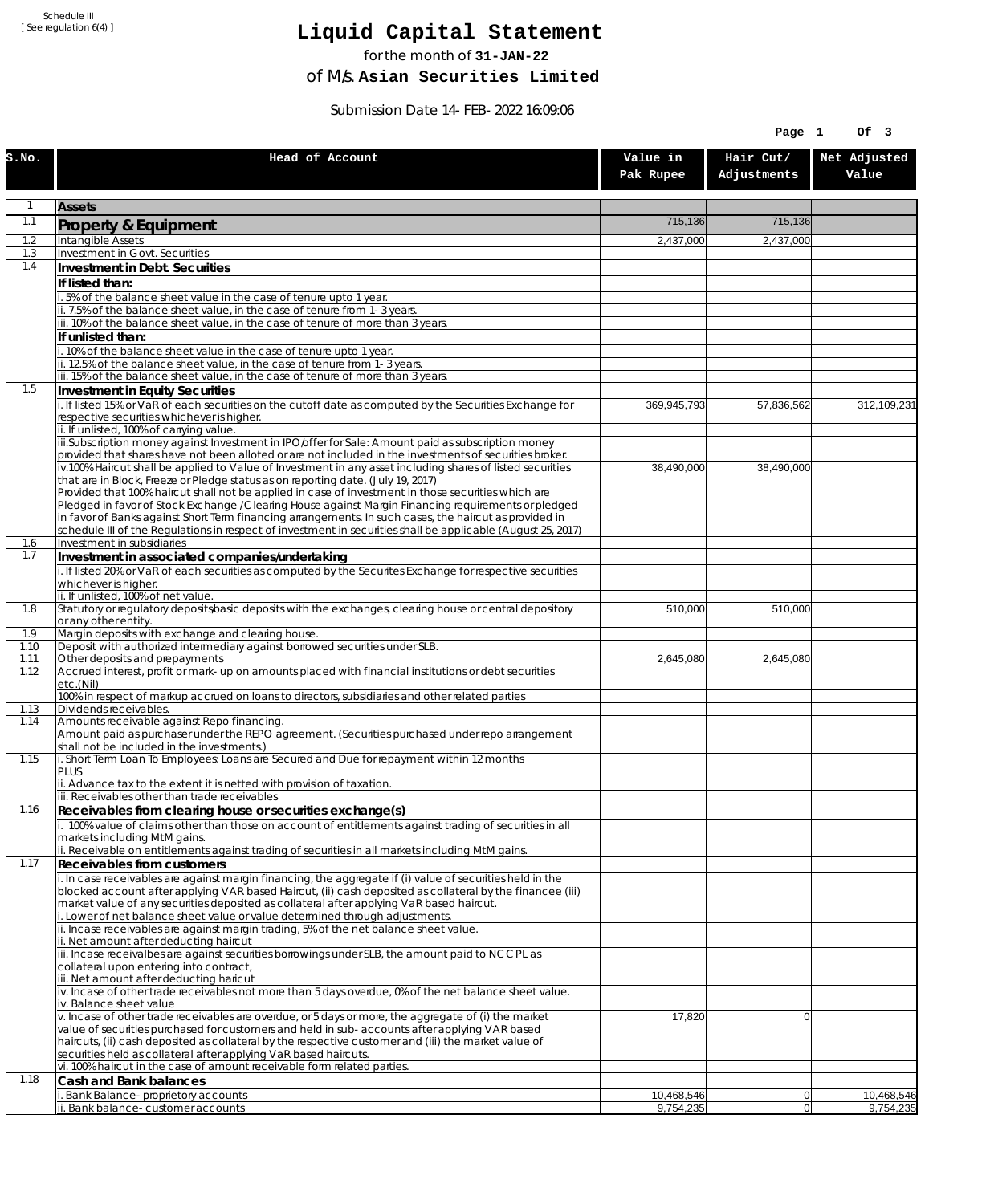Schedule III
[ See regulation 6(4) ]

# Liquid Capital Statement

for the month of **31-JAN-22**

of M/s. **Asian Securities Limited**

Submission Date 14-FEB-2022 16:09:06

| S.No. | Head of Account | Value in Pak Rupee | Hair Cut/ Adjustments | Net Adjusted Value |
|---|---|---|---|---|
| 1 | **Assets** | | | |
| 1.1 | **Property & Equipment** | 715,136 | 715,136 | |
| 1.2 | Intangible Assets | 2,437,000 | 2,437,000 | |
| 1.3 | Investment in Govt. Securities | | | |
| 1.4 | **Investment in Debt. Securities** | | | |
| | **If listed than:** | | | |
| | i. 5% of the balance sheet value in the case of tenure upto 1 year. | | | |
| | ii. 7.5% of the balance sheet value, in the case of tenure from 1-3 years. | | | |
| | iii. 10% of the balance sheet value, in the case of tenure of more than 3 years. | | | |
| | **If unlisted than:** | | | |
| | i. 10% of the balance sheet value in the case of tenure upto 1 year. | | | |
| | ii. 12.5% of the balance sheet value, in the case of tenure from 1-3 years. | | | |
| | iii. 15% of the balance sheet value, in the case of tenure of more than 3 years. | | | |
| 1.5 | **Investment in Equity Securities** | | | |
| | i. If listed 15% or VaR of each securities on the cutoff date as computed by the Securities Exchange for respective securities whichever is higher. | 369,945,793 | 57,836,562 | 312,109,231 |
| | ii. If unlisted, 100% of carrying value. | | | |
| | iii.Subscription money against Investment in IPO/offer for Sale: Amount paid as subscription money provided that shares have not been alloted or are not included in the investments of securities broker. | | | |
| | iv.100% Haircut shall be applied to Value of Investment in any asset including shares of listed securities that are in Block, Freeze or Pledge status as on reporting date. (July 19, 2017) Provided that 100% haircut shall not be applied in case of investment in those securities which are Pledged in favor of Stock Exchange / Clearing House against Margin Financing requirements or pledged in favor of Banks against Short Term financing arrangements. In such cases, the haircut as provided in schedule III of the Regulations in respect of investment in securities shall be applicable (August 25, 2017) | 38,490,000 | 38,490,000 | |
| 1.6 | Investment in subsidiaries | | | |
| 1.7 | **Investment in associated companies/undertaking** | | | |
| | i. If listed 20% or VaR of each securities as computed by the Securites Exchange for respective securities whichever is higher. | | | |
| | ii. If unlisted, 100% of net value. | | | |
| 1.8 | Statutory or regulatory deposits/basic deposits with the exchanges, clearing house or central depository or any other entity. | 510,000 | 510,000 | |
| 1.9 | Margin deposits with exchange and clearing house. | | | |
| 1.10 | Deposit with authorized intermediary against borrowed securities under SLB. | | | |
| 1.11 | Other deposits and prepayments | 2,645,080 | 2,645,080 | |
| 1.12 | Accrued interest, profit or mark-up on amounts placed with financial institutions or debt securities etc.(Nil) | | | |
| | 100% in respect of markup accrued on loans to directors, subsidiaries and other related parties | | | |
| 1.13 | Dividends receivables. | | | |
| 1.14 | Amounts receivable against Repo financing. Amount paid as purchaser under the REPO agreement. (Securities purchased under repo arrangement shall not be included in the investments.) | | | |
| 1.15 | i. Short Term Loan To Employees: Loans are Secured and Due for repayment within 12 months PLUS ii. Advance tax to the extent it is netted with provision of taxation. | | | |
| | iii. Receivables other than trade receivables | | | |
| 1.16 | **Receivables from clearing house or securities exchange(s)** | | | |
| | i. 100% value of claims other than those on account of entitlements against trading of securities in all markets including MtM gains. | | | |
| | ii. Receivable on entitlements against trading of securities in all markets including MtM gains. | | | |
| 1.17 | **Receivables from customers** | | | |
| | i. In case receivables are against margin financing, the aggregate if (i) value of securities held in the blocked account after applying VAR based Haircut, (ii) cash deposited as collateral by the financee (iii) market value of any securities deposited as collateral after applying VaR based haircut. i. Lower of net balance sheet value or value determined through adjustments. | | | |
| | ii. Incase receivables are against margin trading, 5% of the net balance sheet value. ii. Net amount after deducting haircut | | | |
| | iii. Incase receivalbes are against securities borrowings under SLB, the amount paid to NCCPL as collateral upon entering into contract, iii. Net amount after deducting haricut | | | |
| | iv. Incase of other trade receivables not more than 5 days overdue, 0% of the net balance sheet value. iv. Balance sheet value | | | |
| | v. Incase of other trade receivables are overdue, or 5 days or more, the aggregate of (i) the market value of securities purchased for customers and held in sub-accounts after applying VAR based haircuts, (ii) cash deposited as collateral by the respective customer and (iii) the market value of securities held as collateral after applying VaR based haircuts. | 17,820 | 0 | |
| | vi. 100% haircut in the case of amount receivable form related parties. | | | |
| 1.18 | **Cash and Bank balances** | | | |
| | i. Bank Balance-proprietory accounts | 10,468,546 | 0 | 10,468,546 |
| | ii. Bank balance-customer accounts | 9,754,235 | 0 | 9,754,235 |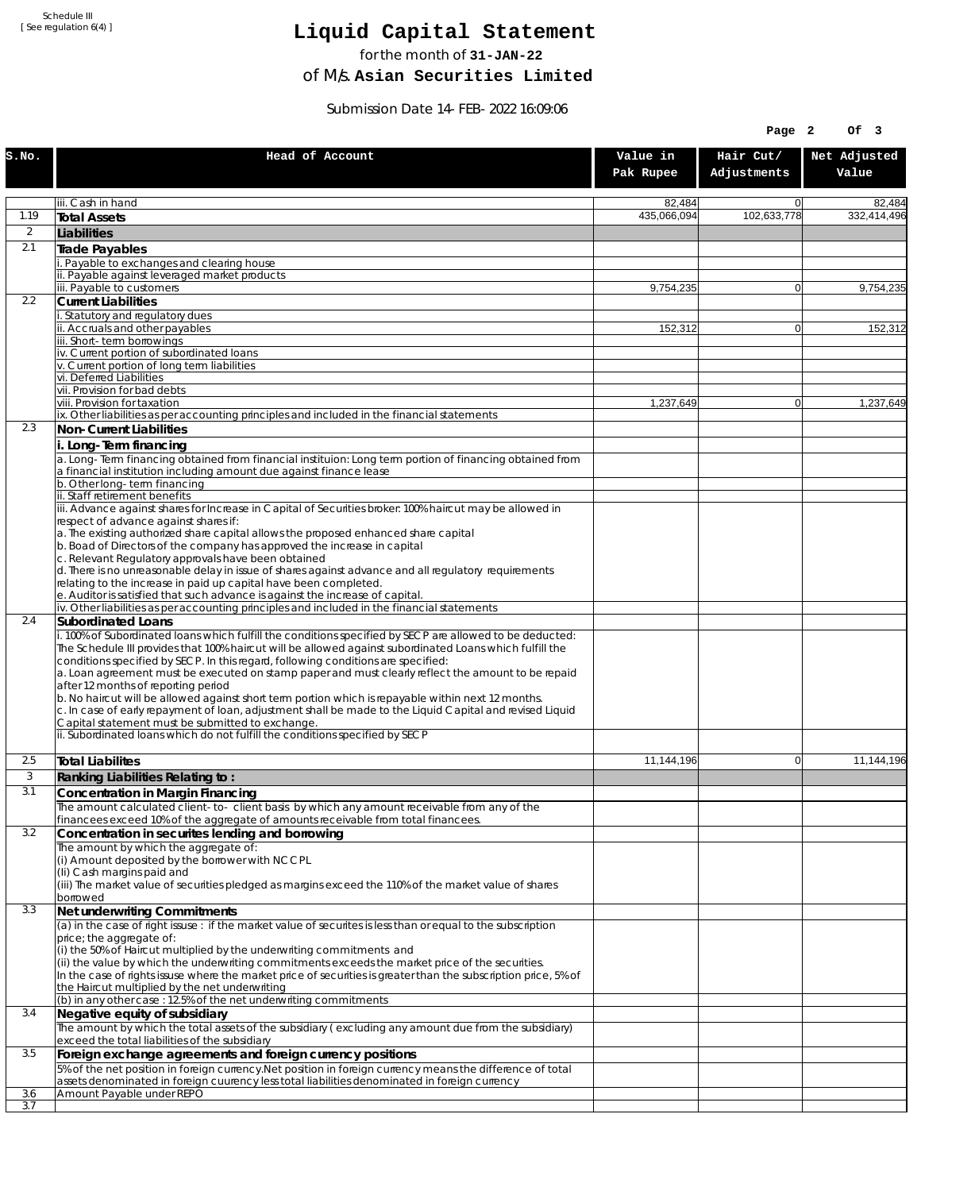Schedule III
[ See regulation 6(4) ]

# Liquid Capital Statement

for the month of **31-JAN-22**

of M/s. **Asian Securities Limited**

Submission Date 14-FEB-2022 16:09:06

| S.No. | Head of Account | Value in Pak Rupee | Hair Cut/ Adjustments | Net Adjusted Value |
|---|---|---|---|---|
| | iii. Cash in hand | 82,484 | 0 | 82,484 |
| 1.19 | **Total Assets** | 435,066,094 | 102,633,778 | 332,414,496 |
| 2 | **Liabilities** | | | |
| 2.1 | **Trade Payables** | | | |
| | i. Payable to exchanges and clearing house | | | |
| | ii. Payable against leveraged market products | | | |
| | iii. Payable to customers | 9,754,235 | 0 | 9,754,235 |
| 2.2 | **Current Liabilities** | | | |
| | i. Statutory and regulatory dues | | | |
| | ii. Accruals and other payables | 152,312 | 0 | 152,312 |
| | iii. Short-term borrowings | | | |
| | iv. Current portion of subordinated loans | | | |
| | v. Current portion of long term liabilities | | | |
| | vi. Deferred Liabilities | | | |
| | vii. Provision for bad debts | | | |
| | viii. Provision for taxation | 1,237,649 | 0 | 1,237,649 |
| | ix. Other liabilities as per accounting principles and included in the financial statements | | | |
| 2.3 | **Non-Current Liabilities** | | | |
| | **i. Long-Term financing** | | | |
| | a. Long-Term financing obtained from financial instituion: Long term portion of financing obtained from a financial institution including amount due against finance lease | | | |
| | b. Other long-term financing | | | |
| | ii. Staff retirement benefits | | | |
| | iii. Advance against shares for Increase in Capital of Securities broker: 100% haircut may be allowed in respect of advance against shares if:<br>a. The existing authorized share capital allows the proposed enhanced share capital<br>b. Boad of Directors of the company has approved the increase in capital<br>c. Relevant Regulatory approvals have been obtained<br>d. There is no unreasonable delay in issue of shares against advance and all regulatory requirements relating to the increase in paid up capital have been completed.<br>e. Auditor is satisfied that such advance is against the increase of capital. | | | |
| | iv. Other liabilities as per accounting principles and included in the financial statements | | | |
| 2.4 | **Subordinated Loans** | | | |
| | i. 100% of Subordinated loans which fulfill the conditions specified by SECP are allowed to be deducted:<br>The Schedule III provides that 100% haircut will be allowed against subordinated Loans which fulfill the conditions specified by SECP. In this regard, following conditions are specified:<br>a. Loan agreement must be executed on stamp paper and must clearly reflect the amount to be repaid after 12 months of reporting period<br>b. No haircut will be allowed against short term portion which is repayable within next 12 months.<br>c. In case of early repayment of loan, adjustment shall be made to the Liquid Capital and revised Liquid Capital statement must be submitted to exchange. | | | |
| | ii. Subordinated loans which do not fulfill the conditions specified by SECP | | | |
| 2.5 | **Total Liabilites** | 11,144,196 | 0 | 11,144,196 |
| 3 | **Ranking Liabilities Relating to :** | | | |
| 3.1 | **Concentration in Margin Financing** | | | |
| | The amount calculated client-to- client basis by which any amount receivable from any of the financees exceed 10% of the aggregate of amounts receivable from total financees. | | | |
| 3.2 | **Concentration in securites lending and borrowing** | | | |
| | The amount by which the aggregate of:<br>(i) Amount deposited by the borrower with NCCPL<br>(Ii) Cash margins paid and<br>(iii) The market value of securities pledged as margins exceed the 110% of the market value of shares borrowed | | | |
| 3.3 | **Net underwriting Commitments** | | | |
| | (a) in the case of right issuse : if the market value of securites is less than or equal to the subscription price; the aggregate of:<br>(i) the 50% of Haircut multiplied by the underwriting commitments and<br>(ii) the value by which the underwriting commitments exceeds the market price of the securities.<br>In the case of rights issuse where the market price of securities is greater than the subscription price, 5% of the Haircut multiplied by the net underwriting | | | |
| | (b) in any other case : 12.5% of the net underwriting commitments | | | |
| 3.4 | **Negative equity of subsidiary** | | | |
| | The amount by which the total assets of the subsidiary ( excluding any amount due from the subsidiary) exceed the total liabilities of the subsidiary | | | |
| 3.5 | **Foreign exchange agreements and foreign currency positions** | | | |
| | 5% of the net position in foreign currency.Net position in foreign currency means the difference of total assets denominated in foreign cuurency less total liabilities denominated in foreign currency | | | |
| 3.6 | Amount Payable under REPO | | | |
| 3.7 | | | | |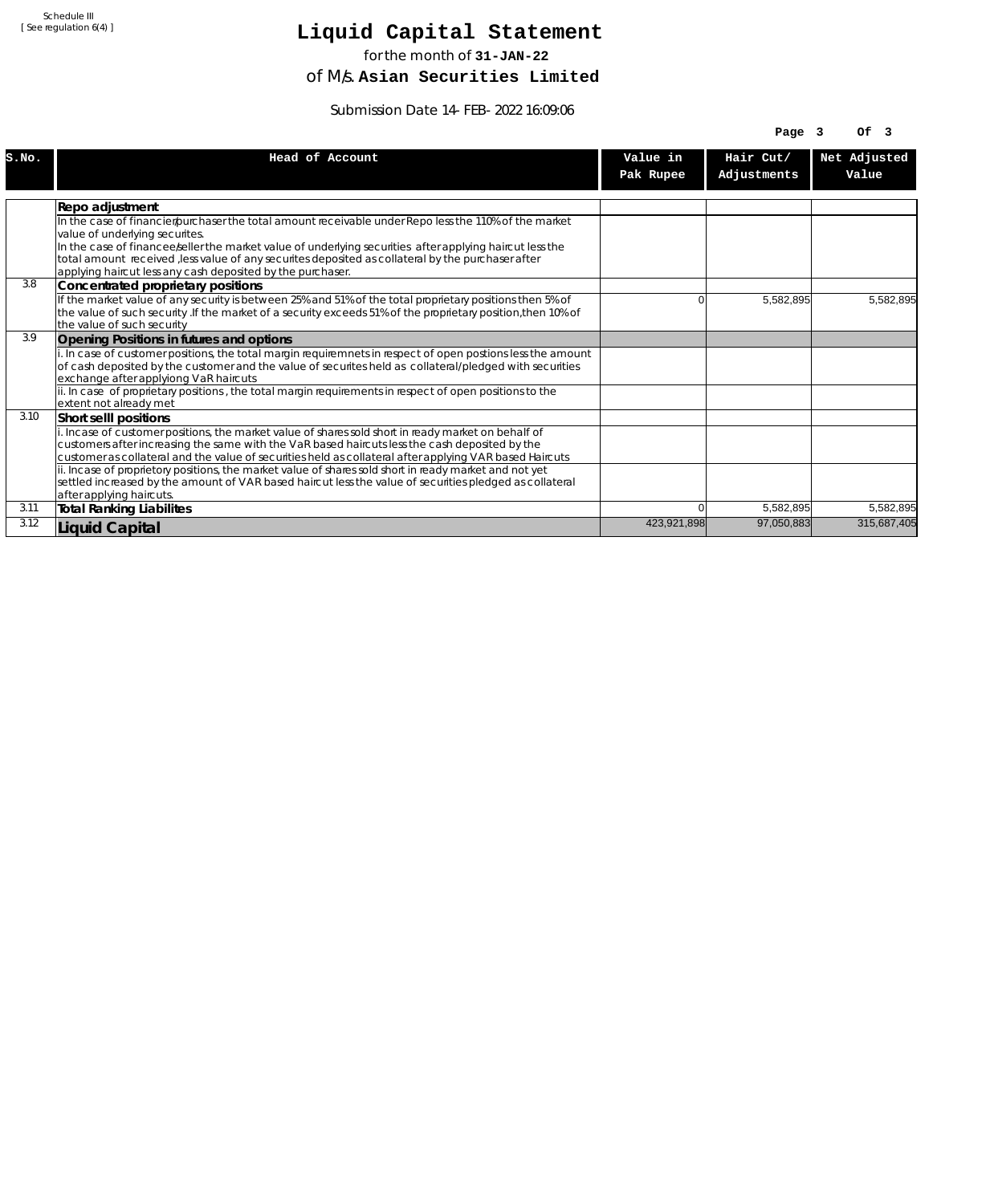Schedule III
[ See regulation 6(4) ]

# Liquid Capital Statement

for the month of **31-JAN-22**

of M/s. **Asian Securities Limited**

Submission Date 14-FEB-2022 16:09:06

| S.No. | Head of Account | Value in Pak Rupee | Hair Cut/ Adjustments | Net Adjusted Value |
|---|---|---|---|---|
| | **Repo adjustment** | | | |
| | In the case of financier/purchaser the total amount receivable under Repo less the 110% of the market value of underlying securites. In the case of financee/seller the market value of underlying securities after applying haircut less the total amount received ,less value of any securites deposited as collateral by the purchaser after applying haircut less any cash deposited by the purchaser. | | | |
| 3.8 | **Concentrated proprietary positions** | | | |
| | If the market value of any security is between 25% and 51% of the total proprietary positions then 5% of the value of such security .If the market of a security exceeds 51% of the proprietary position,then 10% of the value of such security | 0 | 5,582,895 | 5,582,895 |
| 3.9 | **Opening Positions in futures and options** | | | |
| | i. In case of customer positions, the total margin requiremnets in respect of open postions less the amount of cash deposited by the customer and the value of securites held as collateral/pledged with securities exchange after applyiong VaR haircuts | | | |
| | ii. In case of proprietary positions , the total margin requirements in respect of open positions to the extent not already met | | | |
| 3.10 | **Short selll positions** | | | |
| | i. Incase of customer positions, the market value of shares sold short in ready market on behalf of customers after increasing the same with the VaR based haircuts less the cash deposited by the customer as collateral and the value of securities held as collateral after applying VAR based Haircuts | | | |
| | ii. Incase of proprietory positions, the market value of shares sold short in ready market and not yet settled increased by the amount of VAR based haircut less the value of securities pledged as collateral after applying haircuts. | | | |
| 3.11 | **Total Ranking Liabilites** | 0 | 5,582,895 | 5,582,895 |
| 3.12 | **Liquid Capital** | 423,921,898 | 97,050,883 | 315,687,405 |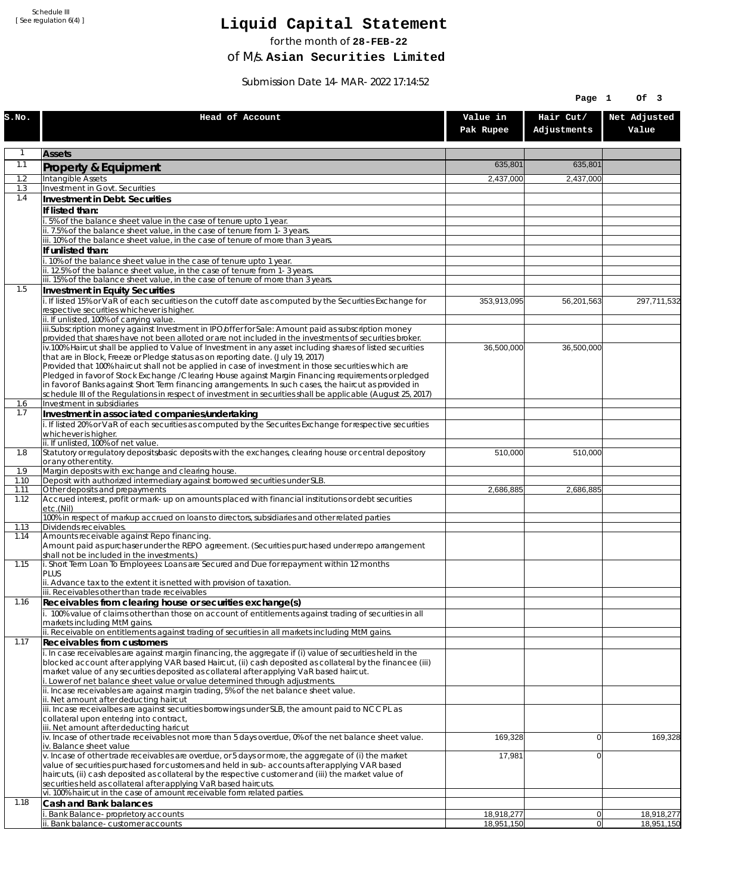Schedule III
[ See regulation 6(4) ]

# Liquid Capital Statement

for the month of **28-FEB-22**

of M/s. **Asian Securities Limited**

Submission Date 14-MAR-2022 17:14:52

| S.No. | Head of Account | Value in Pak Rupee | Hair Cut/ Adjustments | Net Adjusted Value |
|---|---|---|---|---|
| 1 | **Assets** | | | |
| 1.1 | **Property & Equipment** | 635,801 | 635,801 | |
| 1.2 | Intangible Assets | 2,437,000 | 2,437,000 | |
| 1.3 | Investment in Govt. Securities | | | |
| 1.4 | **Investment in Debt. Securities** | | | |
| | **If listed than:** | | | |
| | i. 5% of the balance sheet value in the case of tenure upto 1 year. | | | |
| | ii. 7.5% of the balance sheet value, in the case of tenure from 1-3 years. | | | |
| | iii. 10% of the balance sheet value, in the case of tenure of more than 3 years. | | | |
| | **If unlisted than:** | | | |
| | i. 10% of the balance sheet value in the case of tenure upto 1 year. | | | |
| | ii. 12.5% of the balance sheet value, in the case of tenure from 1-3 years. | | | |
| | iii. 15% of the balance sheet value, in the case of tenure of more than 3 years. | | | |
| 1.5 | **Investment in Equity Securities** | | | |
| | i. If listed 15% or VaR of each securities on the cutoff date as computed by the Securities Exchange for respective securities whichever is higher. | 353,913,095 | 56,201,563 | 297,711,532 |
| | ii. If unlisted, 100% of carrying value. | | | |
| | iii.Subscription money against Investment in IPO/offer for Sale: Amount paid as subscription money provided that shares have not been alloted or are not included in the investments of securities broker. | | | |
| | iv.100% Haircut shall be applied to Value of Investment in any asset including shares of listed securities that are in Block, Freeze or Pledge status as on reporting date. (July 19, 2017) Provided that 100% haircut shall not be applied in case of investment in those securities which are Pledged in favor of Stock Exchange / Clearing House against Margin Financing requirements or pledged in favor of Banks against Short Term financing arrangements. In such cases, the haircut as provided in schedule III of the Regulations in respect of investment in securities shall be applicable (August 25, 2017) | 36,500,000 | 36,500,000 | |
| 1.6 | Investment in subsidiaries | | | |
| 1.7 | **Investment in associated companies/undertaking** | | | |
| | i. If listed 20% or VaR of each securities as computed by the Securites Exchange for respective securities whichever is higher. | | | |
| | ii. If unlisted, 100% of net value. | | | |
| 1.8 | Statutory or regulatory deposits/basic deposits with the exchanges, clearing house or central depository or any other entity. | 510,000 | 510,000 | |
| 1.9 | Margin deposits with exchange and clearing house. | | | |
| 1.10 | Deposit with authorized intermediary against borrowed securities under SLB. | | | |
| 1.11 | Other deposits and prepayments | 2,686,885 | 2,686,885 | |
| 1.12 | Accrued interest, profit or mark-up on amounts placed with financial institutions or debt securities etc.(Nil) | | | |
| | 100% in respect of markup accrued on loans to directors, subsidiaries and other related parties | | | |
| 1.13 | Dividends receivables. | | | |
| 1.14 | Amounts receivable against Repo financing. Amount paid as purchaser under the REPO agreement. (Securities purchased under repo arrangement shall not be included in the investments.) | | | |
| 1.15 | i. Short Term Loan To Employees: Loans are Secured and Due for repayment within 12 months PLUS ii. Advance tax to the extent it is netted with provision of taxation. | | | |
| | iii. Receivables other than trade receivables | | | |
| 1.16 | **Receivables from clearing house or securities exchange(s)** | | | |
| | i. 100% value of claims other than those on account of entitlements against trading of securities in all markets including MtM gains. | | | |
| | ii. Receivable on entitlements against trading of securities in all markets including MtM gains. | | | |
| 1.17 | **Receivables from customers** | | | |
| | i. In case receivables are against margin financing, the aggregate if (i) value of securities held in the blocked account after applying VAR based Haircut, (ii) cash deposited as collateral by the financee (iii) market value of any securities deposited as collateral after applying VaR based haircut. i. Lower of net balance sheet value or value determined through adjustments. | | | |
| | ii. Incase receivables are against margin trading, 5% of the net balance sheet value. ii. Net amount after deducting haircut | | | |
| | iii. Incase receivalbes are against securities borrowings under SLB, the amount paid to NCCPL as collateral upon entering into contract, iii. Net amount after deducting haricut | | | |
| | iv. Incase of other trade receivables not more than 5 days overdue, 0% of the net balance sheet value. iv. Balance sheet value | 169,328 | 0 | 169,328 |
| | v. Incase of other trade receivables are overdue, or 5 days or more, the aggregate of (i) the market value of securities purchased for customers and held in sub-accounts after applying VAR based haircuts, (ii) cash deposited as collateral by the respective customer and (iii) the market value of securities held as collateral after applying VaR based haircuts. | 17,981 | 0 | |
| | vi. 100% haircut in the case of amount receivable form related parties. | | | |
| 1.18 | **Cash and Bank balances** | | | |
| | i. Bank Balance-proprietory accounts | 18,918,277 | 0 | 18,918,277 |
| | ii. Bank balance-customer accounts | 18,951,150 | 0 | 18,951,150 |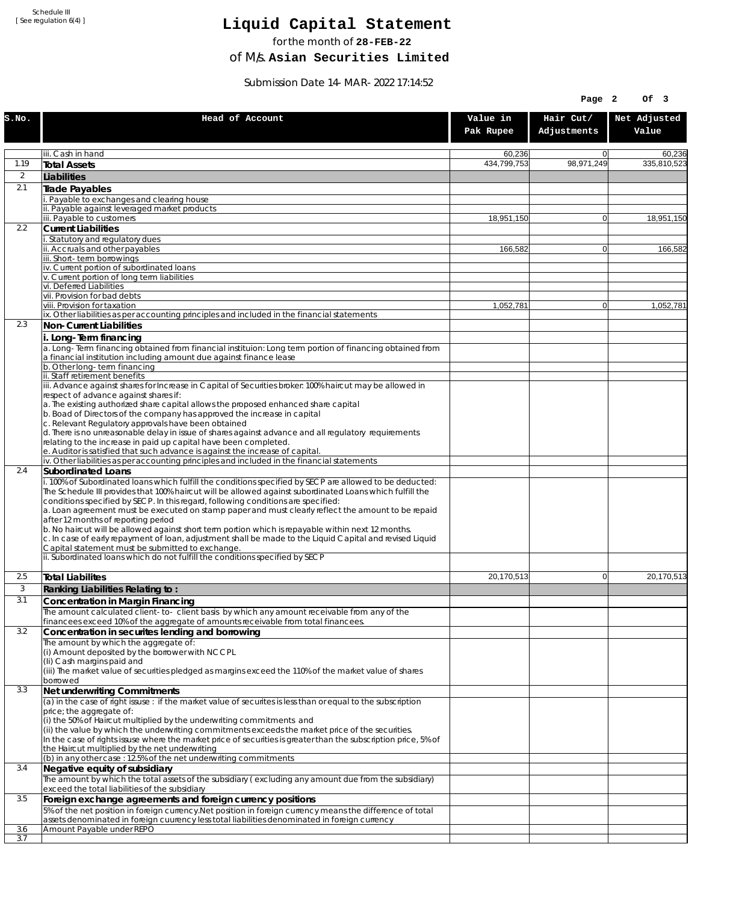Schedule III
[ See regulation 6(4) ]

# Liquid Capital Statement

for the month of **28-FEB-22**

of M/s. **Asian Securities Limited**

Submission Date 14-MAR-2022 17:14:52

| S.No. | Head of Account | Value in Pak Rupee | Hair Cut/ Adjustments | Net Adjusted Value |
|---|---|---|---|---|
| | iii. Cash in hand | 60,236 | 0 | 60,236 |
| 1.19 | **Total Assets** | 434,799,753 | 98,971,249 | 335,810,523 |
| 2 | **Liabilities** | | | |
| 2.1 | **Trade Payables** | | | |
| | i. Payable to exchanges and clearing house | | | |
| | ii. Payable against leveraged market products | | | |
| | iii. Payable to customers | 18,951,150 | 0 | 18,951,150 |
| 2.2 | **Current Liabilities** | | | |
| | i. Statutory and regulatory dues | | | |
| | ii. Accruals and other payables | 166,582 | 0 | 166,582 |
| | iii. Short-term borrowings | | | |
| | iv. Current portion of subordinated loans | | | |
| | v. Current portion of long term liabilities | | | |
| | vi. Deferred Liabilities | | | |
| | vii. Provision for bad debts | | | |
| | viii. Provision for taxation | 1,052,781 | 0 | 1,052,781 |
| | ix. Other liabilities as per accounting principles and included in the financial statements | | | |
| 2.3 | **Non-Current Liabilities** | | | |
| | **i. Long-Term financing** | | | |
| | a. Long-Term financing obtained from financial instituion: Long term portion of financing obtained from a financial institution including amount due against finance lease | | | |
| | b. Other long-term financing | | | |
| | ii. Staff retirement benefits | | | |
| | iii. Advance against shares for Increase in Capital of Securities broker: 100% haircut may be allowed in respect of advance against shares if:<br>a. The existing authorized share capital allows the proposed enhanced share capital<br>b. Boad of Directors of the company has approved the increase in capital<br>c. Relevant Regulatory approvals have been obtained<br>d. There is no unreasonable delay in issue of shares against advance and all regulatory requirements relating to the increase in paid up capital have been completed.<br>e. Auditor is satisfied that such advance is against the increase of capital. | | | |
| | iv. Other liabilities as per accounting principles and included in the financial statements | | | |
| 2.4 | **Subordinated Loans** | | | |
| | i. 100% of Subordinated loans which fulfill the conditions specified by SECP are allowed to be deducted:<br>The Schedule III provides that 100% haircut will be allowed against subordinated Loans which fulfill the conditions specified by SECP. In this regard, following conditions are specified:<br>a. Loan agreement must be executed on stamp paper and must clearly reflect the amount to be repaid after 12 months of reporting period<br>b. No haircut will be allowed against short term portion which is repayable within next 12 months.<br>c. In case of early repayment of loan, adjustment shall be made to the Liquid Capital and revised Liquid Capital statement must be submitted to exchange. | | | |
| | ii. Subordinated loans which do not fulfill the conditions specified by SECP | | | |
| 2.5 | **Total Liabilites** | 20,170,513 | 0 | 20,170,513 |
| 3 | **Ranking Liabilities Relating to :** | | | |
| 3.1 | **Concentration in Margin Financing** | | | |
| | The amount calculated client-to- client basis by which any amount receivable from any of the financees exceed 10% of the aggregate of amounts receivable from total financees. | | | |
| 3.2 | **Concentration in securites lending and borrowing** | | | |
| | The amount by which the aggregate of:<br>(i) Amount deposited by the borrower with NCCPL<br>(Ii) Cash margins paid and<br>(iii) The market value of securities pledged as margins exceed the 110% of the market value of shares borrowed | | | |
| 3.3 | **Net underwriting Commitments** | | | |
| | (a) in the case of right issuse : if the market value of securites is less than or equal to the subscription price; the aggregate of:<br>(i) the 50% of Haircut multiplied by the underwriting commitments and<br>(ii) the value by which the underwriting commitments exceeds the market price of the securities.<br>In the case of rights issuse where the market price of securities is greater than the subscription price, 5% of the Haircut multiplied by the net underwriting | | | |
| | (b) in any other case : 12.5% of the net underwriting commitments | | | |
| 3.4 | **Negative equity of subsidiary** | | | |
| | The amount by which the total assets of the subsidiary ( excluding any amount due from the subsidiary) exceed the total liabilities of the subsidiary | | | |
| 3.5 | **Foreign exchange agreements and foreign currency positions** | | | |
| | 5% of the net position in foreign currency.Net position in foreign currency means the difference of total assets denominated in foreign cuurency less total liabilities denominated in foreign currency | | | |
| 3.6 | Amount Payable under REPO | | | |
| 3.7 | | | | |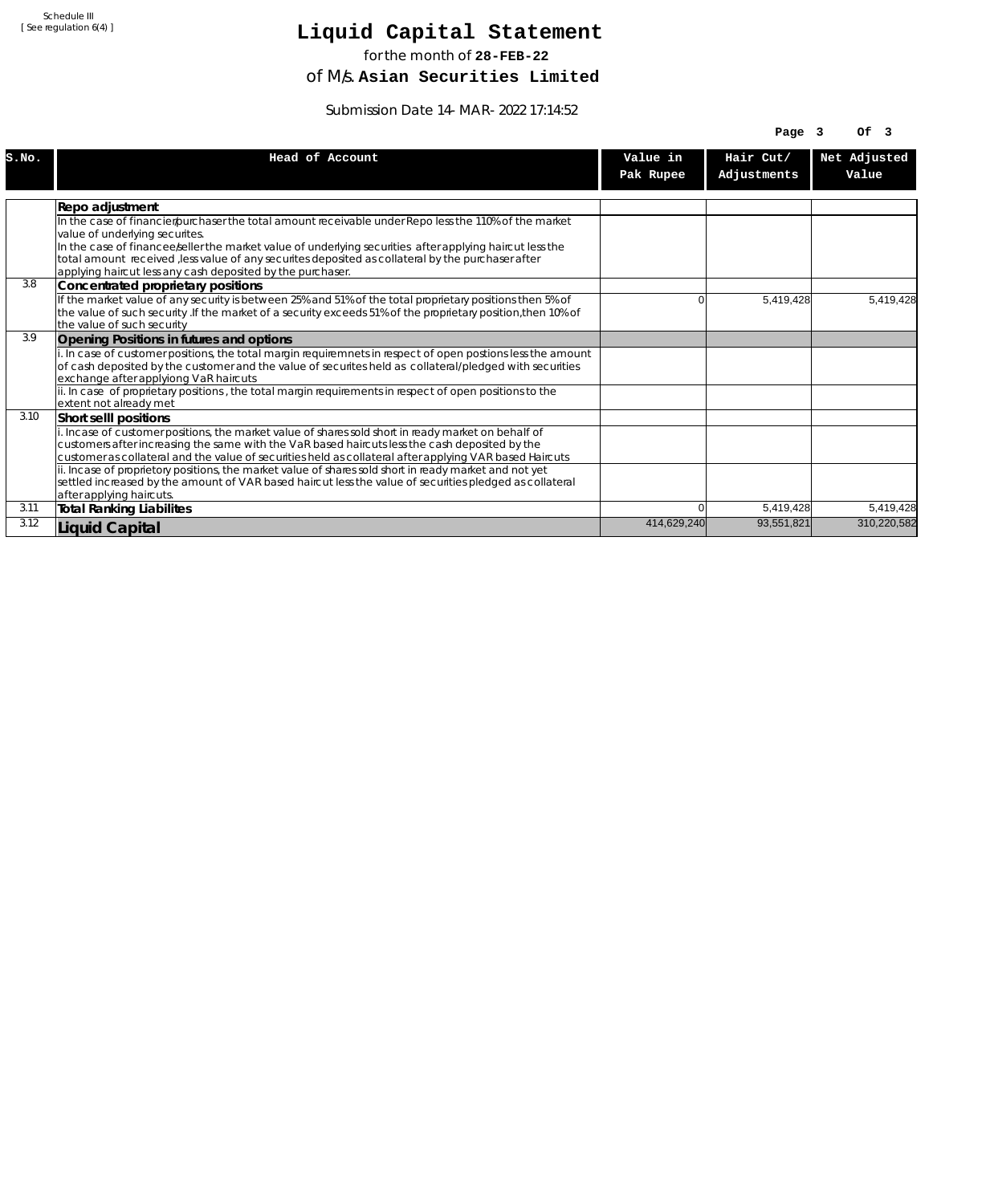Schedule III
[ See regulation 6(4) ]

# Liquid Capital Statement

for the month of **28-FEB-22**

of M/s. **Asian Securities Limited**

Submission Date 14-MAR-2022 17:14:52

| S.No. | Head of Account | Value in Pak Rupee | Hair Cut/ Adjustments | Net Adjusted Value |
|---|---|---|---|---|
| | **Repo adjustment** | | | |
| | In the case of financier/purchaser the total amount receivable under Repo less the 110% of the market value of underlying securites.<br>In the case of financee/seller the market value of underlying securities after applying haircut less the total amount received ,less value of any securites deposited as collateral by the purchaser after applying haircut less any cash deposited by the purchaser. | | | |
| 3.8 | **Concentrated proprietary positions** | | | |
| | If the market value of any security is between 25% and 51% of the total proprietary positions then 5% of the value of such security .If the market of a security exceeds 51% of the proprietary position,then 10% of the value of such security | 0 | 5,419,428 | 5,419,428 |
| 3.9 | **Opening Positions in futures and options** | | | |
| | i. In case of customer positions, the total margin requiremnets in respect of open postions less the amount of cash deposited by the customer and the value of securites held as collateral/pledged with securities exchange after applyiong VaR haircuts | | | |
| | ii. In case of proprietary positions , the total margin requirements in respect of open positions to the extent not already met | | | |
| 3.10 | **Short selll positions** | | | |
| | i. Incase of customer positions, the market value of shares sold short in ready market on behalf of customers after increasing the same with the VaR based haircuts less the cash deposited by the customer as collateral and the value of securities held as collateral after applying VAR based Haircuts | | | |
| | ii. Incase of proprietory positions, the market value of shares sold short in ready market and not yet settled increased by the amount of VAR based haircut less the value of securities pledged as collateral after applying haircuts. | | | |
| 3.11 | **Total Ranking Liabilites** | 0 | 5,419,428 | 5,419,428 |
| 3.12 | **Liquid Capital** | 414,629,240 | 93,551,821 | 310,220,582 |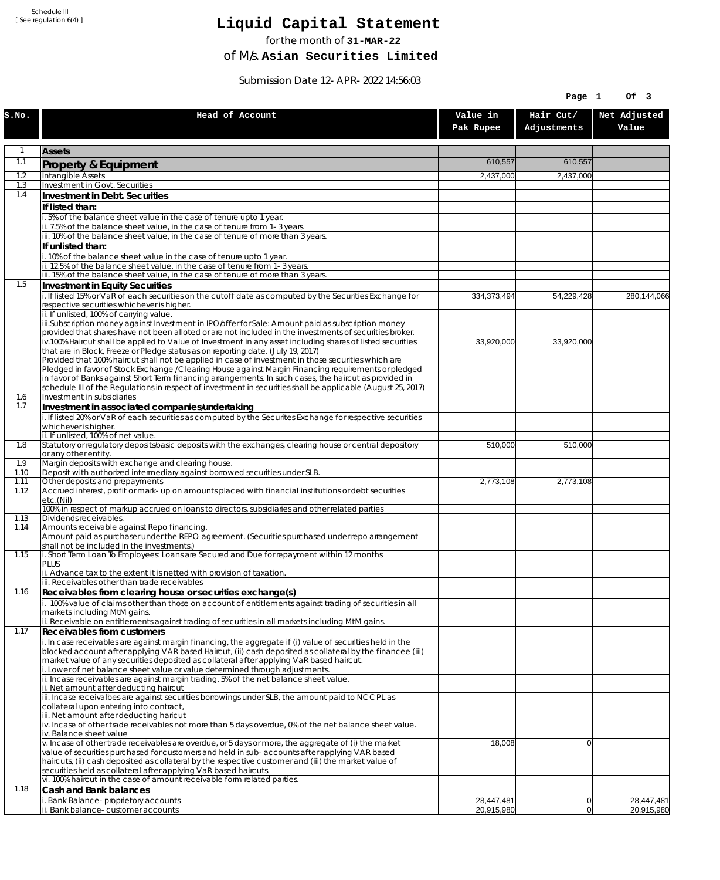Schedule III
[ See regulation 6(4) ]

# Liquid Capital Statement

for the month of **31-MAR-22**

of M/s. **Asian Securities Limited**

Submission Date 12-APR-2022 14:56:03

| S.No. | Head of Account | Value in Pak Rupee | Hair Cut/ Adjustments | Net Adjusted Value |
|---|---|---|---|---|
| 1 | **Assets** | | | |
| 1.1 | **Property & Equipment** | 610,557 | 610,557 | |
| 1.2 | Intangible Assets | 2,437,000 | 2,437,000 | |
| 1.3 | Investment in Govt. Securities | | | |
| 1.4 | **Investment in Debt. Securities** | | | |
| | **If listed than:** | | | |
| | i. 5% of the balance sheet value in the case of tenure upto 1 year. | | | |
| | ii. 7.5% of the balance sheet value, in the case of tenure from 1-3 years. | | | |
| | iii. 10% of the balance sheet value, in the case of tenure of more than 3 years. | | | |
| | **If unlisted than:** | | | |
| | i. 10% of the balance sheet value in the case of tenure upto 1 year. | | | |
| | ii. 12.5% of the balance sheet value, in the case of tenure from 1-3 years. | | | |
| | iii. 15% of the balance sheet value, in the case of tenure of more than 3 years. | | | |
| 1.5 | **Investment in Equity Securities** | | | |
| | i. If listed 15% or VaR of each securities on the cutoff date as computed by the Securities Exchange for respective securities whichever is higher. | 334,373,494 | 54,229,428 | 280,144,066 |
| | ii. If unlisted, 100% of carrying value. | | | |
| | iii.Subscription money against Investment in IPO/offer for Sale: Amount paid as subscription money provided that shares have not been alloted or are not included in the investments of securities broker. | | | |
| | iv.100% Haircut shall be applied to Value of Investment in any asset including shares of listed securities that are in Block, Freeze or Pledge status as on reporting date. (July 19, 2017)<br>Provided that 100% haircut shall not be applied in case of investment in those securities which are Pledged in favor of Stock Exchange / Clearing House against Margin Financing requirements or pledged in favor of Banks against Short Term financing arrangements. In such cases, the haircut as provided in schedule III of the Regulations in respect of investment in securities shall be applicable (August 25, 2017) | 33,920,000 | 33,920,000 | |
| 1.6 | Investment in subsidiaries | | | |
| 1.7 | **Investment in associated companies/undertaking** | | | |
| | i. If listed 20% or VaR of each securities as computed by the Securites Exchange for respective securities whichever is higher. | | | |
| | ii. If unlisted, 100% of net value. | | | |
| 1.8 | Statutory or regulatory deposits/basic deposits with the exchanges, clearing house or central depository or any other entity. | 510,000 | 510,000 | |
| 1.9 | Margin deposits with exchange and clearing house. | | | |
| 1.10 | Deposit with authorized intermediary against borrowed securities under SLB. | | | |
| 1.11 | Other deposits and prepayments | 2,773,108 | 2,773,108 | |
| 1.12 | Accrued interest, profit or mark-up on amounts placed with financial institutions or debt securities etc.(Nil) | | | |
| | 100% in respect of markup accrued on loans to directors, subsidiaries and other related parties | | | |
| 1.13 | Dividends receivables. | | | |
| 1.14 | Amounts receivable against Repo financing.<br>Amount paid as purchaser under the REPO agreement. (Securities purchased under repo arrangement shall not be included in the investments.) | | | |
| 1.15 | i. Short Term Loan To Employees: Loans are Secured and Due for repayment within 12 months<br>PLUS<br>ii. Advance tax to the extent it is netted with provision of taxation. | | | |
| | iii. Receivables other than trade receivables | | | |
| 1.16 | **Receivables from clearing house or securities exchange(s)** | | | |
| | i. 100% value of claims other than those on account of entitlements against trading of securities in all markets including MtM gains. | | | |
| | ii. Receivable on entitlements against trading of securities in all markets including MtM gains. | | | |
| 1.17 | **Receivables from customers** | | | |
| | i. In case receivables are against margin financing, the aggregate if (i) value of securities held in the blocked account after applying VAR based Haircut, (ii) cash deposited as collateral by the financee (iii) market value of any securities deposited as collateral after applying VaR based haircut.<br>i. Lower of net balance sheet value or value determined through adjustments. | | | |
| | ii. Incase receivables are against margin trading, 5% of the net balance sheet value.<br>ii. Net amount after deducting haircut | | | |
| | iii. Incase receivalbes are against securities borrowings under SLB, the amount paid to NCCPL as collateral upon entering into contract,<br>iii. Net amount after deducting haricut | | | |
| | iv. Incase of other trade receivables not more than 5 days overdue, 0% of the net balance sheet value.<br>iv. Balance sheet value | | | |
| | v. Incase of other trade receivables are overdue, or 5 days or more, the aggregate of (i) the market value of securities purchased for customers and held in sub-accounts after applying VAR based haircuts, (ii) cash deposited as collateral by the respective customer and (iii) the market value of securities held as collateral after applying VaR based haircuts. | 18,008 | 0 | |
| | vi. 100% haircut in the case of amount receivable form related parties. | | | |
| 1.18 | **Cash and Bank balances** | | | |
| | i. Bank Balance-proprietory accounts | 28,447,481 | 0 | 28,447,481 |
| | ii. Bank balance-customer accounts | 20,915,980 | 0 | 20,915,980 |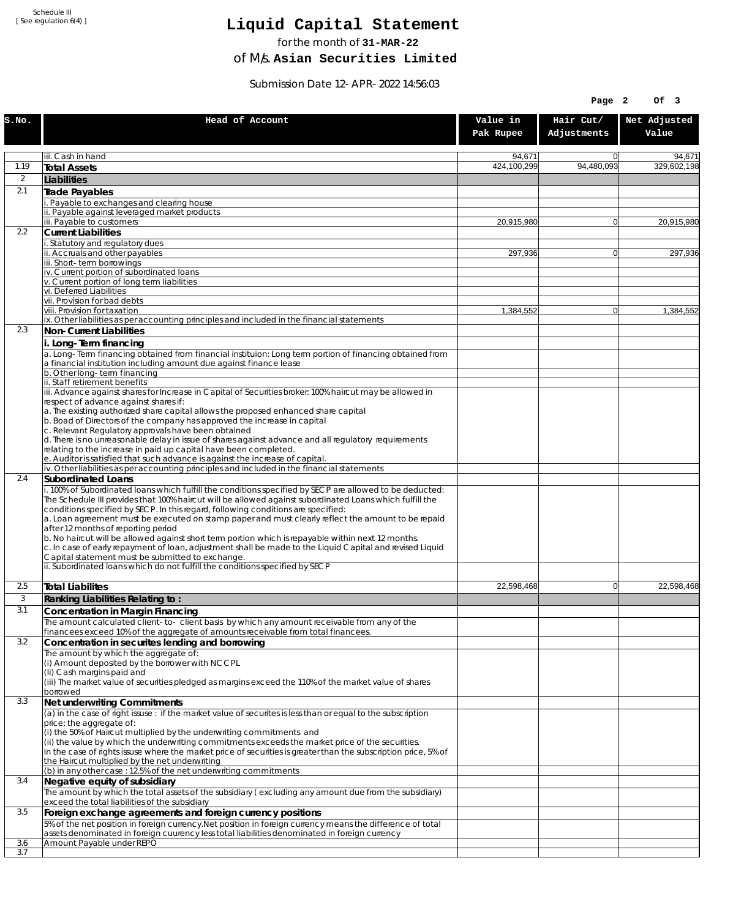Schedule III
[ See regulation 6(4) ]

# Liquid Capital Statement

for the month of **31-MAR-22**

of M/s. **Asian Securities Limited**

Submission Date 12-APR-2022 14:56:03

| S.No. | Head of Account | Value in Pak Rupee | Hair Cut/ Adjustments | Net Adjusted Value |
|---|---|---|---|---|
| | iii. Cash in hand | 94,671 | 0 | 94,671 |
| 1.19 | **Total Assets** | 424,100,299 | 94,480,093 | 329,602,198 |
| 2 | **Liabilities** | | | |
| 2.1 | **Trade Payables** | | | |
| | i. Payable to exchanges and clearing house | | | |
| | ii. Payable against leveraged market products | | | |
| | iii. Payable to customers | 20,915,980 | 0 | 20,915,980 |
| 2.2 | **Current Liabilities** | | | |
| | i. Statutory and regulatory dues | | | |
| | ii. Accruals and other payables | 297,936 | 0 | 297,936 |
| | iii. Short-term borrowings | | | |
| | iv. Current portion of subordinated loans | | | |
| | v. Current portion of long term liabilities | | | |
| | vi. Deferred Liabilities | | | |
| | vii. Provision for bad debts | | | |
| | viii. Provision for taxation | 1,384,552 | 0 | 1,384,552 |
| | ix. Other liabilities as per accounting principles and included in the financial statements | | | |
| 2.3 | **Non-Current Liabilities** | | | |
| | **i. Long-Term financing** | | | |
| | a. Long-Term financing obtained from financial instituion: Long term portion of financing obtained from a financial institution including amount due against finance lease | | | |
| | b. Other long-term financing | | | |
| | ii. Staff retirement benefits | | | |
| | iii. Advance against shares for Increase in Capital of Securities broker: 100% haircut may be allowed in respect of advance against shares if:<br>a. The existing authorized share capital allows the proposed enhanced share capital<br>b. Boad of Directors of the company has approved the increase in capital<br>c. Relevant Regulatory approvals have been obtained<br>d. There is no unreasonable delay in issue of shares against advance and all regulatory requirements relating to the increase in paid up capital have been completed.<br>e. Auditor is satisfied that such advance is against the increase of capital. | | | |
| | iv. Other liabilities as per accounting principles and included in the financial statements | | | |
| 2.4 | **Subordinated Loans** | | | |
| | i. 100% of Subordinated loans which fulfill the conditions specified by SECP are allowed to be deducted:<br>The Schedule III provides that 100% haircut will be allowed against subordinated Loans which fulfill the conditions specified by SECP. In this regard, following conditions are specified:<br>a. Loan agreement must be executed on stamp paper and must clearly reflect the amount to be repaid after 12 months of reporting period<br>b. No haircut will be allowed against short term portion which is repayable within next 12 months.<br>c. In case of early repayment of loan, adjustment shall be made to the Liquid Capital and revised Liquid Capital statement must be submitted to exchange. | | | |
| | ii. Subordinated loans which do not fulfill the conditions specified by SECP | | | |
| 2.5 | **Total Liabilites** | 22,598,468 | 0 | 22,598,468 |
| 3 | **Ranking Liabilities Relating to :** | | | |
| 3.1 | **Concentration in Margin Financing** | | | |
| | The amount calculated client-to- client basis by which any amount receivable from any of the financees exceed 10% of the aggregate of amounts receivable from total financees. | | | |
| 3.2 | **Concentration in securites lending and borrowing** | | | |
| | The amount by which the aggregate of:<br>(i) Amount deposited by the borrower with NCCPL<br>(Ii) Cash margins paid and<br>(iii) The market value of securities pledged as margins exceed the 110% of the market value of shares borrowed | | | |
| 3.3 | **Net underwriting Commitments** | | | |
| | (a) in the case of right issuse : if the market value of securites is less than or equal to the subscription price; the aggregate of:<br>(i) the 50% of Haircut multiplied by the underwriting commitments and<br>(ii) the value by which the underwriting commitments exceeds the market price of the securities.<br>In the case of rights issuse where the market price of securities is greater than the subscription price, 5% of the Haircut multiplied by the net underwriting | | | |
| | (b) in any other case : 12.5% of the net underwriting commitments | | | |
| 3.4 | **Negative equity of subsidiary** | | | |
| | The amount by which the total assets of the subsidiary ( excluding any amount due from the subsidiary) exceed the total liabilities of the subsidiary | | | |
| 3.5 | **Foreign exchange agreements and foreign currency positions** | | | |
| | 5% of the net position in foreign currency.Net position in foreign currency means the difference of total assets denominated in foreign cuurency less total liabilities denominated in foreign currency | | | |
| 3.6 | Amount Payable under REPO | | | |
| 3.7 | | | | |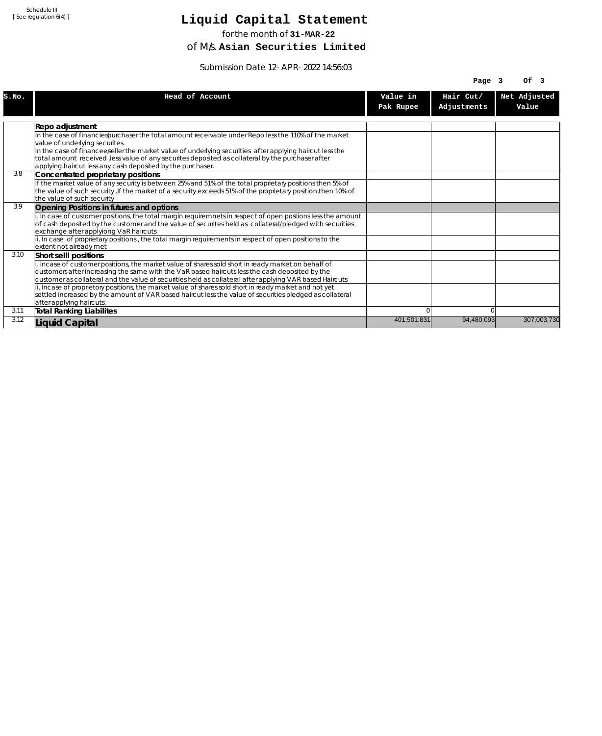Schedule III
[ See regulation 6(4) ]

# Liquid Capital Statement

for the month of **31-MAR-22**

of M/s. **Asian Securities Limited**

Submission Date 12-APR-2022 14:56:03

| S.No. | Head of Account | Value in Pak Rupee | Hair Cut/ Adjustments | Net Adjusted Value |
|---|---|---|---|---|
| | **Repo adjustment** | | | |
| | In the case of financier/purchaser the total amount receivable under Repo less the 110% of the market value of underlying securites.<br>In the case of financee/seller the market value of underlying securities after applying haircut less the total amount received ,less value of any securites deposited as collateral by the purchaser after applying haircut less any cash deposited by the purchaser. | | | |
| 3.8 | **Concentrated proprietary positions** | | | |
| | If the market value of any security is between 25% and 51% of the total proprietary positions then 5% of the value of such security .If the market of a security exceeds 51% of the proprietary position,then 10% of the value of such security | | | |
| 3.9 | **Opening Positions in futures and options** | | | |
| | i. In case of customer positions, the total margin requiremnets in respect of open postions less the amount of cash deposited by the customer and the value of securites held as collateral/pledged with securities exchange after applyiong VaR haircuts | | | |
| | ii. In case of proprietary positions , the total margin requirements in respect of open positions to the extent not already met | | | |
| 3.10 | **Short selll positions** | | | |
| | i. Incase of customer positions, the market value of shares sold short in ready market on behalf of customers after increasing the same with the VaR based haircuts less the cash deposited by the customer as collateral and the value of securities held as collateral after applying VAR based Haircuts | | | |
| | ii. Incase of proprietory positions, the market value of shares sold short in ready market and not yet settled increased by the amount of VAR based haircut less the value of securities pledged as collateral after applying haircuts. | | | |
| 3.11 | **Total Ranking Liabilites** | 0 | 0 | |
| 3.12 | **Liquid Capital** | 401,501,831 | 94,480,093 | 307,003,730 |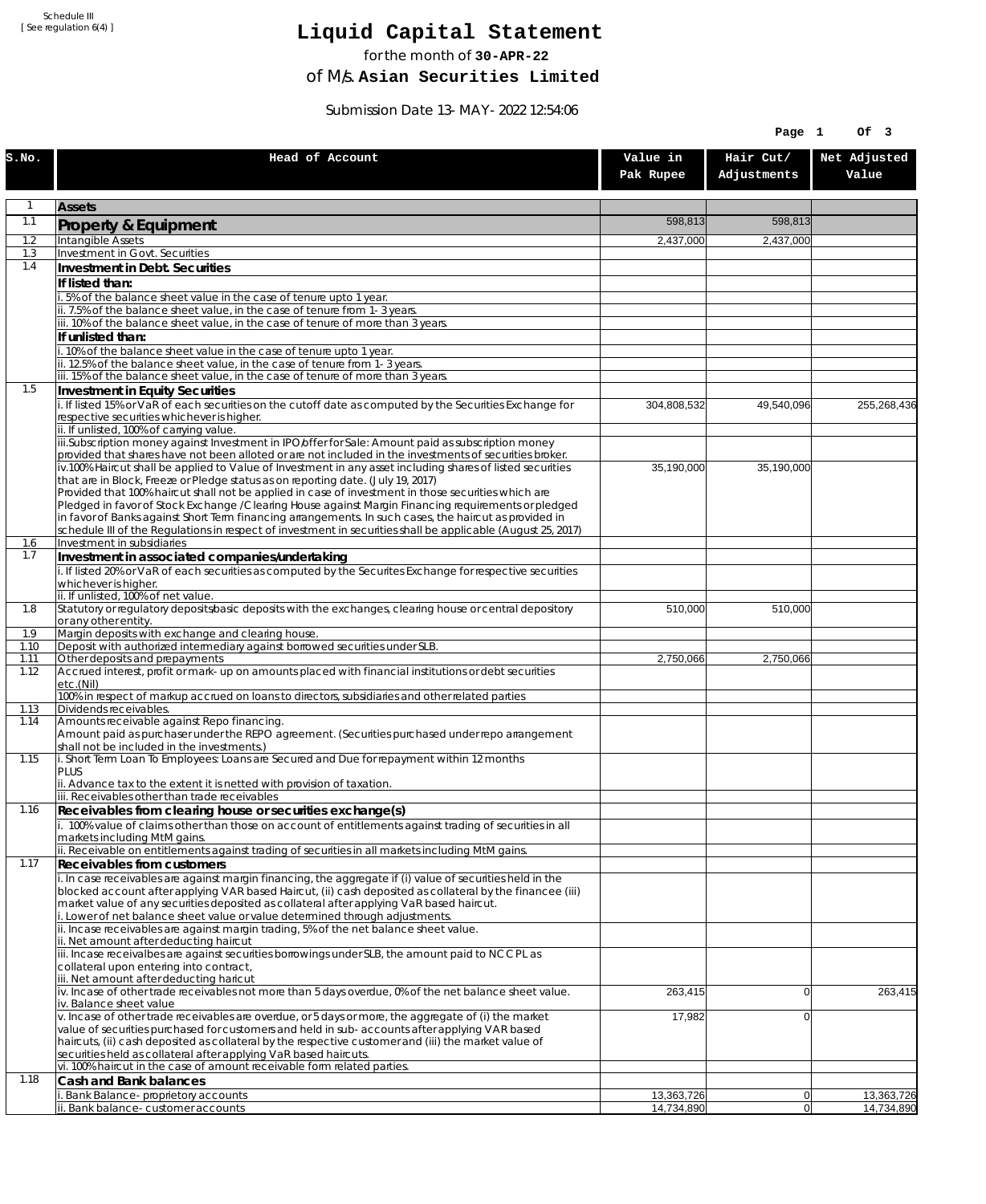Schedule III
[ See regulation 6(4) ]

# Liquid Capital Statement

for the month of **30-APR-22**

of M/s. **Asian Securities Limited**

Submission Date 13-MAY-2022 12:54:06

| S.No. | Head of Account | Value in Pak Rupee | Hair Cut/ Adjustments | Net Adjusted Value |
|---|---|---|---|---|
| 1 | **Assets** | | | |
| 1.1 | **Property & Equipment** | 598,813 | 598,813 | |
| 1.2 | Intangible Assets | 2,437,000 | 2,437,000 | |
| 1.3 | Investment in Govt. Securities | | | |
| 1.4 | **Investment in Debt. Securities** | | | |
| | **If listed than:** | | | |
| | i. 5% of the balance sheet value in the case of tenure upto 1 year. | | | |
| | ii. 7.5% of the balance sheet value, in the case of tenure from 1-3 years. | | | |
| | iii. 10% of the balance sheet value, in the case of tenure of more than 3 years. | | | |
| | **If unlisted than:** | | | |
| | i. 10% of the balance sheet value in the case of tenure upto 1 year. | | | |
| | ii. 12.5% of the balance sheet value, in the case of tenure from 1-3 years. | | | |
| | iii. 15% of the balance sheet value, in the case of tenure of more than 3 years. | | | |
| 1.5 | **Investment in Equity Securities** | | | |
| | i. If listed 15% or VaR of each securities on the cutoff date as computed by the Securities Exchange for respective securities whichever is higher. | 304,808,532 | 49,540,096 | 255,268,436 |
| | ii. If unlisted, 100% of carrying value. | | | |
| | iii.Subscription money against Investment in IPO/offer for Sale: Amount paid as subscription money provided that shares have not been alloted or are not included in the investments of securities broker. | | | |
| | iv.100% Haircut shall be applied to Value of Investment in any asset including shares of listed securities that are in Block, Freeze or Pledge status as on reporting date. (July 19, 2017) Provided that 100% haircut shall not be applied in case of investment in those securities which are Pledged in favor of Stock Exchange / Clearing House against Margin Financing requirements or pledged in favor of Banks against Short Term financing arrangements. In such cases, the haircut as provided in schedule III of the Regulations in respect of investment in securities shall be applicable (August 25, 2017) | 35,190,000 | 35,190,000 | |
| 1.6 | Investment in subsidiaries | | | |
| 1.7 | **Investment in associated companies/undertaking** | | | |
| | i. If listed 20% or VaR of each securities as computed by the Securites Exchange for respective securities whichever is higher. | | | |
| | ii. If unlisted, 100% of net value. | | | |
| 1.8 | Statutory or regulatory deposits/basic deposits with the exchanges, clearing house or central depository or any other entity. | 510,000 | 510,000 | |
| 1.9 | Margin deposits with exchange and clearing house. | | | |
| 1.10 | Deposit with authorized intermediary against borrowed securities under SLB. | | | |
| 1.11 | Other deposits and prepayments | 2,750,066 | 2,750,066 | |
| 1.12 | Accrued interest, profit or mark-up on amounts placed with financial institutions or debt securities etc.(Nil) | | | |
| | 100% in respect of markup accrued on loans to directors, subsidiaries and other related parties | | | |
| 1.13 | Dividends receivables. | | | |
| 1.14 | Amounts receivable against Repo financing. Amount paid as purchaser under the REPO agreement. (Securities purchased under repo arrangement shall not be included in the investments.) | | | |
| 1.15 | i. Short Term Loan To Employees: Loans are Secured and Due for repayment within 12 months PLUS | | | |
| | ii. Advance tax to the extent it is netted with provision of taxation. | | | |
| | iii. Receivables other than trade receivables | | | |
| 1.16 | **Receivables from clearing house or securities exchange(s)** | | | |
| | i. 100% value of claims other than those on account of entitlements against trading of securities in all markets including MtM gains. | | | |
| | ii. Receivable on entitlements against trading of securities in all markets including MtM gains. | | | |
| 1.17 | **Receivables from customers** | | | |
| | i. In case receivables are against margin financing, the aggregate if (i) value of securities held in the blocked account after applying VAR based Haircut, (ii) cash deposited as collateral by the financee (iii) market value of any securities deposited as collateral after applying VaR based haircut. i. Lower of net balance sheet value or value determined through adjustments. | | | |
| | ii. Incase receivables are against margin trading, 5% of the net balance sheet value. ii. Net amount after deducting haircut | | | |
| | iii. Incase receivalbes are against securities borrowings under SLB, the amount paid to NCCPL as collateral upon entering into contract, iii. Net amount after deducting haricut | | | |
| | iv. Incase of other trade receivables not more than 5 days overdue, 0% of the net balance sheet value. iv. Balance sheet value | 263,415 | 0 | 263,415 |
| | v. Incase of other trade receivables are overdue, or 5 days or more, the aggregate of (i) the market value of securities purchased for customers and held in sub-accounts after applying VAR based haircuts, (ii) cash deposited as collateral by the respective customer and (iii) the market value of securities held as collateral after applying VaR based haircuts. | 17,982 | 0 | |
| | vi. 100% haircut in the case of amount receivable form related parties. | | | |
| 1.18 | **Cash and Bank balances** | | | |
| | i. Bank Balance-proprietory accounts | 13,363,726 | 0 | 13,363,726 |
| | ii. Bank balance-customer accounts | 14,734,890 | 0 | 14,734,890 |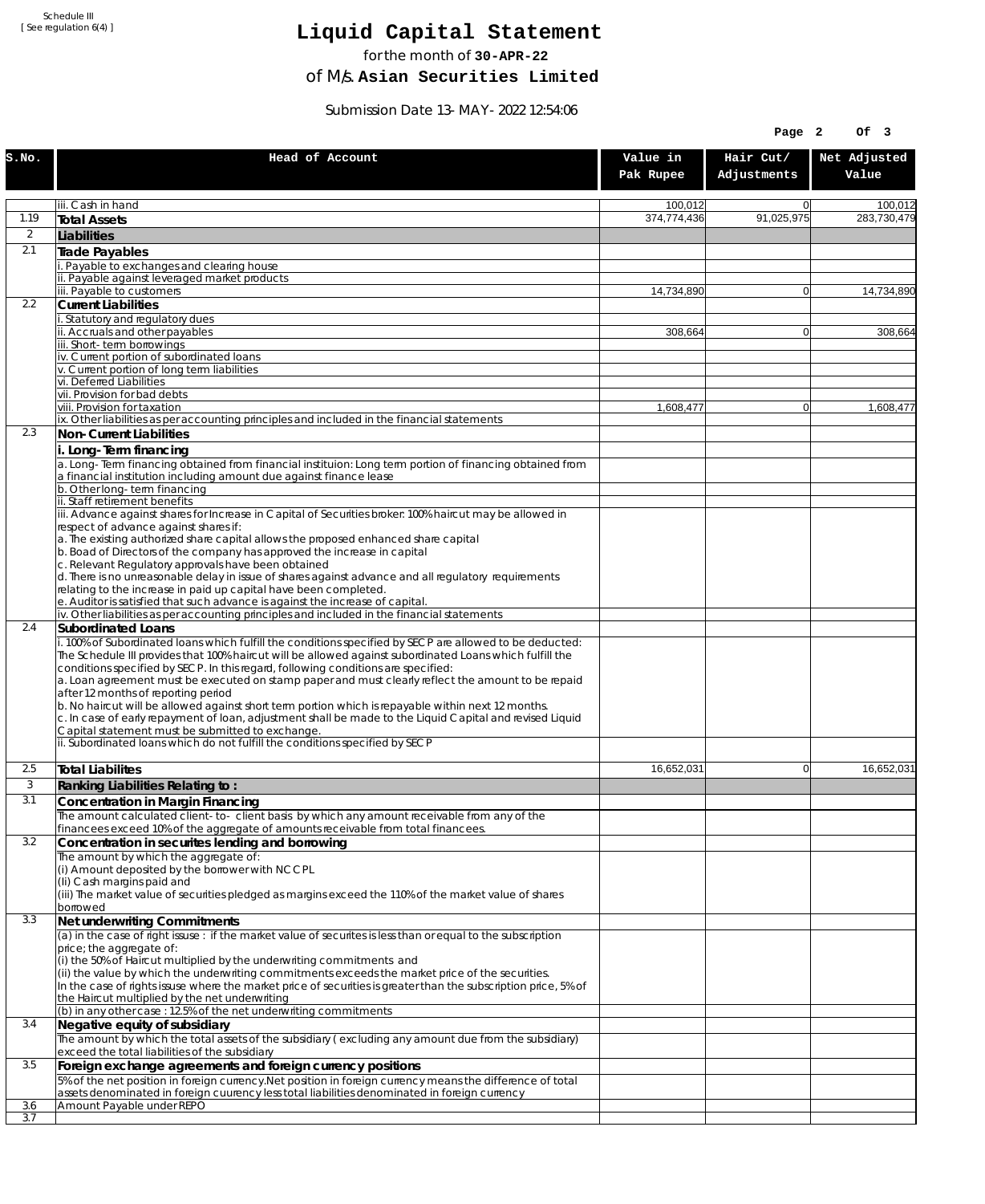Schedule III
[ See regulation 6(4) ]

# Liquid Capital Statement

for the month of **30-APR-22**

of M/s. **Asian Securities Limited**

Submission Date 13-MAY-2022 12:54:06

| S.No. | Head of Account | Value in Pak Rupee | Hair Cut/ Adjustments | Net Adjusted Value |
|---|---|---|---|---|
| | iii. Cash in hand | 100,012 | 0 | 100,012 |
| 1.19 | **Total Assets** | 374,774,436 | 91,025,975 | 283,730,479 |
| 2 | **Liabilities** | | | |
| 2.1 | **Trade Payables** | | | |
| | i. Payable to exchanges and clearing house | | | |
| | ii. Payable against leveraged market products | | | |
| | iii. Payable to customers | 14,734,890 | 0 | 14,734,890 |
| 2.2 | **Current Liabilities** | | | |
| | i. Statutory and regulatory dues | | | |
| | ii. Accruals and other payables | 308,664 | 0 | 308,664 |
| | iii. Short-term borrowings | | | |
| | iv. Current portion of subordinated loans | | | |
| | v. Current portion of long term liabilities | | | |
| | vi. Deferred Liabilities | | | |
| | vii. Provision for bad debts | | | |
| | viii. Provision for taxation | 1,608,477 | 0 | 1,608,477 |
| | ix. Other liabilities as per accounting principles and included in the financial statements | | | |
| 2.3 | **Non-Current Liabilities** | | | |
| | **i. Long-Term financing** | | | |
| | a. Long-Term financing obtained from financial instituion: Long term portion of financing obtained from a financial institution including amount due against finance lease | | | |
| | b. Other long-term financing | | | |
| | ii. Staff retirement benefits | | | |
| | iii. Advance against shares for Increase in Capital of Securities broker: 100% haircut may be allowed in respect of advance against shares if:<br>a. The existing authorized share capital allows the proposed enhanced share capital<br>b. Boad of Directors of the company has approved the increase in capital<br>c. Relevant Regulatory approvals have been obtained<br>d. There is no unreasonable delay in issue of shares against advance and all regulatory requirements relating to the increase in paid up capital have been completed.<br>e. Auditor is satisfied that such advance is against the increase of capital. | | | |
| | iv. Other liabilities as per accounting principles and included in the financial statements | | | |
| 2.4 | **Subordinated Loans** | | | |
| | i. 100% of Subordinated loans which fulfill the conditions specified by SECP are allowed to be deducted:<br>The Schedule III provides that 100% haircut will be allowed against subordinated Loans which fulfill the conditions specified by SECP. In this regard, following conditions are specified:<br>a. Loan agreement must be executed on stamp paper and must clearly reflect the amount to be repaid after 12 months of reporting period<br>b. No haircut will be allowed against short term portion which is repayable within next 12 months.<br>c. In case of early repayment of loan, adjustment shall be made to the Liquid Capital and revised Liquid Capital statement must be submitted to exchange. | | | |
| | ii. Subordinated loans which do not fulfill the conditions specified by SECP | | | |
| 2.5 | **Total Liabilites** | 16,652,031 | 0 | 16,652,031 |
| 3 | **Ranking Liabilities Relating to :** | | | |
| 3.1 | **Concentration in Margin Financing** | | | |
| | The amount calculated client-to- client basis by which any amount receivable from any of the financees exceed 10% of the aggregate of amounts receivable from total financees. | | | |
| 3.2 | **Concentration in securites lending and borrowing** | | | |
| | The amount by which the aggregate of:<br>(i) Amount deposited by the borrower with NCCPL<br>(Ii) Cash margins paid and<br>(iii) The market value of securities pledged as margins exceed the 110% of the market value of shares borrowed | | | |
| 3.3 | **Net underwriting Commitments** | | | |
| | (a) in the case of right issuse : if the market value of securites is less than or equal to the subscription price; the aggregate of:<br>(i) the 50% of Haircut multiplied by the underwriting commitments and<br>(ii) the value by which the underwriting commitments exceeds the market price of the securities.<br>In the case of rights issuse where the market price of securities is greater than the subscription price, 5% of the Haircut multiplied by the net underwriting | | | |
| | (b) in any other case : 12.5% of the net underwriting commitments | | | |
| 3.4 | **Negative equity of subsidiary** | | | |
| | The amount by which the total assets of the subsidiary ( excluding any amount due from the subsidiary) exceed the total liabilities of the subsidiary | | | |
| 3.5 | **Foreign exchange agreements and foreign currency positions** | | | |
| | 5% of the net position in foreign currency.Net position in foreign currency means the difference of total assets denominated in foreign cuurency less total liabilities denominated in foreign currency | | | |
| 3.6 | Amount Payable under REPO | | | |
| 3.7 | | | | |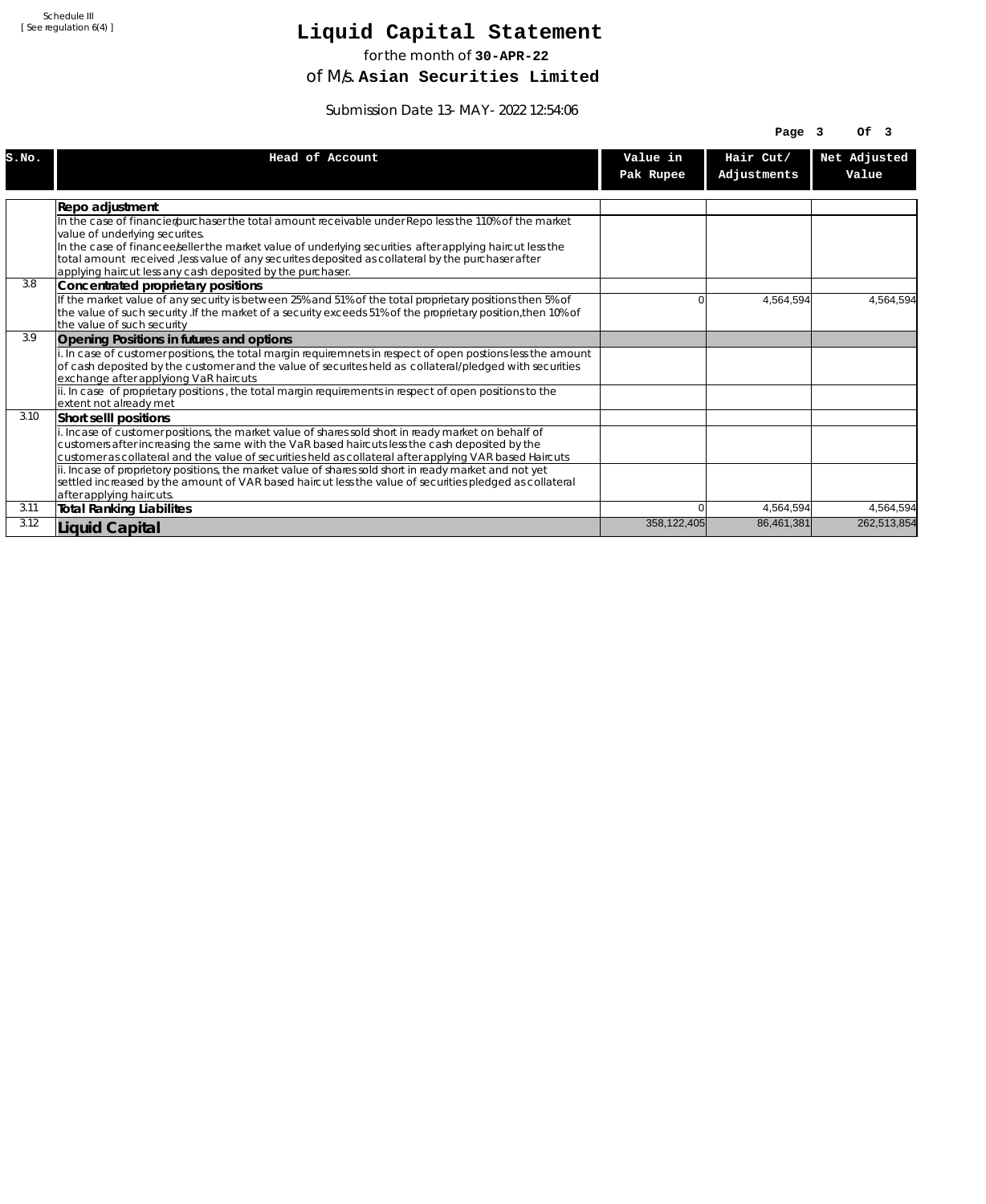Schedule III
[ See regulation 6(4) ]

# Liquid Capital Statement

for the month of **30-APR-22**

of M/s. **Asian Securities Limited**

Submission Date 13-MAY-2022 12:54:06

| S.No. | Head of Account | Value in Pak Rupee | Hair Cut/ Adjustments | Net Adjusted Value |
|---|---|---|---|---|
| | **Repo adjustment** | | | |
| | In the case of financier/purchaser the total amount receivable under Repo less the 110% of the market value of underlying securites. In the case of financee/seller the market value of underlying securities after applying haircut less the total amount received ,less value of any securites deposited as collateral by the purchaser after applying haircut less any cash deposited by the purchaser. | | | |
| 3.8 | **Concentrated proprietary positions** | | | |
| | If the market value of any security is between 25% and 51% of the total proprietary positions then 5% of the value of such security .If the market of a security exceeds 51% of the proprietary position,then 10% of the value of such security | 0 | 4,564,594 | 4,564,594 |
| 3.9 | **Opening Positions in futures and options** | | | |
| | i. In case of customer positions, the total margin requiremnets in respect of open postions less the amount of cash deposited by the customer and the value of securites held as collateral/pledged with securities exchange after applyiong VaR haircuts | | | |
| | ii. In case of proprietary positions , the total margin requirements in respect of open positions to the extent not already met | | | |
| 3.10 | **Short selll positions** | | | |
| | i. Incase of customer positions, the market value of shares sold short in ready market on behalf of customers after increasing the same with the VaR based haircuts less the cash deposited by the customer as collateral and the value of securities held as collateral after applying VAR based Haircuts | | | |
| | ii. Incase of proprietory positions, the market value of shares sold short in ready market and not yet settled increased by the amount of VAR based haircut less the value of securities pledged as collateral after applying haircuts. | | | |
| 3.11 | **Total Ranking Liabilites** | 0 | 4,564,594 | 4,564,594 |
| 3.12 | **Liquid Capital** | 358,122,405 | 86,461,381 | 262,513,854 |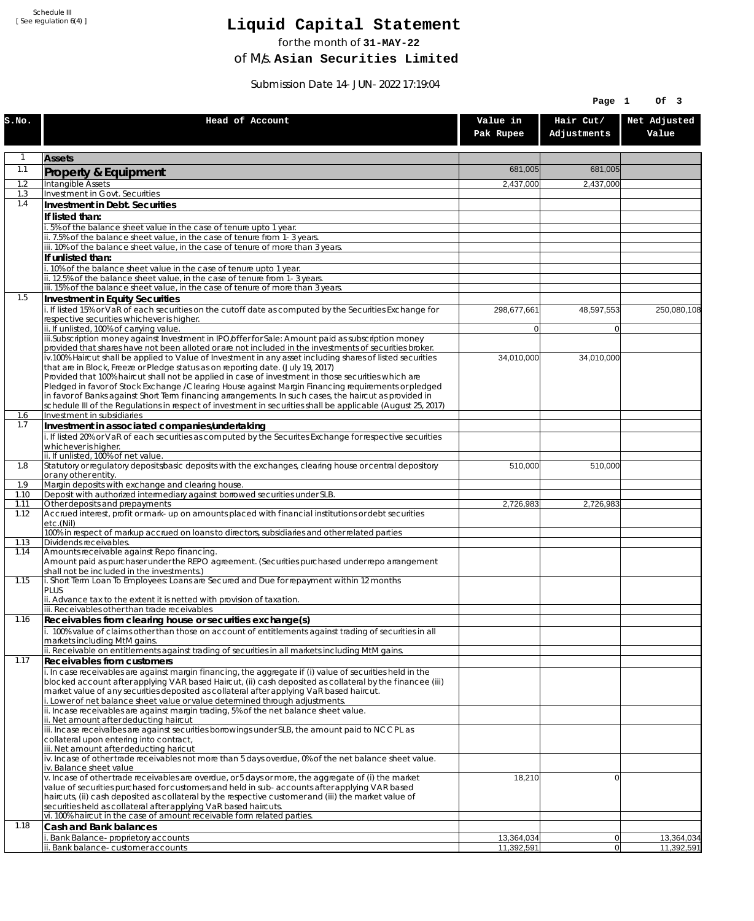Schedule III
[ See regulation 6(4) ]

# Liquid Capital Statement

for the month of **31-MAY-22**

of M/s. **Asian Securities Limited**

Submission Date 14-JUN-2022 17:19:04

| S.No. | Head of Account | Value in Pak Rupee | Hair Cut/ Adjustments | Net Adjusted Value |
|---|---|---|---|---|
| 1 | **Assets** | | | |
| 1.1 | **Property & Equipment** | 681,005 | 681,005 | |
| 1.2 | Intangible Assets | 2,437,000 | 2,437,000 | |
| 1.3 | Investment in Govt. Securities | | | |
| 1.4 | **Investment in Debt. Securities** | | | |
| | **If listed than:** | | | |
| | i. 5% of the balance sheet value in the case of tenure upto 1 year. | | | |
| | ii. 7.5% of the balance sheet value, in the case of tenure from 1-3 years. | | | |
| | iii. 10% of the balance sheet value, in the case of tenure of more than 3 years. | | | |
| | **If unlisted than:** | | | |
| | i. 10% of the balance sheet value in the case of tenure upto 1 year. | | | |
| | ii. 12.5% of the balance sheet value, in the case of tenure from 1-3 years. | | | |
| | iii. 15% of the balance sheet value, in the case of tenure of more than 3 years. | | | |
| 1.5 | **Investment in Equity Securities** | | | |
| | i. If listed 15% or VaR of each securities on the cutoff date as computed by the Securities Exchange for respective securities whichever is higher. | 298,677,661 | 48,597,553 | 250,080,108 |
| | ii. If unlisted, 100% of carrying value. | 0 | 0 | |
| | iii.Subscription money against Investment in IPO/offer for Sale: Amount paid as subscription money provided that shares have not been alloted or are not included in the investments of securities broker. | | | |
| | iv.100% Haircut shall be applied to Value of Investment in any asset including shares of listed securities that are in Block, Freeze or Pledge status as on reporting date. (July 19, 2017)<br>Provided that 100% haircut shall not be applied in case of investment in those securities which are Pledged in favor of Stock Exchange / Clearing House against Margin Financing requirements or pledged in favor of Banks against Short Term financing arrangements. In such cases, the haircut as provided in schedule III of the Regulations in respect of investment in securities shall be applicable (August 25, 2017) | 34,010,000 | 34,010,000 | |
| 1.6 | Investment in subsidiaries | | | |
| 1.7 | **Investment in associated companies/undertaking** | | | |
| | i. If listed 20% or VaR of each securities as computed by the Securites Exchange for respective securities whichever is higher. | | | |
| | ii. If unlisted, 100% of net value. | | | |
| 1.8 | Statutory or regulatory deposits/basic deposits with the exchanges, clearing house or central depository or any other entity. | 510,000 | 510,000 | |
| 1.9 | Margin deposits with exchange and clearing house. | | | |
| 1.10 | Deposit with authorized intermediary against borrowed securities under SLB. | | | |
| 1.11 | Other deposits and prepayments | 2,726,983 | 2,726,983 | |
| 1.12 | Accrued interest, profit or mark-up on amounts placed with financial institutions or debt securities etc.(Nil) | | | |
| | 100% in respect of markup accrued on loans to directors, subsidiaries and other related parties | | | |
| 1.13 | Dividends receivables. | | | |
| 1.14 | Amounts receivable against Repo financing.<br>Amount paid as purchaser under the REPO agreement. (Securities purchased under repo arrangement shall not be included in the investments.) | | | |
| 1.15 | i. Short Term Loan To Employees: Loans are Secured and Due for repayment within 12 months<br>PLUS<br>ii. Advance tax to the extent it is netted with provision of taxation. | | | |
| | iii. Receivables other than trade receivables | | | |
| 1.16 | **Receivables from clearing house or securities exchange(s)** | | | |
| | i. 100% value of claims other than those on account of entitlements against trading of securities in all markets including MtM gains. | | | |
| | ii. Receivable on entitlements against trading of securities in all markets including MtM gains. | | | |
| 1.17 | **Receivables from customers** | | | |
| | i. In case receivables are against margin financing, the aggregate if (i) value of securities held in the blocked account after applying VAR based Haircut, (ii) cash deposited as collateral by the financee (iii) market value of any securities deposited as collateral after applying VaR based haircut.<br>i. Lower of net balance sheet value or value determined through adjustments. | | | |
| | ii. Incase receivables are against margin trading, 5% of the net balance sheet value.<br>ii. Net amount after deducting haircut | | | |
| | iii. Incase receivalbes are against securities borrowings under SLB, the amount paid to NCCPL as collateral upon entering into contract,<br>iii. Net amount after deducting haricut | | | |
| | iv. Incase of other trade receivables not more than 5 days overdue, 0% of the net balance sheet value.<br>iv. Balance sheet value | | | |
| | v. Incase of other trade receivables are overdue, or 5 days or more, the aggregate of (i) the market value of securities purchased for customers and held in sub-accounts after applying VAR based haircuts, (ii) cash deposited as collateral by the respective customer and (iii) the market value of securities held as collateral after applying VaR based haircuts. | 18,210 | 0 | |
| | vi. 100% haircut in the case of amount receivable form related parties. | | | |
| 1.18 | **Cash and Bank balances** | | | |
| | i. Bank Balance-proprietory accounts | 13,364,034 | 0 | 13,364,034 |
| | ii. Bank balance-customer accounts | 11,392,591 | 0 | 11,392,591 |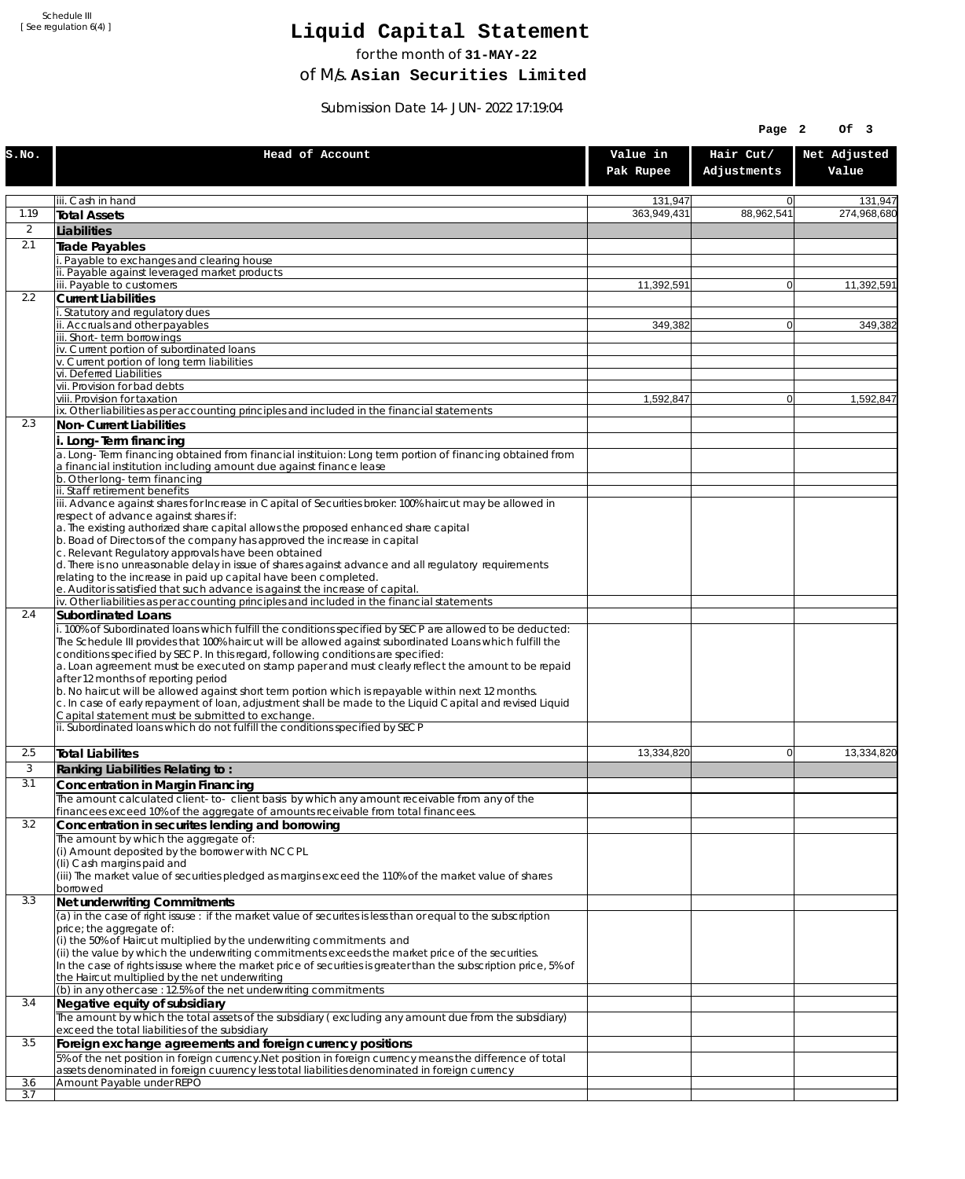Schedule III
[ See regulation 6(4) ]

# Liquid Capital Statement

for the month of **31-MAY-22**

of M/s. **Asian Securities Limited**

Submission Date 14-JUN-2022 17:19:04

| S.No. | Head of Account | Value in Pak Rupee | Hair Cut/ Adjustments | Net Adjusted Value |
|---|---|---|---|---|
| | iii. Cash in hand | 131,947 | 0 | 131,947 |
| 1.19 | **Total Assets** | 363,949,431 | 88,962,541 | 274,968,680 |
| 2 | **Liabilities** | | | |
| 2.1 | **Trade Payables** | | | |
| | i. Payable to exchanges and clearing house | | | |
| | ii. Payable against leveraged market products | | | |
| | iii. Payable to customers | 11,392,591 | 0 | 11,392,591 |
| 2.2 | **Current Liabilities** | | | |
| | i. Statutory and regulatory dues | | | |
| | ii. Accruals and other payables | 349,382 | 0 | 349,382 |
| | iii. Short-term borrowings | | | |
| | iv. Current portion of subordinated loans | | | |
| | v. Current portion of long term liabilities | | | |
| | vi. Deferred Liabilities | | | |
| | vii. Provision for bad debts | | | |
| | viii. Provision for taxation | 1,592,847 | 0 | 1,592,847 |
| | ix. Other liabilities as per accounting principles and included in the financial statements | | | |
| 2.3 | **Non-Current Liabilities** | | | |
| | **i. Long-Term financing** | | | |
| | a. Long-Term financing obtained from financial instituion: Long term portion of financing obtained from a financial institution including amount due against finance lease | | | |
| | b. Other long-term financing | | | |
| | ii. Staff retirement benefits | | | |
| | iii. Advance against shares for Increase in Capital of Securities broker: 100% haircut may be allowed in respect of advance against shares if:<br>a. The existing authorized share capital allows the proposed enhanced share capital<br>b. Boad of Directors of the company has approved the increase in capital<br>c. Relevant Regulatory approvals have been obtained<br>d. There is no unreasonable delay in issue of shares against advance and all regulatory requirements relating to the increase in paid up capital have been completed.<br>e. Auditor is satisfied that such advance is against the increase of capital. | | | |
| | iv. Other liabilities as per accounting principles and included in the financial statements | | | |
| 2.4 | **Subordinated Loans** | | | |
| | i. 100% of Subordinated loans which fulfill the conditions specified by SECP are allowed to be deducted:<br>The Schedule III provides that 100% haircut will be allowed against subordinated Loans which fulfill the conditions specified by SECP. In this regard, following conditions are specified:<br>a. Loan agreement must be executed on stamp paper and must clearly reflect the amount to be repaid after 12 months of reporting period<br>b. No haircut will be allowed against short term portion which is repayable within next 12 months.<br>c. In case of early repayment of loan, adjustment shall be made to the Liquid Capital and revised Liquid Capital statement must be submitted to exchange. | | | |
| | ii. Subordinated loans which do not fulfill the conditions specified by SECP | | | |
| 2.5 | **Total Liabilites** | 13,334,820 | 0 | 13,334,820 |
| 3 | **Ranking Liabilities Relating to :** | | | |
| 3.1 | **Concentration in Margin Financing** | | | |
| | The amount calculated client-to- client basis by which any amount receivable from any of the financees exceed 10% of the aggregate of amounts receivable from total financees. | | | |
| 3.2 | **Concentration in securites lending and borrowing** | | | |
| | The amount by which the aggregate of:<br>(i) Amount deposited by the borrower with NCCPL<br>(Ii) Cash margins paid and<br>(iii) The market value of securities pledged as margins exceed the 110% of the market value of shares borrowed | | | |
| 3.3 | **Net underwriting Commitments** | | | |
| | (a) in the case of right issuse : if the market value of securites is less than or equal to the subscription price; the aggregate of:<br>(i) the 50% of Haircut multiplied by the underwriting commitments and<br>(ii) the value by which the underwriting commitments exceeds the market price of the securities.<br>In the case of rights issuse where the market price of securities is greater than the subscription price, 5% of the Haircut multiplied by the net underwriting | | | |
| | (b) in any other case : 12.5% of the net underwriting commitments | | | |
| 3.4 | **Negative equity of subsidiary** | | | |
| | The amount by which the total assets of the subsidiary ( excluding any amount due from the subsidiary) exceed the total liabilities of the subsidiary | | | |
| 3.5 | **Foreign exchange agreements and foreign currency positions** | | | |
| | 5% of the net position in foreign currency.Net position in foreign currency means the difference of total assets denominated in foreign cuurency less total liabilities denominated in foreign currency | | | |
| 3.6 | Amount Payable under REPO | | | |
| 3.7 | | | | |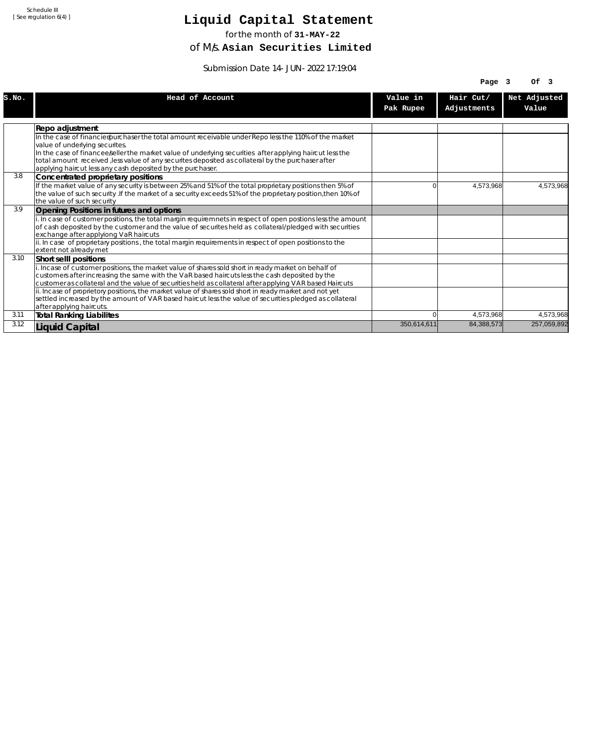Schedule III
[ See regulation 6(4) ]

# Liquid Capital Statement

for the month of **31-MAY-22**

of M/s. **Asian Securities Limited**

Submission Date 14-JUN-2022 17:19:04

| S.No. | Head of Account | Value in Pak Rupee | Hair Cut/ Adjustments | Net Adjusted Value |
|---|---|---|---|---|
| | **Repo adjustment** | | | |
| | In the case of financier/purchaser the total amount receivable under Repo less the 110% of the market value of underlying securites.<br>In the case of financee/seller the market value of underlying securities after applying haircut less the total amount received ,less value of any securites deposited as collateral by the purchaser after applying haircut less any cash deposited by the purchaser. | | | |
| 3.8 | **Concentrated proprietary positions** | | | |
| | If the market value of any security is between 25% and 51% of the total proprietary positions then 5% of the value of such security .If the market of a security exceeds 51% of the proprietary position,then 10% of the value of such security | 0 | 4,573,968 | 4,573,968 |
| 3.9 | **Opening Positions in futures and options** | | | |
| | i. In case of customer positions, the total margin requiremnets in respect of open postions less the amount of cash deposited by the customer and the value of securites held as collateral/pledged with securities exchange after applyiong VaR haircuts | | | |
| | ii. In case of proprietary positions , the total margin requirements in respect of open positions to the extent not already met | | | |
| 3.10 | **Short selll positions** | | | |
| | i. Incase of customer positions, the market value of shares sold short in ready market on behalf of customers after increasing the same with the VaR based haircuts less the cash deposited by the customer as collateral and the value of securities held as collateral after applying VAR based Haircuts | | | |
| | ii. Incase of proprietory positions, the market value of shares sold short in ready market and not yet settled increased by the amount of VAR based haircut less the value of securities pledged as collateral after applying haircuts. | | | |
| 3.11 | **Total Ranking Liabilites** | 0 | 4,573,968 | 4,573,968 |
| 3.12 | **Liquid Capital** | 350,614,611 | 84,388,573 | 257,059,892 |